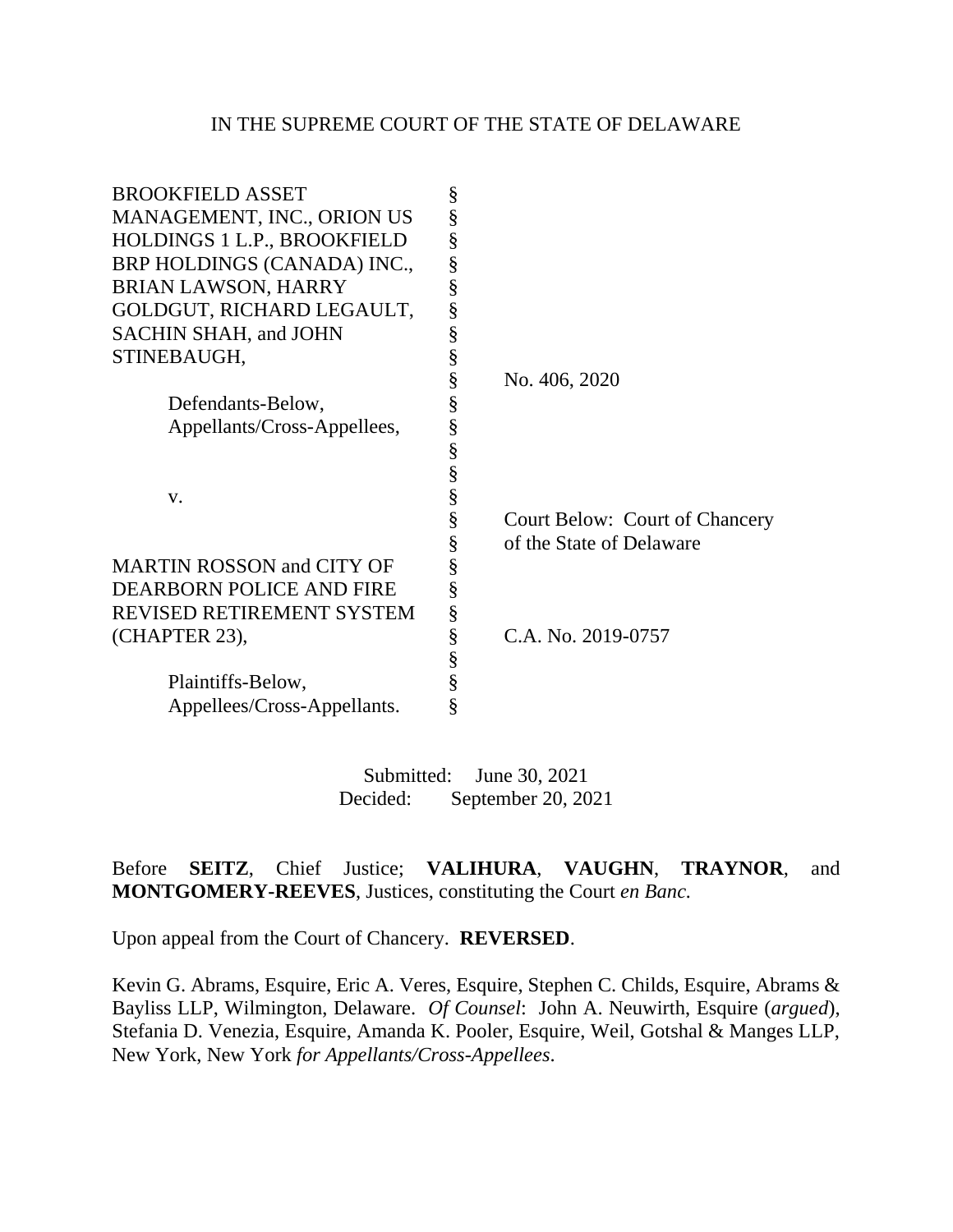IN THE SUPREME COURT OF THE STATE OF DELAWARE

| | | |
|---|---|---|
| BROOKFIELD ASSET MANAGEMENT, INC., ORION US HOLDINGS 1 L.P., BROOKFIELD BRP HOLDINGS (CANADA) INC., BRIAN LAWSON, HARRY GOLDGUT, RICHARD LEGAULT, SACHIN SHAH, and JOHN STINEBAUGH, | § | No. 406, 2020 |
| Defendants-Below, Appellants/Cross-Appellees, | § | |
| v. | § | Court Below: Court of Chancery of the State of Delaware |
| MARTIN ROSSON and CITY OF DEARBORN POLICE AND FIRE REVISED RETIREMENT SYSTEM (CHAPTER 23), | § | C.A. No. 2019-0757 |
| Plaintiffs-Below, Appellees/Cross-Appellants. | § | |

Submitted: June 30, 2021
Decided: September 20, 2021

Before **SEITZ**, Chief Justice; **VALIHURA**, **VAUGHN**, **TRAYNOR**, and **MONTGOMERY-REEVES**, Justices, constituting the Court *en Banc*.

Upon appeal from the Court of Chancery. **REVERSED**.

Kevin G. Abrams, Esquire, Eric A. Veres, Esquire, Stephen C. Childs, Esquire, Abrams & Bayliss LLP, Wilmington, Delaware. *Of Counsel*: John A. Neuwirth, Esquire (*argued*), Stefania D. Venezia, Esquire, Amanda K. Pooler, Esquire, Weil, Gotshal & Manges LLP, New York, New York *for Appellants/Cross-Appellees*.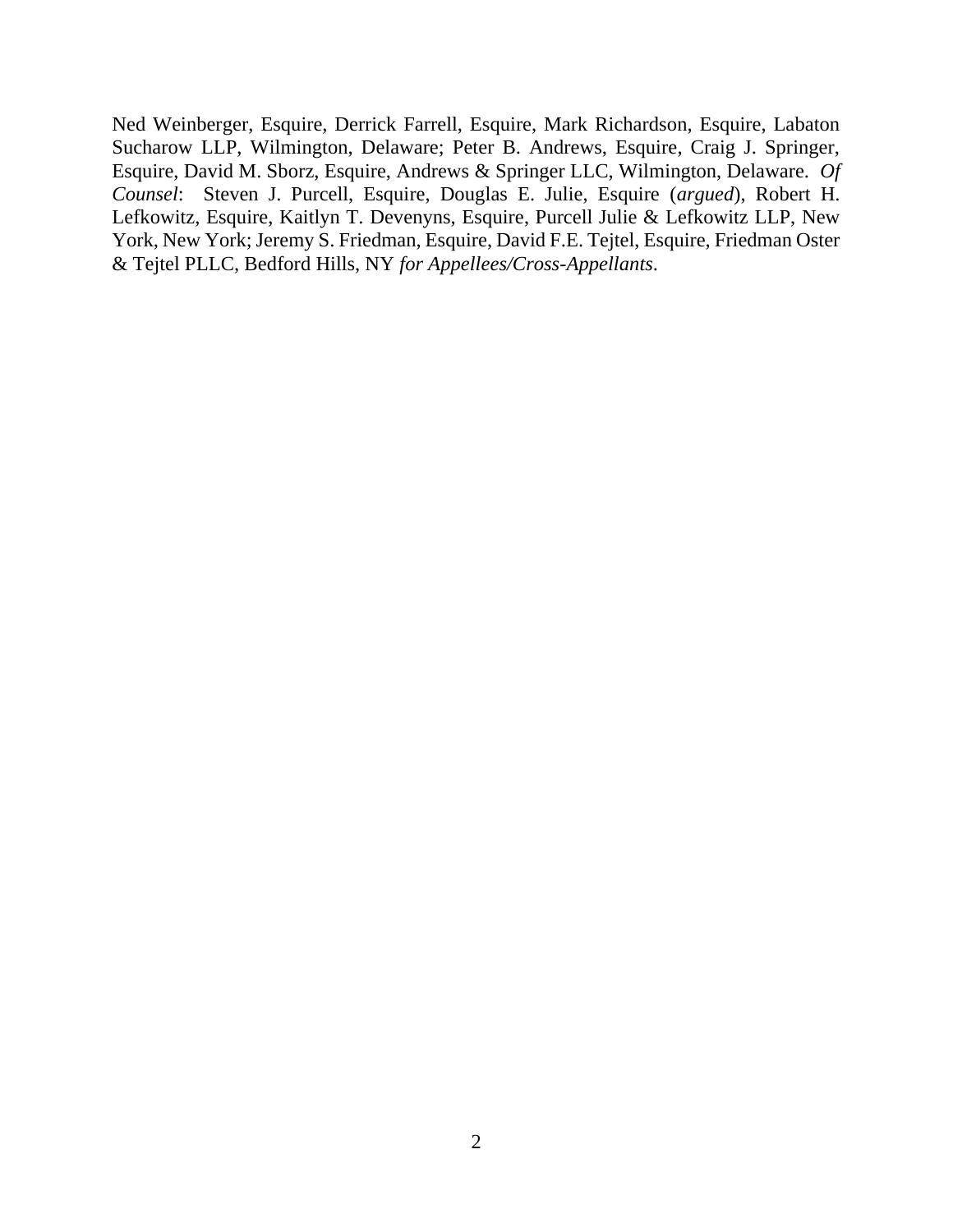Ned Weinberger, Esquire, Derrick Farrell, Esquire, Mark Richardson, Esquire, Labaton Sucharow LLP, Wilmington, Delaware; Peter B. Andrews, Esquire, Craig J. Springer, Esquire, David M. Sborz, Esquire, Andrews & Springer LLC, Wilmington, Delaware. *Of Counsel*: Steven J. Purcell, Esquire, Douglas E. Julie, Esquire (*argued*), Robert H. Lefkowitz, Esquire, Kaitlyn T. Devenyns, Esquire, Purcell Julie & Lefkowitz LLP, New York, New York; Jeremy S. Friedman, Esquire, David F.E. Tejtel, Esquire, Friedman Oster & Tejtel PLLC, Bedford Hills, NY *for Appellees/Cross-Appellants*.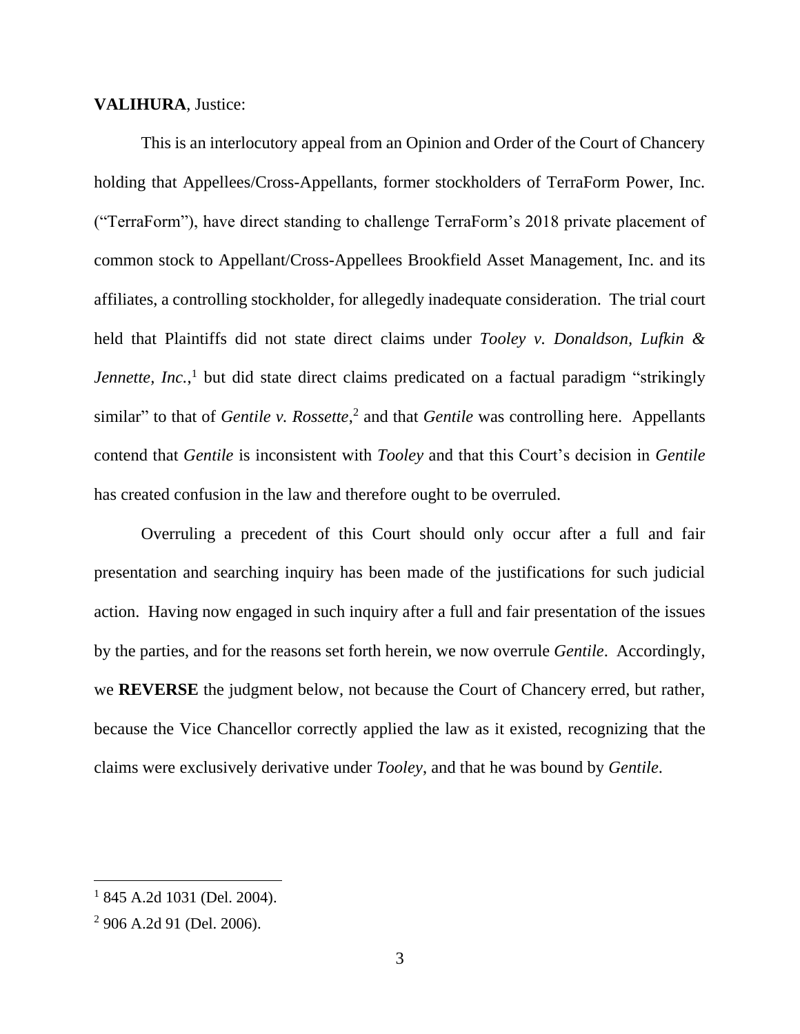**VALIHURA**, Justice:

This is an interlocutory appeal from an Opinion and Order of the Court of Chancery holding that Appellees/Cross-Appellants, former stockholders of TerraForm Power, Inc. ("TerraForm"), have direct standing to challenge TerraForm's 2018 private placement of common stock to Appellant/Cross-Appellees Brookfield Asset Management, Inc. and its affiliates, a controlling stockholder, for allegedly inadequate consideration. The trial court held that Plaintiffs did not state direct claims under *Tooley v. Donaldson, Lufkin & Jennette, Inc.*,[1] but did state direct claims predicated on a factual paradigm "strikingly similar" to that of *Gentile v. Rossette*,[2] and that *Gentile* was controlling here. Appellants contend that *Gentile* is inconsistent with *Tooley* and that this Court's decision in *Gentile* has created confusion in the law and therefore ought to be overruled.

Overruling a precedent of this Court should only occur after a full and fair presentation and searching inquiry has been made of the justifications for such judicial action. Having now engaged in such inquiry after a full and fair presentation of the issues by the parties, and for the reasons set forth herein, we now overrule *Gentile*. Accordingly, we **REVERSE** the judgment below, not because the Court of Chancery erred, but rather, because the Vice Chancellor correctly applied the law as it existed, recognizing that the claims were exclusively derivative under *Tooley*, and that he was bound by *Gentile*.

---

[1] 845 A.2d 1031 (Del. 2004).

[2] 906 A.2d 91 (Del. 2006).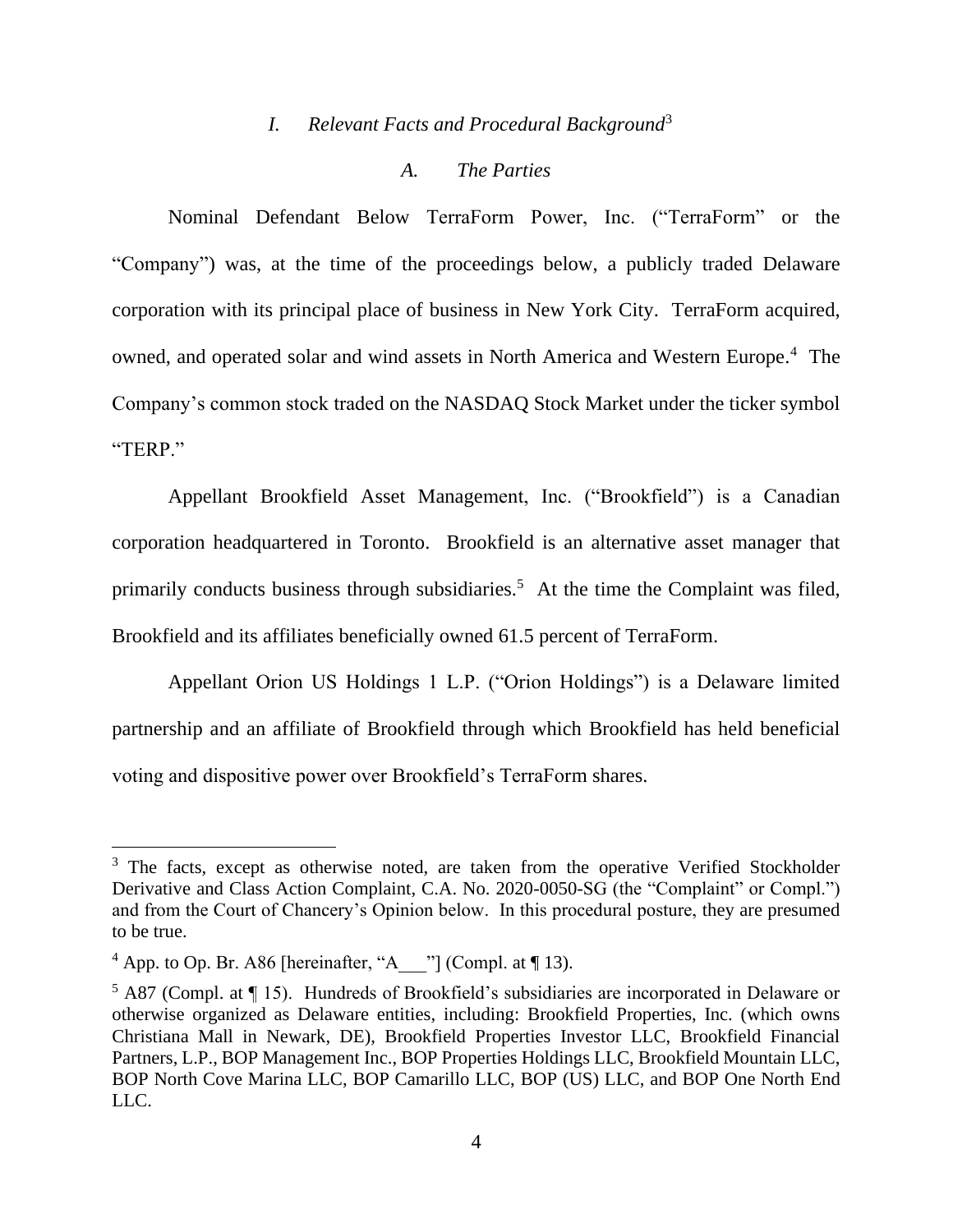## *I. Relevant Facts and Procedural Background*[3]

### *A. The Parties*

Nominal Defendant Below TerraForm Power, Inc. ("TerraForm" or the "Company") was, at the time of the proceedings below, a publicly traded Delaware corporation with its principal place of business in New York City. TerraForm acquired, owned, and operated solar and wind assets in North America and Western Europe.[4] The Company's common stock traded on the NASDAQ Stock Market under the ticker symbol "TERP."

Appellant Brookfield Asset Management, Inc. ("Brookfield") is a Canadian corporation headquartered in Toronto. Brookfield is an alternative asset manager that primarily conducts business through subsidiaries.[5] At the time the Complaint was filed, Brookfield and its affiliates beneficially owned 61.5 percent of TerraForm.

Appellant Orion US Holdings 1 L.P. ("Orion Holdings") is a Delaware limited partnership and an affiliate of Brookfield through which Brookfield has held beneficial voting and dispositive power over Brookfield's TerraForm shares.

---

[3] The facts, except as otherwise noted, are taken from the operative Verified Stockholder Derivative and Class Action Complaint, C.A. No. 2020-0050-SG (the "Complaint" or Compl.") and from the Court of Chancery's Opinion below. In this procedural posture, they are presumed to be true.

[4] App. to Op. Br. A86 [hereinafter, "A___"] (Compl. at ¶ 13).

[5] A87 (Compl. at ¶ 15). Hundreds of Brookfield's subsidiaries are incorporated in Delaware or otherwise organized as Delaware entities, including: Brookfield Properties, Inc. (which owns Christiana Mall in Newark, DE), Brookfield Properties Investor LLC, Brookfield Financial Partners, L.P., BOP Management Inc., BOP Properties Holdings LLC, Brookfield Mountain LLC, BOP North Cove Marina LLC, BOP Camarillo LLC, BOP (US) LLC, and BOP One North End LLC.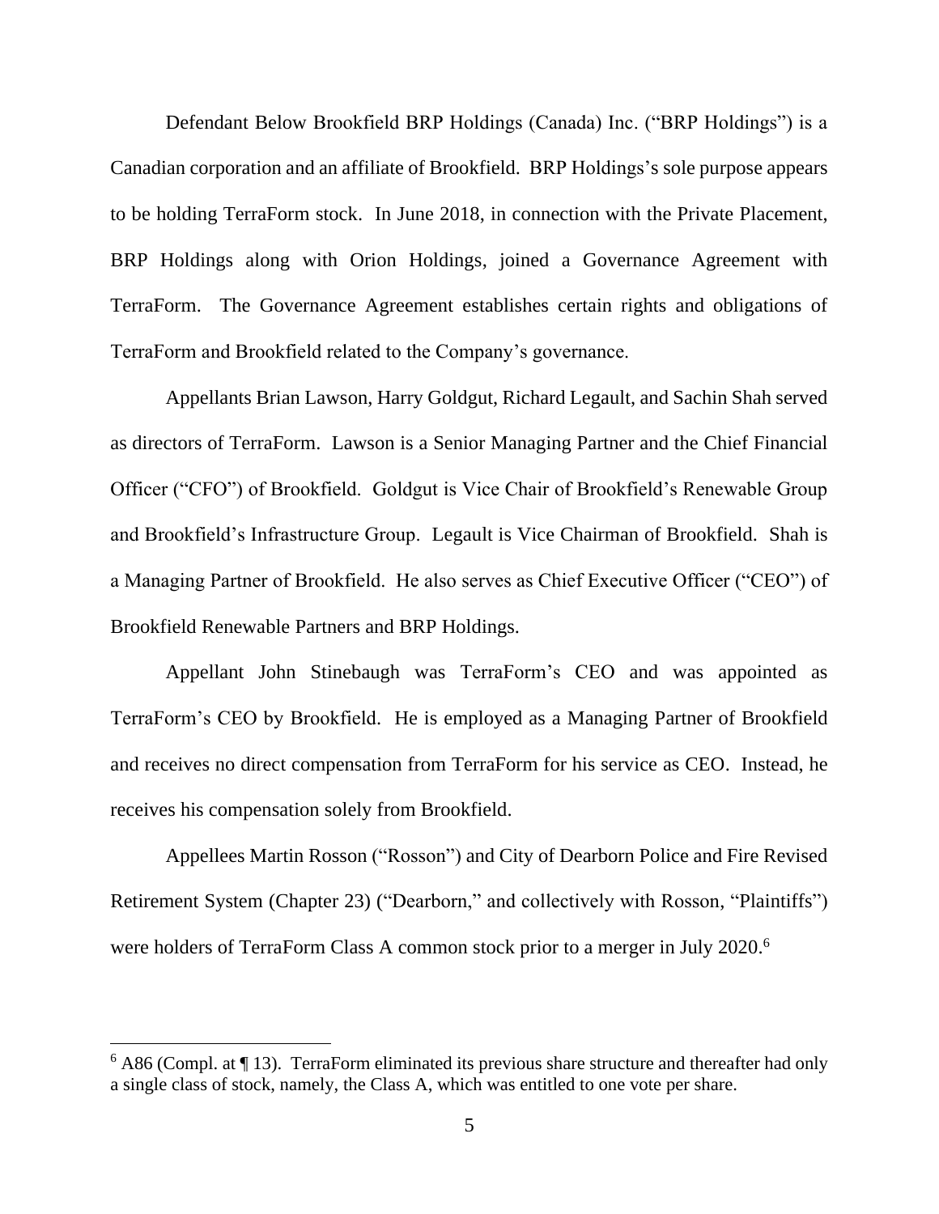Defendant Below Brookfield BRP Holdings (Canada) Inc. ("BRP Holdings") is a Canadian corporation and an affiliate of Brookfield. BRP Holdings's sole purpose appears to be holding TerraForm stock. In June 2018, in connection with the Private Placement, BRP Holdings along with Orion Holdings, joined a Governance Agreement with TerraForm. The Governance Agreement establishes certain rights and obligations of TerraForm and Brookfield related to the Company's governance.

Appellants Brian Lawson, Harry Goldgut, Richard Legault, and Sachin Shah served as directors of TerraForm. Lawson is a Senior Managing Partner and the Chief Financial Officer ("CFO") of Brookfield. Goldgut is Vice Chair of Brookfield's Renewable Group and Brookfield's Infrastructure Group. Legault is Vice Chairman of Brookfield. Shah is a Managing Partner of Brookfield. He also serves as Chief Executive Officer ("CEO") of Brookfield Renewable Partners and BRP Holdings.

Appellant John Stinebaugh was TerraForm's CEO and was appointed as TerraForm's CEO by Brookfield. He is employed as a Managing Partner of Brookfield and receives no direct compensation from TerraForm for his service as CEO. Instead, he receives his compensation solely from Brookfield.

Appellees Martin Rosson ("Rosson") and City of Dearborn Police and Fire Revised Retirement System (Chapter 23) ("Dearborn," and collectively with Rosson, "Plaintiffs") were holders of TerraForm Class A common stock prior to a merger in July 2020.[6]

---

[6] A86 (Compl. at ¶ 13). TerraForm eliminated its previous share structure and thereafter had only a single class of stock, namely, the Class A, which was entitled to one vote per share.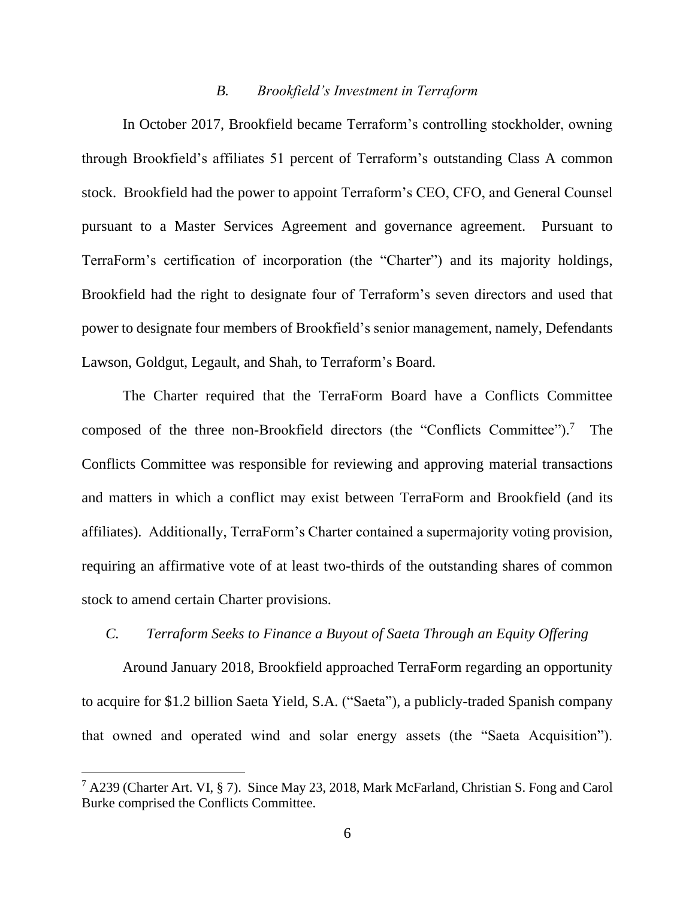### *B. Brookfield's Investment in Terraform*

In October 2017, Brookfield became Terraform's controlling stockholder, owning through Brookfield's affiliates 51 percent of Terraform's outstanding Class A common stock. Brookfield had the power to appoint Terraform's CEO, CFO, and General Counsel pursuant to a Master Services Agreement and governance agreement. Pursuant to TerraForm's certification of incorporation (the "Charter") and its majority holdings, Brookfield had the right to designate four of Terraform's seven directors and used that power to designate four members of Brookfield's senior management, namely, Defendants Lawson, Goldgut, Legault, and Shah, to Terraform's Board.

The Charter required that the TerraForm Board have a Conflicts Committee composed of the three non-Brookfield directors (the "Conflicts Committee").[7] The Conflicts Committee was responsible for reviewing and approving material transactions and matters in which a conflict may exist between TerraForm and Brookfield (and its affiliates). Additionally, TerraForm's Charter contained a supermajority voting provision, requiring an affirmative vote of at least two-thirds of the outstanding shares of common stock to amend certain Charter provisions.

### *C. Terraform Seeks to Finance a Buyout of Saeta Through an Equity Offering*

Around January 2018, Brookfield approached TerraForm regarding an opportunity to acquire for $1.2 billion Saeta Yield, S.A. ("Saeta"), a publicly-traded Spanish company that owned and operated wind and solar energy assets (the "Saeta Acquisition").

---

[7] A239 (Charter Art. VI, § 7). Since May 23, 2018, Mark McFarland, Christian S. Fong and Carol Burke comprised the Conflicts Committee.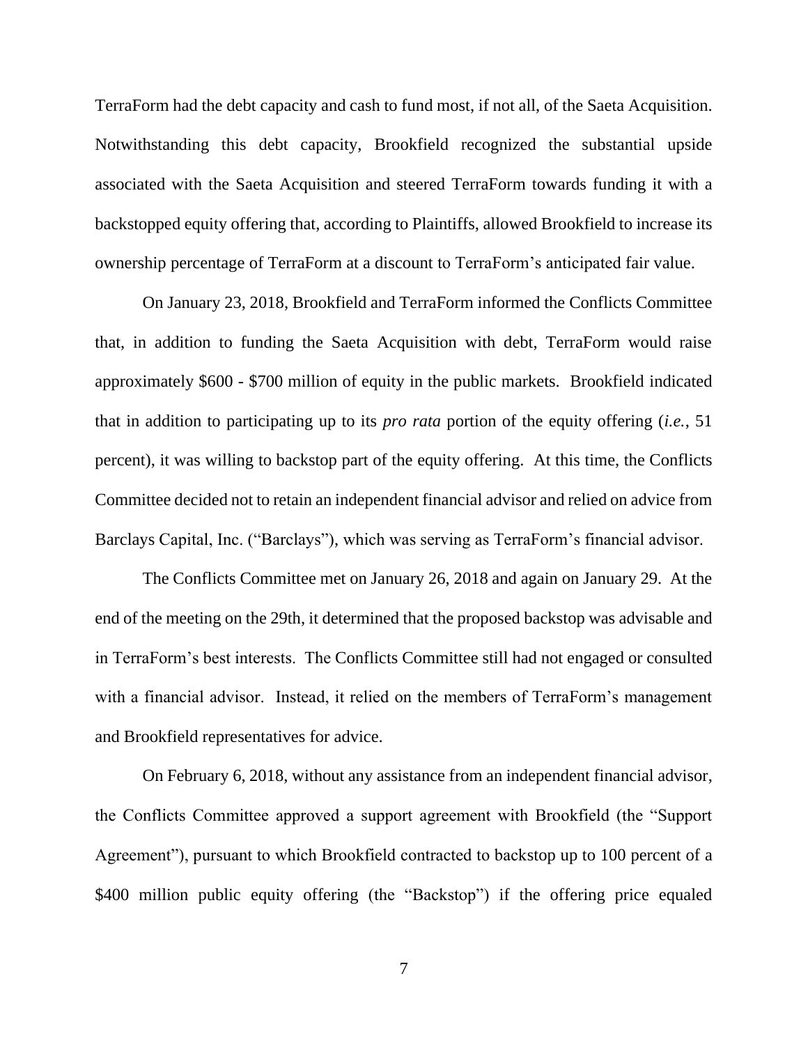TerraForm had the debt capacity and cash to fund most, if not all, of the Saeta Acquisition. Notwithstanding this debt capacity, Brookfield recognized the substantial upside associated with the Saeta Acquisition and steered TerraForm towards funding it with a backstopped equity offering that, according to Plaintiffs, allowed Brookfield to increase its ownership percentage of TerraForm at a discount to TerraForm's anticipated fair value.

On January 23, 2018, Brookfield and TerraForm informed the Conflicts Committee that, in addition to funding the Saeta Acquisition with debt, TerraForm would raise approximately \$600 - \$700 million of equity in the public markets. Brookfield indicated that in addition to participating up to its *pro rata* portion of the equity offering (*i.e.*, 51 percent), it was willing to backstop part of the equity offering. At this time, the Conflicts Committee decided not to retain an independent financial advisor and relied on advice from Barclays Capital, Inc. ("Barclays"), which was serving as TerraForm's financial advisor.

The Conflicts Committee met on January 26, 2018 and again on January 29. At the end of the meeting on the 29th, it determined that the proposed backstop was advisable and in TerraForm's best interests. The Conflicts Committee still had not engaged or consulted with a financial advisor. Instead, it relied on the members of TerraForm's management and Brookfield representatives for advice.

On February 6, 2018, without any assistance from an independent financial advisor, the Conflicts Committee approved a support agreement with Brookfield (the "Support Agreement"), pursuant to which Brookfield contracted to backstop up to 100 percent of a \$400 million public equity offering (the "Backstop") if the offering price equaled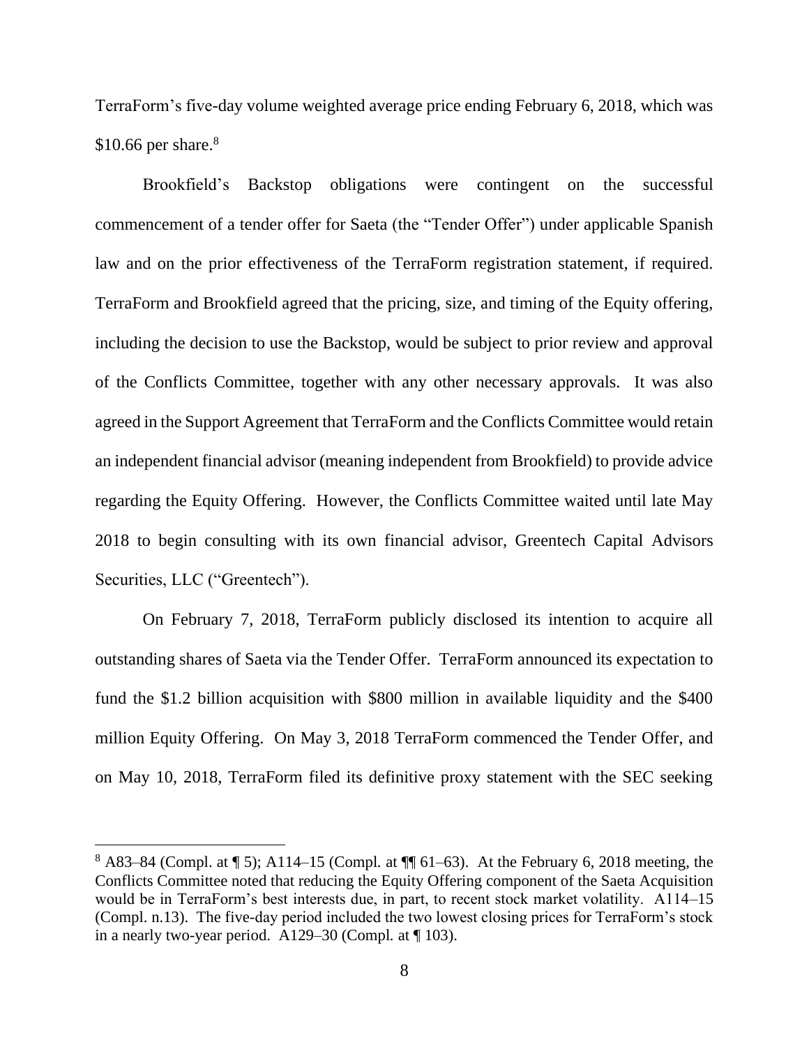TerraForm's five-day volume weighted average price ending February 6, 2018, which was $10.66 per share.[8]

Brookfield's Backstop obligations were contingent on the successful commencement of a tender offer for Saeta (the "Tender Offer") under applicable Spanish law and on the prior effectiveness of the TerraForm registration statement, if required. TerraForm and Brookfield agreed that the pricing, size, and timing of the Equity offering, including the decision to use the Backstop, would be subject to prior review and approval of the Conflicts Committee, together with any other necessary approvals. It was also agreed in the Support Agreement that TerraForm and the Conflicts Committee would retain an independent financial advisor (meaning independent from Brookfield) to provide advice regarding the Equity Offering. However, the Conflicts Committee waited until late May 2018 to begin consulting with its own financial advisor, Greentech Capital Advisors Securities, LLC ("Greentech").

On February 7, 2018, TerraForm publicly disclosed its intention to acquire all outstanding shares of Saeta via the Tender Offer. TerraForm announced its expectation to fund the $1.2 billion acquisition with $800 million in available liquidity and the $400 million Equity Offering. On May 3, 2018 TerraForm commenced the Tender Offer, and on May 10, 2018, TerraForm filed its definitive proxy statement with the SEC seeking

---

[8] A83–84 (Compl. at ¶ 5); A114–15 (Compl. at ¶¶ 61–63). At the February 6, 2018 meeting, the Conflicts Committee noted that reducing the Equity Offering component of the Saeta Acquisition would be in TerraForm's best interests due, in part, to recent stock market volatility. A114–15 (Compl. n.13). The five-day period included the two lowest closing prices for TerraForm's stock in a nearly two-year period. A129–30 (Compl. at ¶ 103).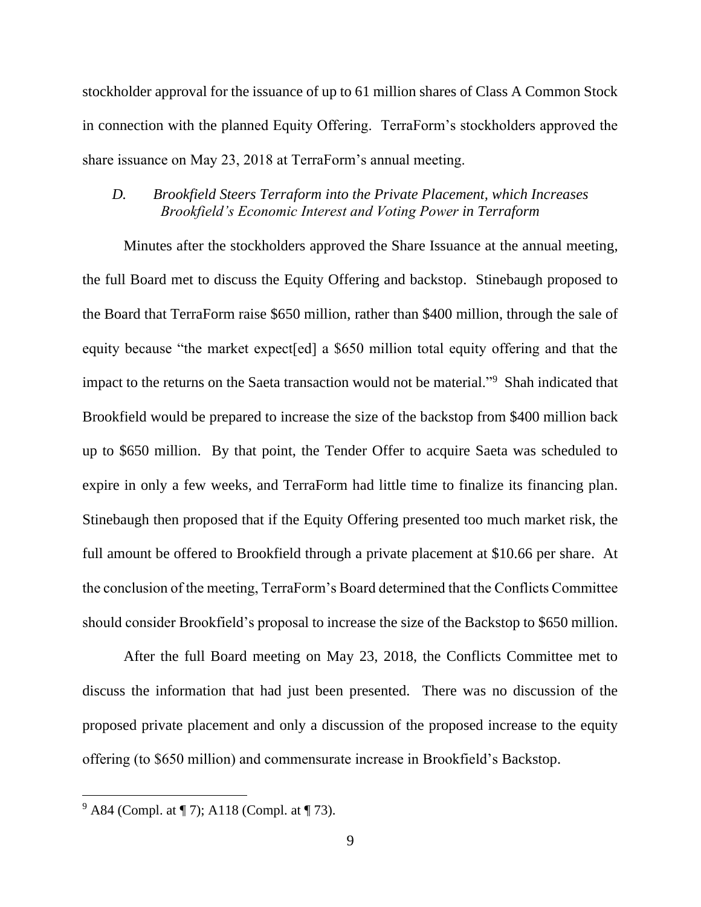stockholder approval for the issuance of up to 61 million shares of Class A Common Stock in connection with the planned Equity Offering. TerraForm's stockholders approved the share issuance on May 23, 2018 at TerraForm's annual meeting.

### *D. Brookfield Steers Terraform into the Private Placement, which Increases Brookfield's Economic Interest and Voting Power in Terraform*

Minutes after the stockholders approved the Share Issuance at the annual meeting, the full Board met to discuss the Equity Offering and backstop. Stinebaugh proposed to the Board that TerraForm raise $650 million, rather than $400 million, through the sale of equity because "the market expect[ed] a $650 million total equity offering and that the impact to the returns on the Saeta transaction would not be material."[9] Shah indicated that Brookfield would be prepared to increase the size of the backstop from $400 million back up to $650 million. By that point, the Tender Offer to acquire Saeta was scheduled to expire in only a few weeks, and TerraForm had little time to finalize its financing plan. Stinebaugh then proposed that if the Equity Offering presented too much market risk, the full amount be offered to Brookfield through a private placement at $10.66 per share. At the conclusion of the meeting, TerraForm's Board determined that the Conflicts Committee should consider Brookfield's proposal to increase the size of the Backstop to $650 million.

After the full Board meeting on May 23, 2018, the Conflicts Committee met to discuss the information that had just been presented. There was no discussion of the proposed private placement and only a discussion of the proposed increase to the equity offering (to $650 million) and commensurate increase in Brookfield's Backstop.

---

[9] A84 (Compl. at ¶ 7); A118 (Compl. at ¶ 73).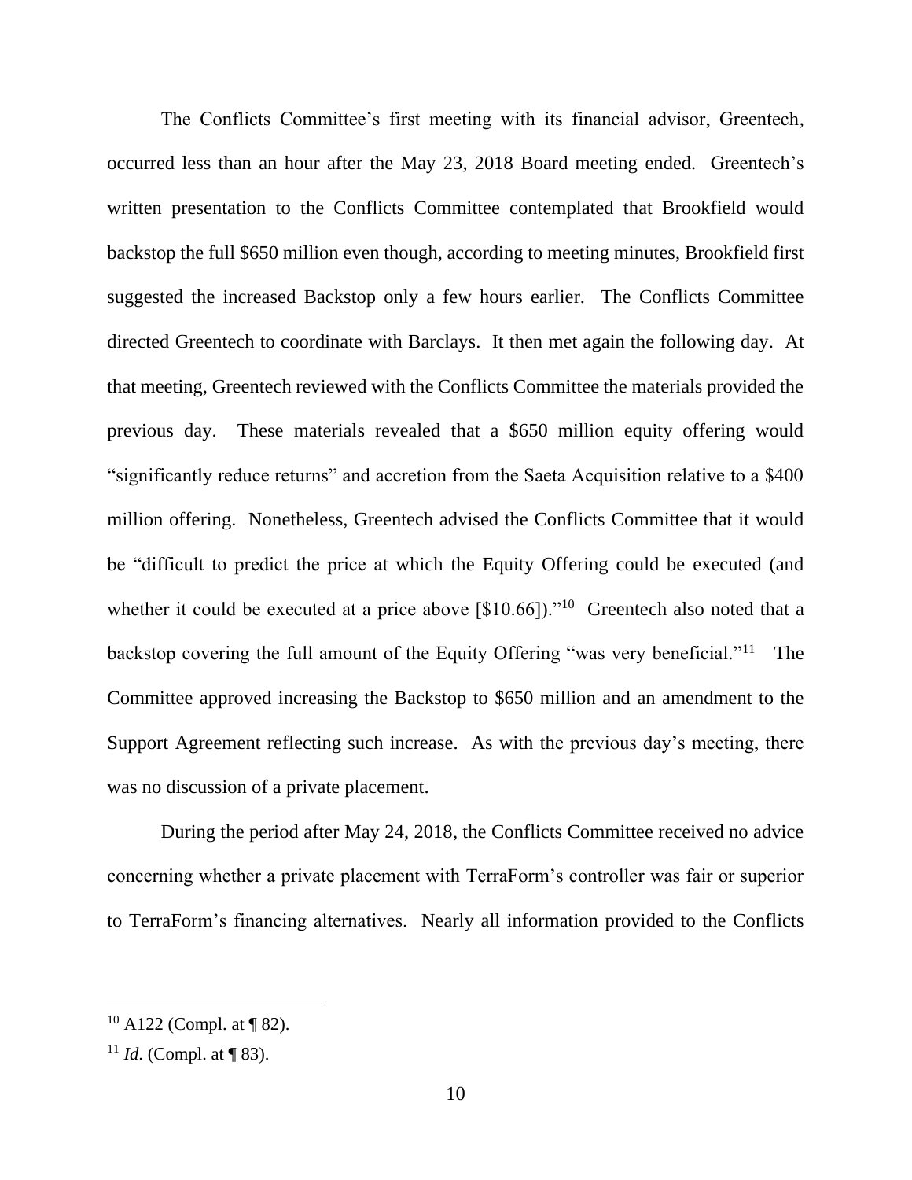The Conflicts Committee's first meeting with its financial advisor, Greentech, occurred less than an hour after the May 23, 2018 Board meeting ended. Greentech's written presentation to the Conflicts Committee contemplated that Brookfield would backstop the full $650 million even though, according to meeting minutes, Brookfield first suggested the increased Backstop only a few hours earlier. The Conflicts Committee directed Greentech to coordinate with Barclays. It then met again the following day. At that meeting, Greentech reviewed with the Conflicts Committee the materials provided the previous day. These materials revealed that a $650 million equity offering would "significantly reduce returns" and accretion from the Saeta Acquisition relative to a $400 million offering. Nonetheless, Greentech advised the Conflicts Committee that it would be "difficult to predict the price at which the Equity Offering could be executed (and whether it could be executed at a price above [$10.66])."[10] Greentech also noted that a backstop covering the full amount of the Equity Offering "was very beneficial."[11] The Committee approved increasing the Backstop to $650 million and an amendment to the Support Agreement reflecting such increase. As with the previous day's meeting, there was no discussion of a private placement.

During the period after May 24, 2018, the Conflicts Committee received no advice concerning whether a private placement with TerraForm's controller was fair or superior to TerraForm's financing alternatives. Nearly all information provided to the Conflicts

---

[10] A122 (Compl. at ¶ 82).

[11] *Id*. (Compl. at ¶ 83).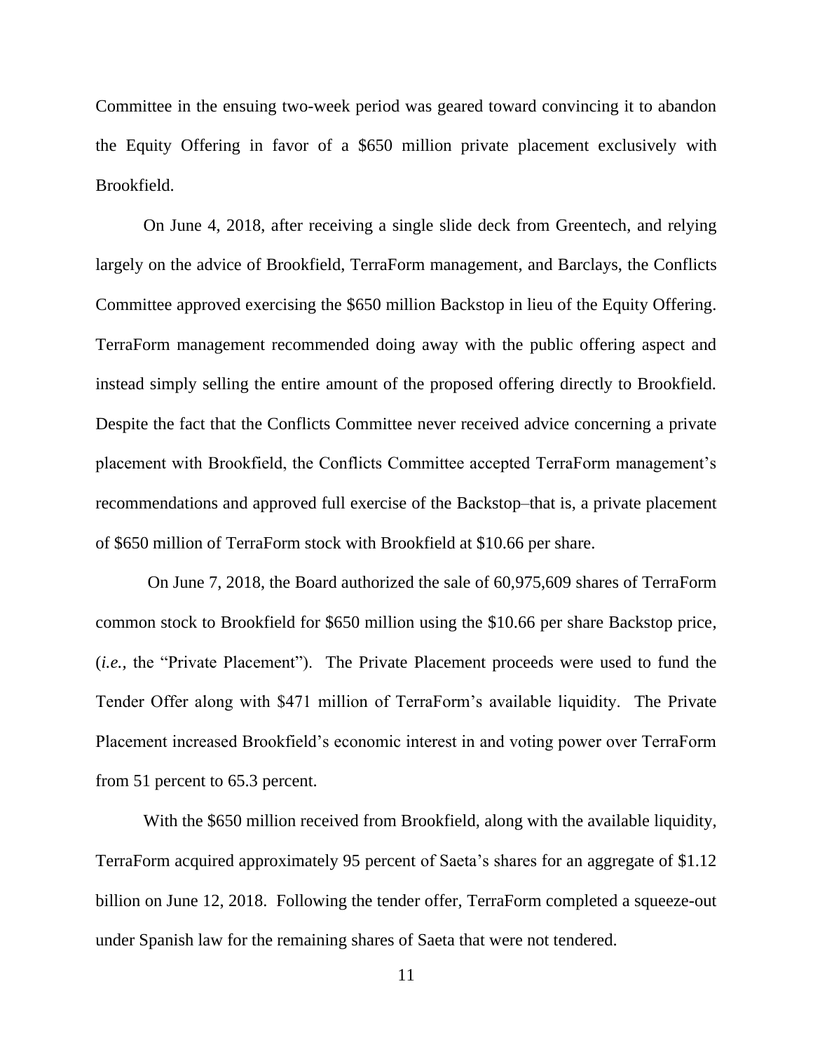Committee in the ensuing two-week period was geared toward convincing it to abandon the Equity Offering in favor of a $650 million private placement exclusively with Brookfield.

On June 4, 2018, after receiving a single slide deck from Greentech, and relying largely on the advice of Brookfield, TerraForm management, and Barclays, the Conflicts Committee approved exercising the $650 million Backstop in lieu of the Equity Offering. TerraForm management recommended doing away with the public offering aspect and instead simply selling the entire amount of the proposed offering directly to Brookfield. Despite the fact that the Conflicts Committee never received advice concerning a private placement with Brookfield, the Conflicts Committee accepted TerraForm management's recommendations and approved full exercise of the Backstop–that is, a private placement of $650 million of TerraForm stock with Brookfield at $10.66 per share.

On June 7, 2018, the Board authorized the sale of 60,975,609 shares of TerraForm common stock to Brookfield for $650 million using the $10.66 per share Backstop price, (*i.e.,* the "Private Placement"). The Private Placement proceeds were used to fund the Tender Offer along with $471 million of TerraForm's available liquidity. The Private Placement increased Brookfield's economic interest in and voting power over TerraForm from 51 percent to 65.3 percent.

With the $650 million received from Brookfield, along with the available liquidity, TerraForm acquired approximately 95 percent of Saeta's shares for an aggregate of $1.12 billion on June 12, 2018. Following the tender offer, TerraForm completed a squeeze-out under Spanish law for the remaining shares of Saeta that were not tendered.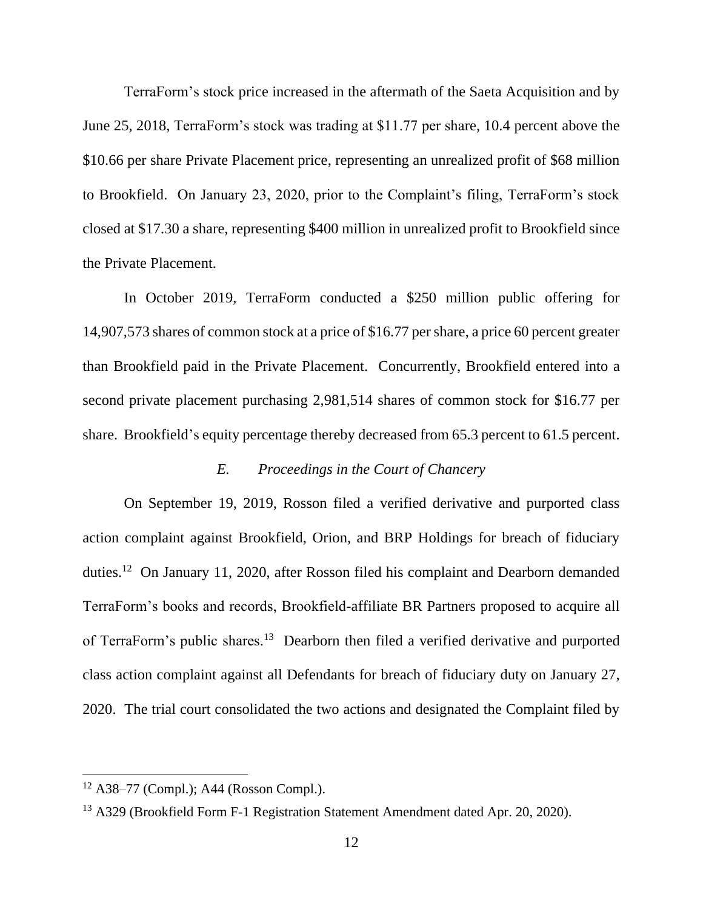TerraForm's stock price increased in the aftermath of the Saeta Acquisition and by June 25, 2018, TerraForm's stock was trading at $11.77 per share, 10.4 percent above the $10.66 per share Private Placement price, representing an unrealized profit of $68 million to Brookfield. On January 23, 2020, prior to the Complaint's filing, TerraForm's stock closed at $17.30 a share, representing $400 million in unrealized profit to Brookfield since the Private Placement.

In October 2019, TerraForm conducted a $250 million public offering for 14,907,573 shares of common stock at a price of $16.77 per share, a price 60 percent greater than Brookfield paid in the Private Placement. Concurrently, Brookfield entered into a second private placement purchasing 2,981,514 shares of common stock for $16.77 per share. Brookfield's equity percentage thereby decreased from 65.3 percent to 61.5 percent.

### *E. Proceedings in the Court of Chancery*

On September 19, 2019, Rosson filed a verified derivative and purported class action complaint against Brookfield, Orion, and BRP Holdings for breach of fiduciary duties.[12] On January 11, 2020, after Rosson filed his complaint and Dearborn demanded TerraForm's books and records, Brookfield-affiliate BR Partners proposed to acquire all of TerraForm's public shares.[13] Dearborn then filed a verified derivative and purported class action complaint against all Defendants for breach of fiduciary duty on January 27, 2020. The trial court consolidated the two actions and designated the Complaint filed by

---

[12] A38–77 (Compl.); A44 (Rosson Compl.).

[13] A329 (Brookfield Form F-1 Registration Statement Amendment dated Apr. 20, 2020).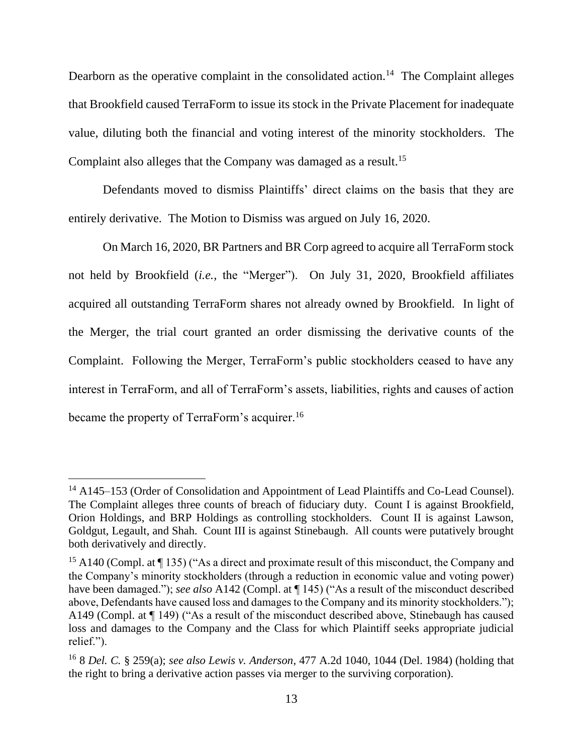Dearborn as the operative complaint in the consolidated action.[14] The Complaint alleges that Brookfield caused TerraForm to issue its stock in the Private Placement for inadequate value, diluting both the financial and voting interest of the minority stockholders. The Complaint also alleges that the Company was damaged as a result.[15]

Defendants moved to dismiss Plaintiffs' direct claims on the basis that they are entirely derivative. The Motion to Dismiss was argued on July 16, 2020.

On March 16, 2020, BR Partners and BR Corp agreed to acquire all TerraForm stock not held by Brookfield (*i.e.*, the "Merger"). On July 31, 2020, Brookfield affiliates acquired all outstanding TerraForm shares not already owned by Brookfield. In light of the Merger, the trial court granted an order dismissing the derivative counts of the Complaint. Following the Merger, TerraForm's public stockholders ceased to have any interest in TerraForm, and all of TerraForm's assets, liabilities, rights and causes of action became the property of TerraForm's acquirer.[16]

---

[14] A145–153 (Order of Consolidation and Appointment of Lead Plaintiffs and Co-Lead Counsel). The Complaint alleges three counts of breach of fiduciary duty. Count I is against Brookfield, Orion Holdings, and BRP Holdings as controlling stockholders. Count II is against Lawson, Goldgut, Legault, and Shah. Count III is against Stinebaugh. All counts were putatively brought both derivatively and directly.

[15] A140 (Compl. at ¶ 135) ("As a direct and proximate result of this misconduct, the Company and the Company's minority stockholders (through a reduction in economic value and voting power) have been damaged."); *see also* A142 (Compl. at ¶ 145) ("As a result of the misconduct described above, Defendants have caused loss and damages to the Company and its minority stockholders."); A149 (Compl. at ¶ 149) ("As a result of the misconduct described above, Stinebaugh has caused loss and damages to the Company and the Class for which Plaintiff seeks appropriate judicial relief.").

[16] 8 *Del. C.* § 259(a); *see also Lewis v. Anderson*, 477 A.2d 1040, 1044 (Del. 1984) (holding that the right to bring a derivative action passes via merger to the surviving corporation).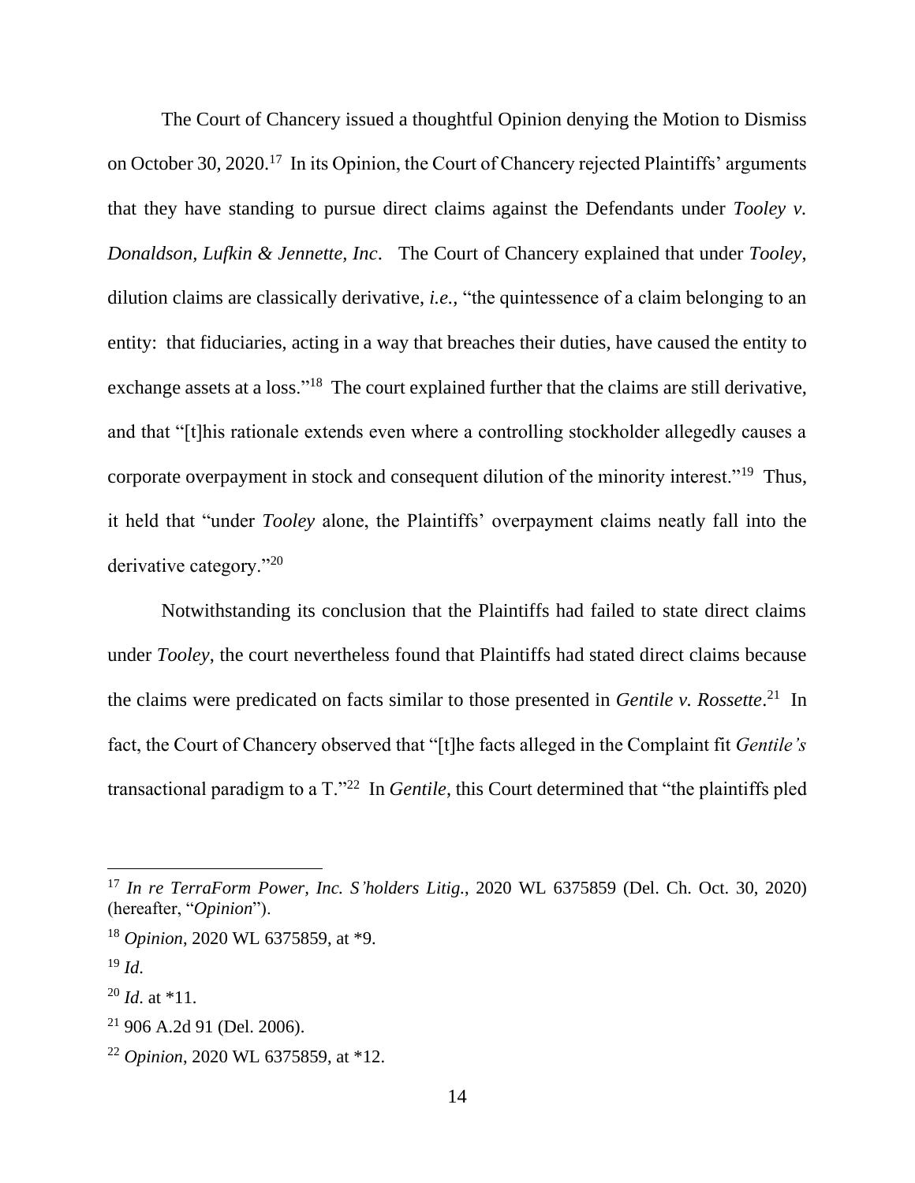The Court of Chancery issued a thoughtful Opinion denying the Motion to Dismiss on October 30, 2020.[17] In its Opinion, the Court of Chancery rejected Plaintiffs' arguments that they have standing to pursue direct claims against the Defendants under *Tooley v. Donaldson, Lufkin & Jennette, Inc*. The Court of Chancery explained that under *Tooley*, dilution claims are classically derivative, *i.e.*, "the quintessence of a claim belonging to an entity: that fiduciaries, acting in a way that breaches their duties, have caused the entity to exchange assets at a loss."[18] The court explained further that the claims are still derivative, and that "[t]his rationale extends even where a controlling stockholder allegedly causes a corporate overpayment in stock and consequent dilution of the minority interest."[19] Thus, it held that "under *Tooley* alone, the Plaintiffs' overpayment claims neatly fall into the derivative category."[20]

Notwithstanding its conclusion that the Plaintiffs had failed to state direct claims under *Tooley*, the court nevertheless found that Plaintiffs had stated direct claims because the claims were predicated on facts similar to those presented in *Gentile v. Rossette*.[21] In fact, the Court of Chancery observed that "[t]he facts alleged in the Complaint fit *Gentile's* transactional paradigm to a T."[22] In *Gentile*, this Court determined that "the plaintiffs pled

---

[17] *In re TerraForm Power, Inc. S'holders Litig.*, 2020 WL 6375859 (Del. Ch. Oct. 30, 2020) (hereafter, "*Opinion*").

[18] *Opinion*, 2020 WL 6375859, at *9.

[19] *Id*.

[20] *Id*. at *11.

[21] 906 A.2d 91 (Del. 2006).

[22] *Opinion*, 2020 WL 6375859, at *12.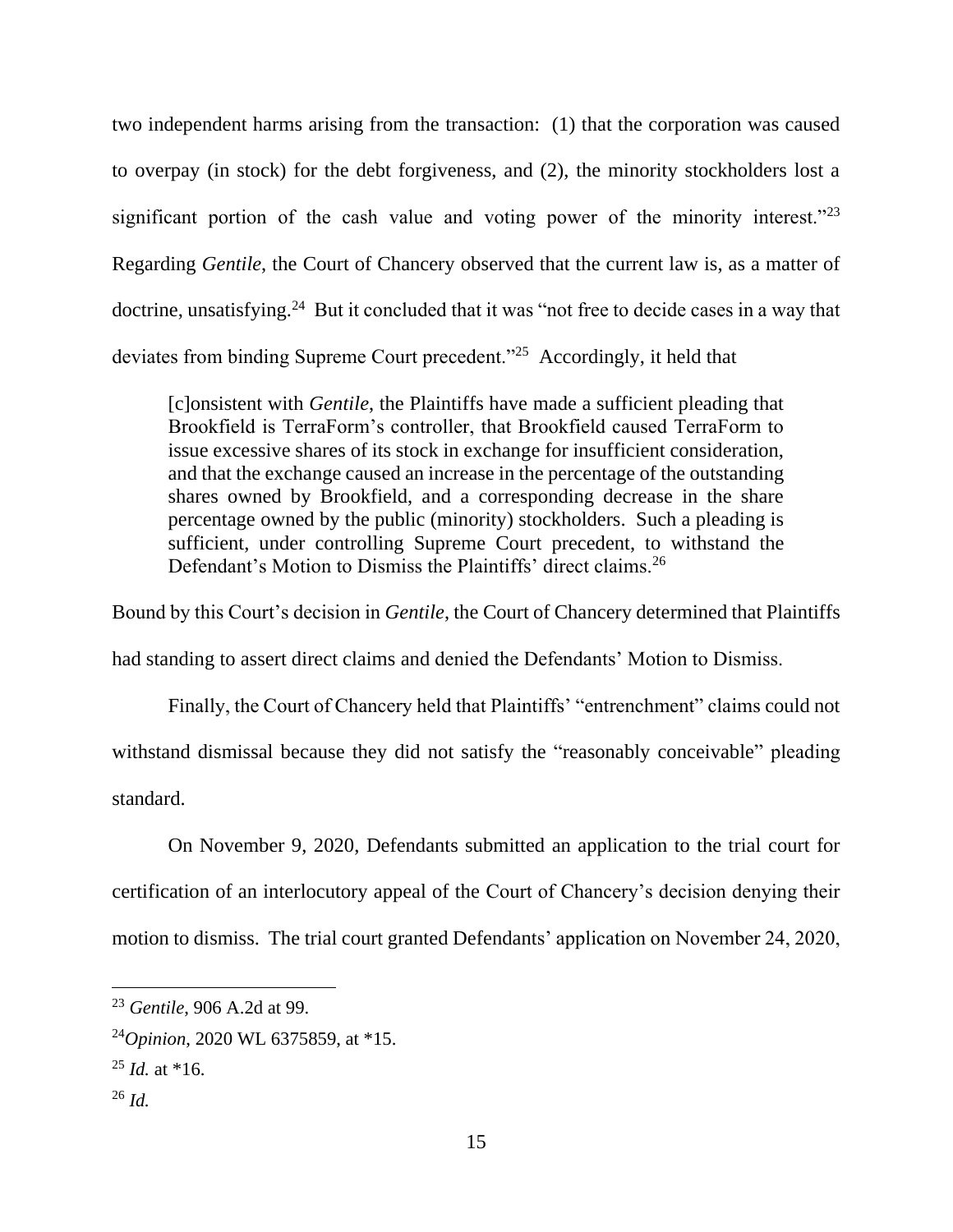two independent harms arising from the transaction: (1) that the corporation was caused to overpay (in stock) for the debt forgiveness, and (2), the minority stockholders lost a significant portion of the cash value and voting power of the minority interest."[23] Regarding *Gentile*, the Court of Chancery observed that the current law is, as a matter of doctrine, unsatisfying.[24] But it concluded that it was "not free to decide cases in a way that deviates from binding Supreme Court precedent."[25] Accordingly, it held that

> [c]onsistent with *Gentile*, the Plaintiffs have made a sufficient pleading that Brookfield is TerraForm's controller, that Brookfield caused TerraForm to issue excessive shares of its stock in exchange for insufficient consideration, and that the exchange caused an increase in the percentage of the outstanding shares owned by Brookfield, and a corresponding decrease in the share percentage owned by the public (minority) stockholders. Such a pleading is sufficient, under controlling Supreme Court precedent, to withstand the Defendant's Motion to Dismiss the Plaintiffs' direct claims.[26]

Bound by this Court's decision in *Gentile*, the Court of Chancery determined that Plaintiffs had standing to assert direct claims and denied the Defendants' Motion to Dismiss.

Finally, the Court of Chancery held that Plaintiffs' "entrenchment" claims could not withstand dismissal because they did not satisfy the "reasonably conceivable" pleading standard.

On November 9, 2020, Defendants submitted an application to the trial court for certification of an interlocutory appeal of the Court of Chancery's decision denying their motion to dismiss. The trial court granted Defendants' application on November 24, 2020,

---

[23] *Gentile*, 906 A.2d at 99.

[24] *Opinion*, 2020 WL 6375859, at *15.

[25] *Id.* at *16.

[26] *Id.*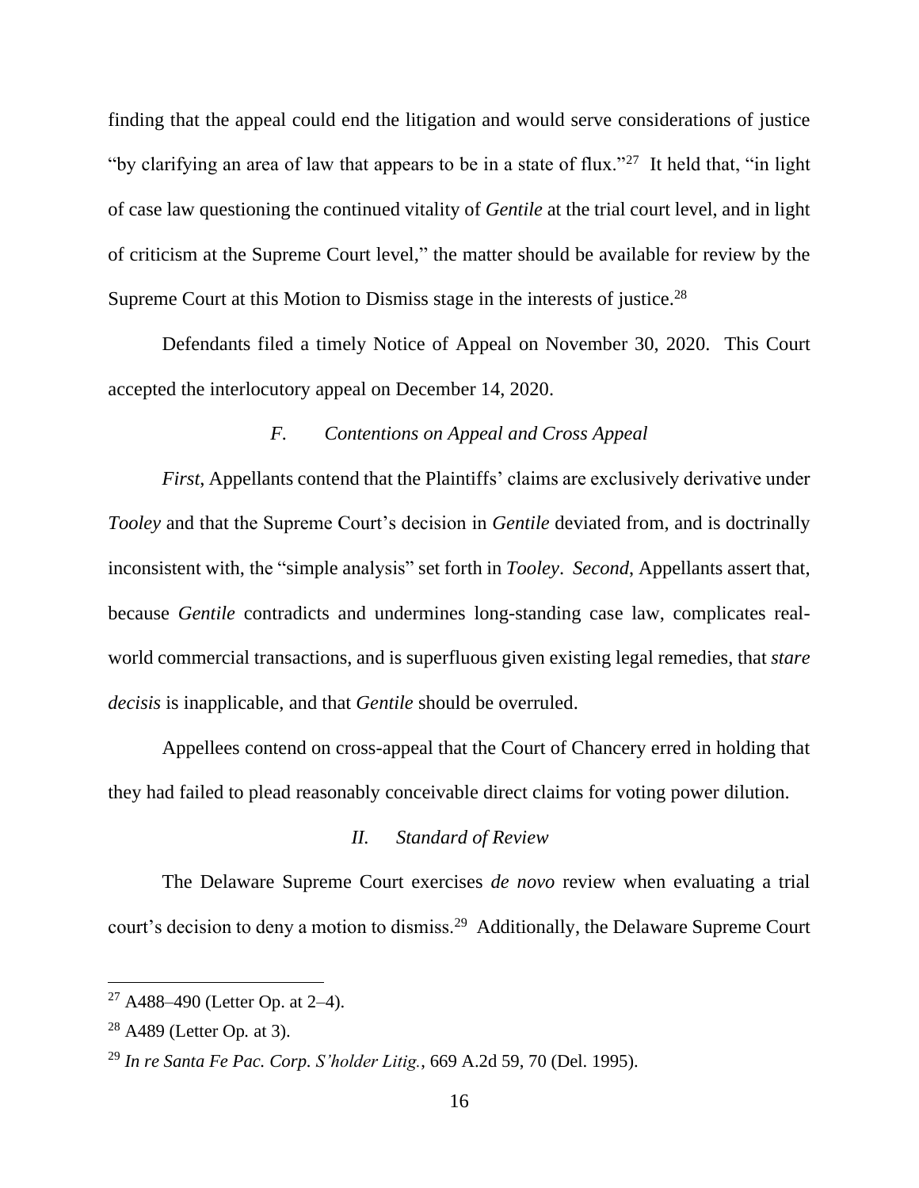finding that the appeal could end the litigation and would serve considerations of justice "by clarifying an area of law that appears to be in a state of flux."[27] It held that, "in light of case law questioning the continued vitality of *Gentile* at the trial court level, and in light of criticism at the Supreme Court level," the matter should be available for review by the Supreme Court at this Motion to Dismiss stage in the interests of justice.[28]

Defendants filed a timely Notice of Appeal on November 30, 2020. This Court accepted the interlocutory appeal on December 14, 2020.

### *F. Contentions on Appeal and Cross Appeal*

*First*, Appellants contend that the Plaintiffs' claims are exclusively derivative under *Tooley* and that the Supreme Court's decision in *Gentile* deviated from, and is doctrinally inconsistent with, the "simple analysis" set forth in *Tooley*. *Second*, Appellants assert that, because *Gentile* contradicts and undermines long-standing case law, complicates real-world commercial transactions, and is superfluous given existing legal remedies, that *stare decisis* is inapplicable, and that *Gentile* should be overruled.

Appellees contend on cross-appeal that the Court of Chancery erred in holding that they had failed to plead reasonably conceivable direct claims for voting power dilution.

## *II. Standard of Review*

The Delaware Supreme Court exercises *de novo* review when evaluating a trial court's decision to deny a motion to dismiss.[29] Additionally, the Delaware Supreme Court

---

[27] A488–490 (Letter Op. at 2–4).

[28] A489 (Letter Op. at 3).

[29] *In re Santa Fe Pac. Corp. S'holder Litig.*, 669 A.2d 59, 70 (Del. 1995).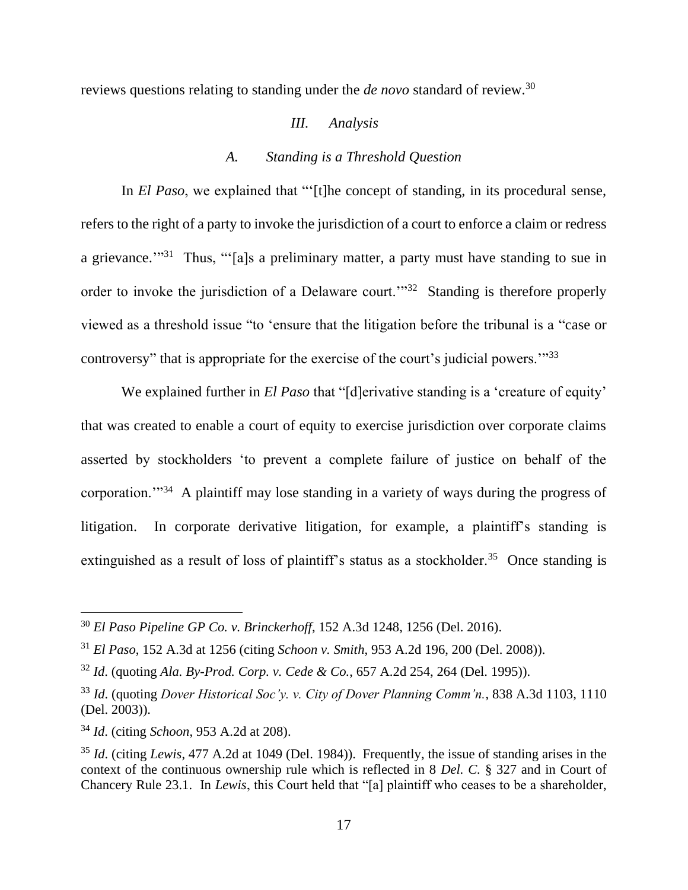reviews questions relating to standing under the *de novo* standard of review.[30]

### *III. Analysis*

#### *A. Standing is a Threshold Question*

In *El Paso*, we explained that "'[t]he concept of standing, in its procedural sense, refers to the right of a party to invoke the jurisdiction of a court to enforce a claim or redress a grievance.'"[31] Thus, "'[a]s a preliminary matter, a party must have standing to sue in order to invoke the jurisdiction of a Delaware court.'"[32] Standing is therefore properly viewed as a threshold issue "to 'ensure that the litigation before the tribunal is a "case or controversy" that is appropriate for the exercise of the court's judicial powers.'"[33]

We explained further in *El Paso* that "[d]erivative standing is a 'creature of equity' that was created to enable a court of equity to exercise jurisdiction over corporate claims asserted by stockholders 'to prevent a complete failure of justice on behalf of the corporation.'"[34] A plaintiff may lose standing in a variety of ways during the progress of litigation. In corporate derivative litigation, for example, a plaintiff's standing is extinguished as a result of loss of plaintiff's status as a stockholder.[35] Once standing is

---

[30] *El Paso Pipeline GP Co. v. Brinckerhoff*, 152 A.3d 1248, 1256 (Del. 2016).

[31] *El Paso*, 152 A.3d at 1256 (citing *Schoon v. Smith*, 953 A.2d 196, 200 (Del. 2008)).

[32] *Id*. (quoting *Ala. By-Prod. Corp. v. Cede & Co.*, 657 A.2d 254, 264 (Del. 1995)).

[33] *Id*. (quoting *Dover Historical Soc'y. v. City of Dover Planning Comm'n.*, 838 A.3d 1103, 1110 (Del. 2003)).

[34] *Id*. (citing *Schoon*, 953 A.2d at 208).

[35] *Id*. (citing *Lewis*, 477 A.2d at 1049 (Del. 1984)). Frequently, the issue of standing arises in the context of the continuous ownership rule which is reflected in 8 *Del. C.* § 327 and in Court of Chancery Rule 23.1. In *Lewis*, this Court held that "[a] plaintiff who ceases to be a shareholder,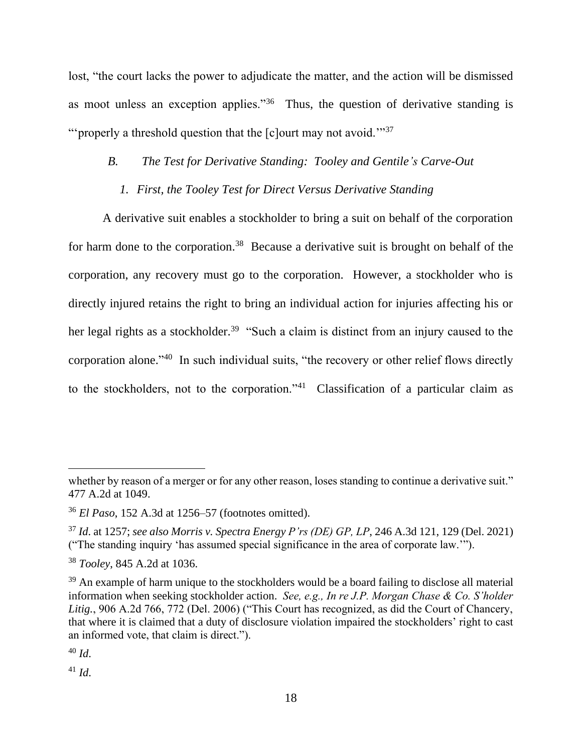lost, "the court lacks the power to adjudicate the matter, and the action will be dismissed as moot unless an exception applies."[36] Thus, the question of derivative standing is "'properly a threshold question that the [c]ourt may not avoid.'"[37]

### *B. The Test for Derivative Standing: Tooley and Gentile's Carve-Out*

#### *1. First, the Tooley Test for Direct Versus Derivative Standing*

A derivative suit enables a stockholder to bring a suit on behalf of the corporation for harm done to the corporation.[38] Because a derivative suit is brought on behalf of the corporation, any recovery must go to the corporation. However, a stockholder who is directly injured retains the right to bring an individual action for injuries affecting his or her legal rights as a stockholder.[39] "Such a claim is distinct from an injury caused to the corporation alone."[40] In such individual suits, "the recovery or other relief flows directly to the stockholders, not to the corporation."[41] Classification of a particular claim as

---

whether by reason of a merger or for any other reason, loses standing to continue a derivative suit." 477 A.2d at 1049.

[36] *El Paso*, 152 A.3d at 1256–57 (footnotes omitted).

[37] *Id*. at 1257; *see also Morris v. Spectra Energy P'rs (DE) GP, LP*, 246 A.3d 121, 129 (Del. 2021) ("The standing inquiry 'has assumed special significance in the area of corporate law.'").

[38] *Tooley*, 845 A.2d at 1036.

[39] An example of harm unique to the stockholders would be a board failing to disclose all material information when seeking stockholder action. *See, e.g., In re J.P. Morgan Chase & Co. S'holder Litig.*, 906 A.2d 766, 772 (Del. 2006) ("This Court has recognized, as did the Court of Chancery, that where it is claimed that a duty of disclosure violation impaired the stockholders' right to cast an informed vote, that claim is direct.").

[40] *Id*.

[41] *Id*.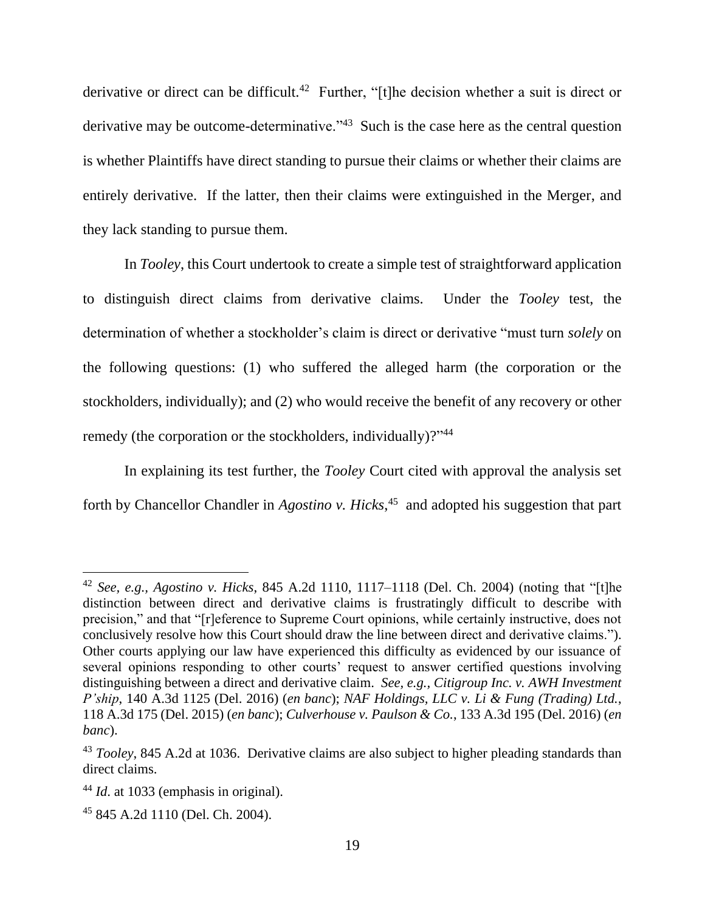derivative or direct can be difficult.[42] Further, "[t]he decision whether a suit is direct or derivative may be outcome-determinative."[43] Such is the case here as the central question is whether Plaintiffs have direct standing to pursue their claims or whether their claims are entirely derivative. If the latter, then their claims were extinguished in the Merger, and they lack standing to pursue them.

In *Tooley*, this Court undertook to create a simple test of straightforward application to distinguish direct claims from derivative claims. Under the *Tooley* test, the determination of whether a stockholder's claim is direct or derivative "must turn *solely* on the following questions: (1) who suffered the alleged harm (the corporation or the stockholders, individually); and (2) who would receive the benefit of any recovery or other remedy (the corporation or the stockholders, individually)?"[44]

In explaining its test further, the *Tooley* Court cited with approval the analysis set forth by Chancellor Chandler in *Agostino v. Hicks*,[45] and adopted his suggestion that part

---

[42] *See, e.g., Agostino v. Hicks*, 845 A.2d 1110, 1117–1118 (Del. Ch. 2004) (noting that "[t]he distinction between direct and derivative claims is frustratingly difficult to describe with precision," and that "[r]eference to Supreme Court opinions, while certainly instructive, does not conclusively resolve how this Court should draw the line between direct and derivative claims."). Other courts applying our law have experienced this difficulty as evidenced by our issuance of several opinions responding to other courts' request to answer certified questions involving distinguishing between a direct and derivative claim. *See, e.g., Citigroup Inc. v. AWH Investment P'ship*, 140 A.3d 1125 (Del. 2016) (*en banc*); *NAF Holdings, LLC v. Li & Fung (Trading) Ltd.*, 118 A.3d 175 (Del. 2015) (*en banc*); *Culverhouse v. Paulson & Co.*, 133 A.3d 195 (Del. 2016) (*en banc*).

[43] *Tooley*, 845 A.2d at 1036. Derivative claims are also subject to higher pleading standards than direct claims.

[44] *Id*. at 1033 (emphasis in original).

[45] 845 A.2d 1110 (Del. Ch. 2004).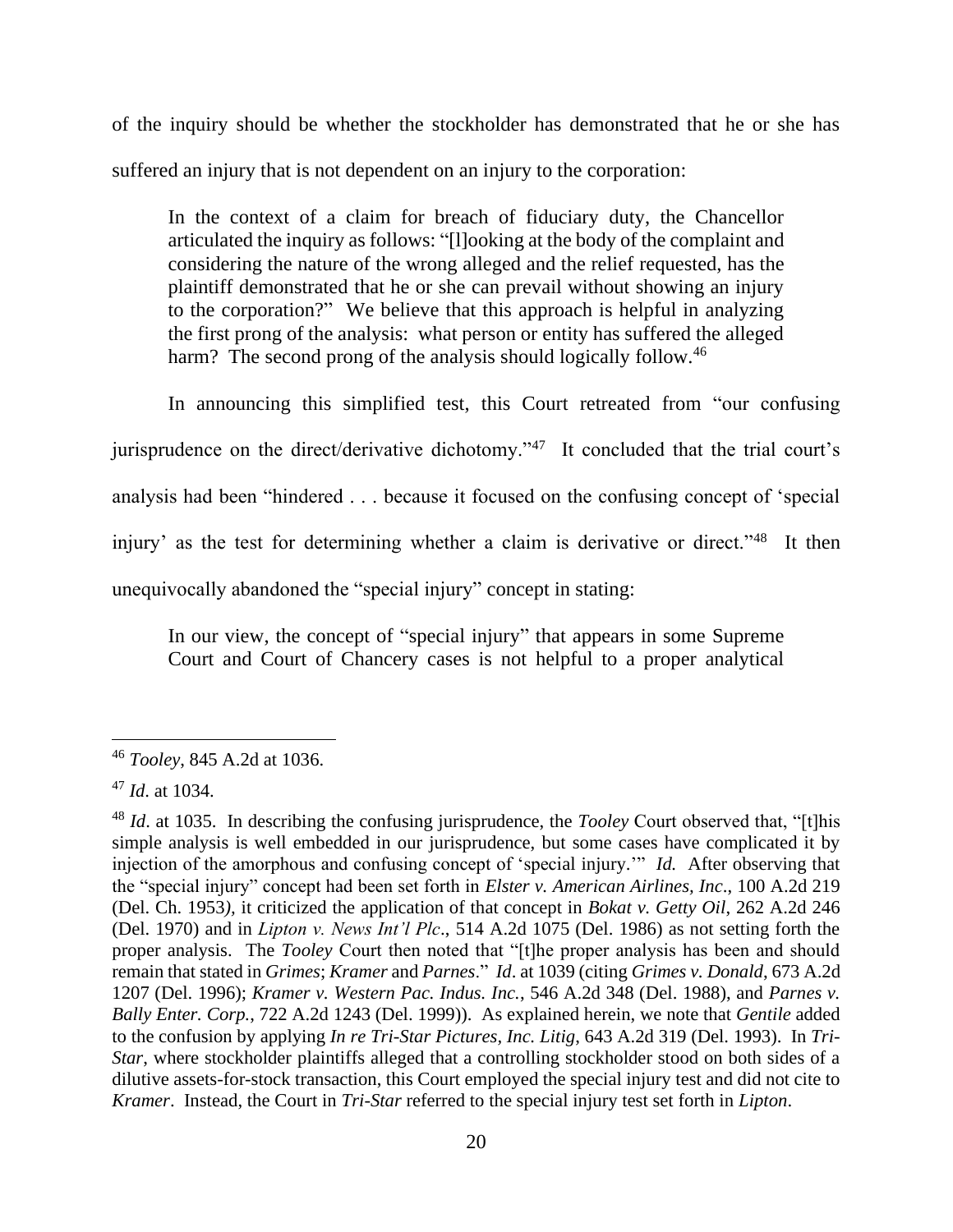of the inquiry should be whether the stockholder has demonstrated that he or she has suffered an injury that is not dependent on an injury to the corporation:

> In the context of a claim for breach of fiduciary duty, the Chancellor articulated the inquiry as follows: "[l]ooking at the body of the complaint and considering the nature of the wrong alleged and the relief requested, has the plaintiff demonstrated that he or she can prevail without showing an injury to the corporation?" We believe that this approach is helpful in analyzing the first prong of the analysis: what person or entity has suffered the alleged harm? The second prong of the analysis should logically follow.[46]

In announcing this simplified test, this Court retreated from "our confusing jurisprudence on the direct/derivative dichotomy."[47] It concluded that the trial court's analysis had been "hindered . . . because it focused on the confusing concept of 'special injury' as the test for determining whether a claim is derivative or direct."[48] It then unequivocally abandoned the "special injury" concept in stating:

> In our view, the concept of "special injury" that appears in some Supreme Court and Court of Chancery cases is not helpful to a proper analytical

---

[46] *Tooley*, 845 A.2d at 1036.

[47] *Id*. at 1034.

[48] *Id*. at 1035. In describing the confusing jurisprudence, the *Tooley* Court observed that, "[t]his simple analysis is well embedded in our jurisprudence, but some cases have complicated it by injection of the amorphous and confusing concept of 'special injury.'" *Id.* After observing that the "special injury" concept had been set forth in *Elster v. American Airlines, Inc*., 100 A.2d 219 (Del. Ch. 1953), it criticized the application of that concept in *Bokat v. Getty Oil*, 262 A.2d 246 (Del. 1970) and in *Lipton v. News Int'l Plc*., 514 A.2d 1075 (Del. 1986) as not setting forth the proper analysis. The *Tooley* Court then noted that "[t]he proper analysis has been and should remain that stated in *Grimes*; *Kramer* and *Parnes*." *Id*. at 1039 (citing *Grimes v. Donald*, 673 A.2d 1207 (Del. 1996); *Kramer v. Western Pac. Indus. Inc.*, 546 A.2d 348 (Del. 1988), and *Parnes v. Bally Enter. Corp.*, 722 A.2d 1243 (Del. 1999)). As explained herein, we note that *Gentile* added to the confusion by applying *In re Tri-Star Pictures, Inc. Litig*, 643 A.2d 319 (Del. 1993). In *Tri-Star*, where stockholder plaintiffs alleged that a controlling stockholder stood on both sides of a dilutive assets-for-stock transaction, this Court employed the special injury test and did not cite to *Kramer*. Instead, the Court in *Tri-Star* referred to the special injury test set forth in *Lipton*.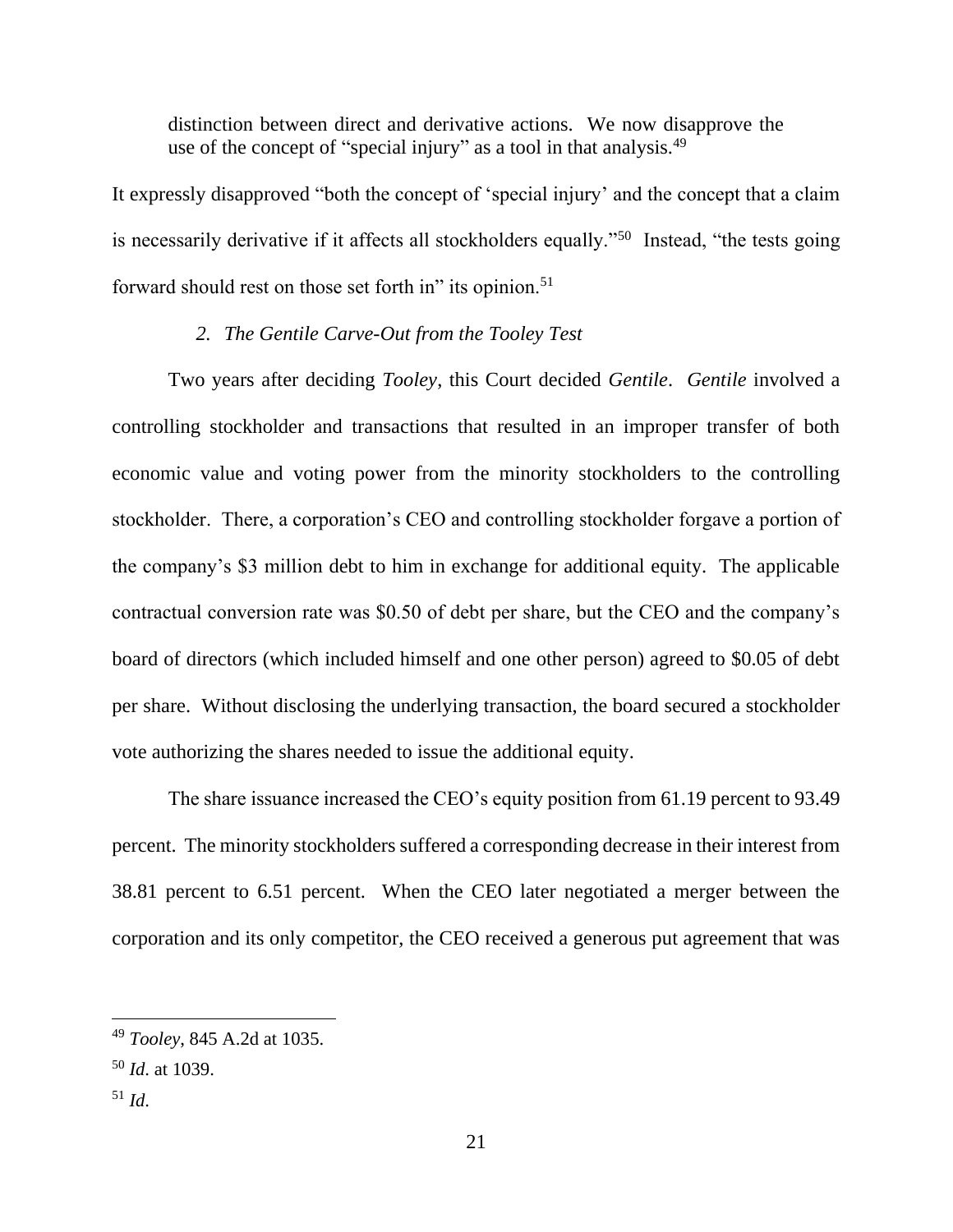> distinction between direct and derivative actions. We now disapprove the use of the concept of "special injury" as a tool in that analysis.[49]

It expressly disapproved "both the concept of 'special injury' and the concept that a claim is necessarily derivative if it affects all stockholders equally."[50] Instead, "the tests going forward should rest on those set forth in" its opinion.[51]

### *2. The Gentile Carve-Out from the Tooley Test*

Two years after deciding *Tooley*, this Court decided *Gentile*. *Gentile* involved a controlling stockholder and transactions that resulted in an improper transfer of both economic value and voting power from the minority stockholders to the controlling stockholder. There, a corporation's CEO and controlling stockholder forgave a portion of the company's $3 million debt to him in exchange for additional equity. The applicable contractual conversion rate was $0.50 of debt per share, but the CEO and the company's board of directors (which included himself and one other person) agreed to $0.05 of debt per share. Without disclosing the underlying transaction, the board secured a stockholder vote authorizing the shares needed to issue the additional equity.

The share issuance increased the CEO's equity position from 61.19 percent to 93.49 percent. The minority stockholders suffered a corresponding decrease in their interest from 38.81 percent to 6.51 percent. When the CEO later negotiated a merger between the corporation and its only competitor, the CEO received a generous put agreement that was

---

[49] *Tooley*, 845 A.2d at 1035.

[50] *Id*. at 1039.

[51] *Id*.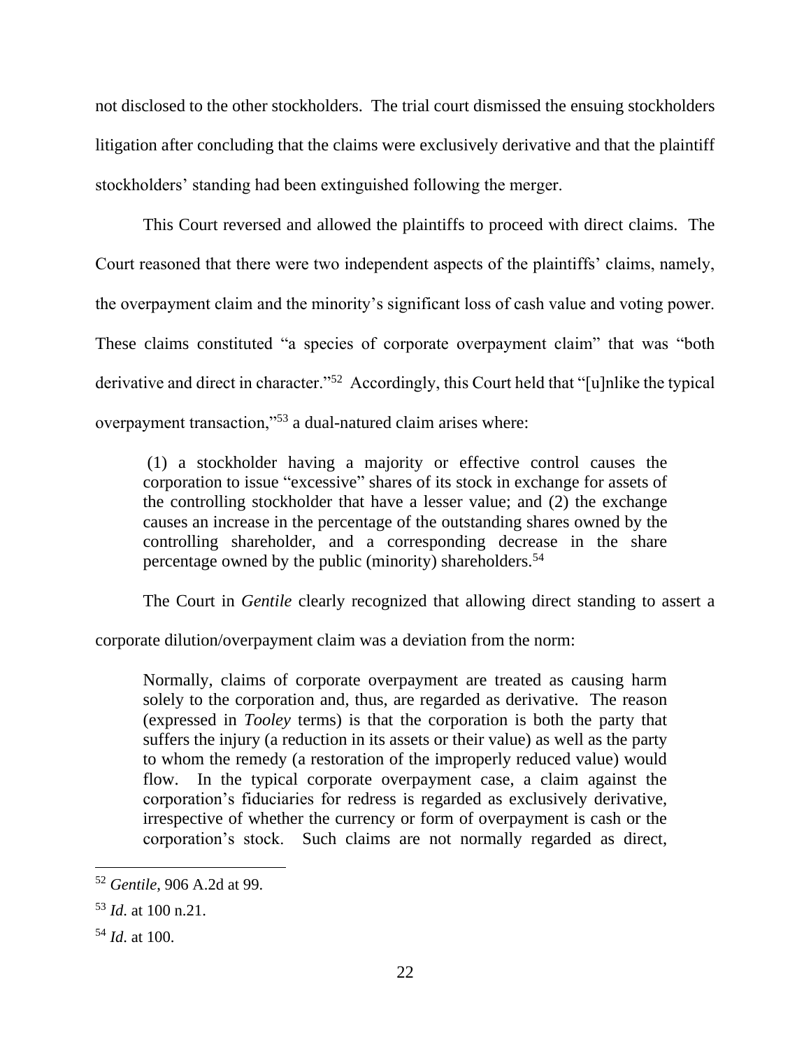not disclosed to the other stockholders. The trial court dismissed the ensuing stockholders litigation after concluding that the claims were exclusively derivative and that the plaintiff stockholders' standing had been extinguished following the merger.

This Court reversed and allowed the plaintiffs to proceed with direct claims. The Court reasoned that there were two independent aspects of the plaintiffs' claims, namely, the overpayment claim and the minority's significant loss of cash value and voting power. These claims constituted "a species of corporate overpayment claim" that was "both derivative and direct in character."[52] Accordingly, this Court held that "[u]nlike the typical overpayment transaction,"[53] a dual-natured claim arises where:

> (1) a stockholder having a majority or effective control causes the corporation to issue "excessive" shares of its stock in exchange for assets of the controlling stockholder that have a lesser value; and (2) the exchange causes an increase in the percentage of the outstanding shares owned by the controlling shareholder, and a corresponding decrease in the share percentage owned by the public (minority) shareholders.[54]

The Court in *Gentile* clearly recognized that allowing direct standing to assert a corporate dilution/overpayment claim was a deviation from the norm:

> Normally, claims of corporate overpayment are treated as causing harm solely to the corporation and, thus, are regarded as derivative. The reason (expressed in *Tooley* terms) is that the corporation is both the party that suffers the injury (a reduction in its assets or their value) as well as the party to whom the remedy (a restoration of the improperly reduced value) would flow. In the typical corporate overpayment case, a claim against the corporation's fiduciaries for redress is regarded as exclusively derivative, irrespective of whether the currency or form of overpayment is cash or the corporation's stock. Such claims are not normally regarded as direct,

---

[52] *Gentile*, 906 A.2d at 99.

[53] *Id*. at 100 n.21.

[54] *Id*. at 100.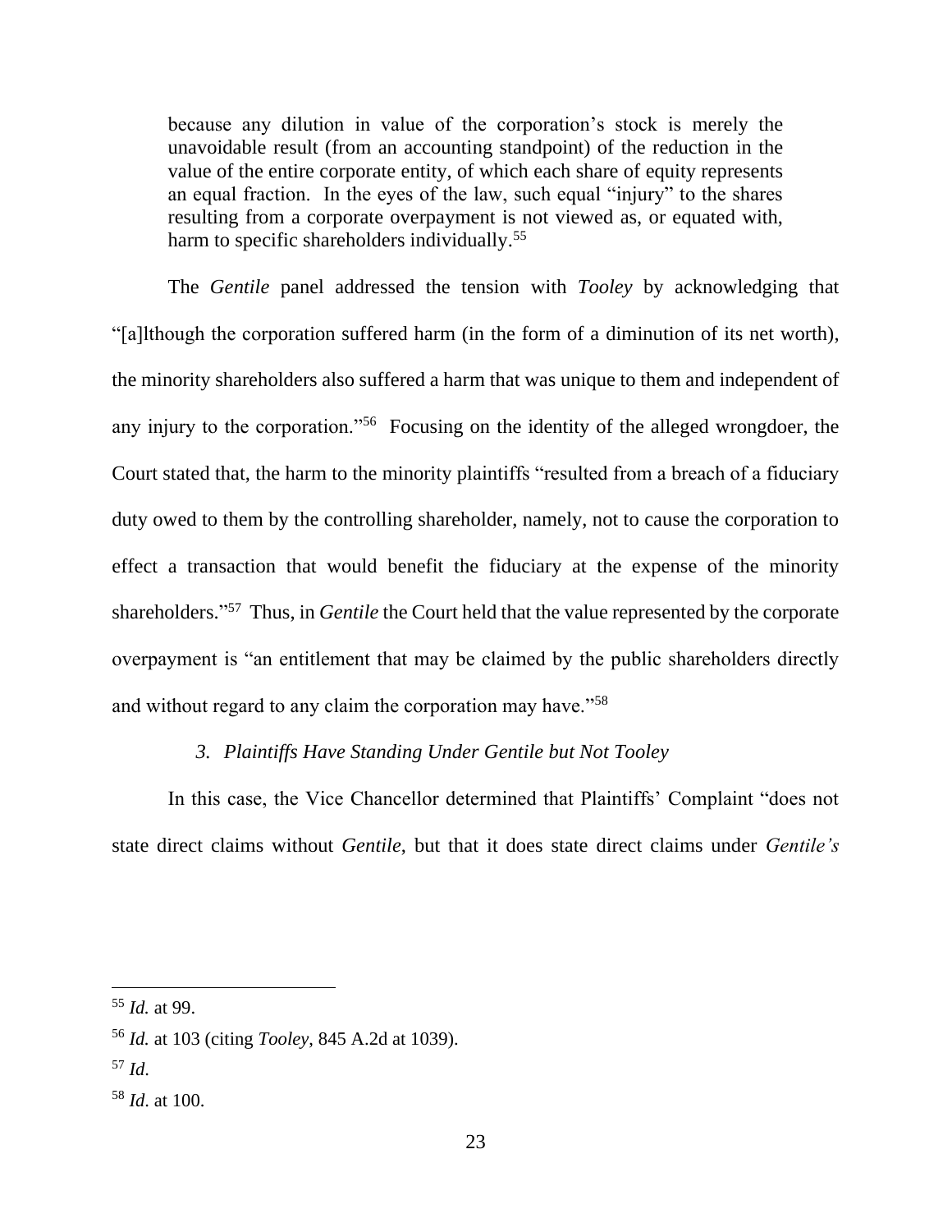> because any dilution in value of the corporation's stock is merely the unavoidable result (from an accounting standpoint) of the reduction in the value of the entire corporate entity, of which each share of equity represents an equal fraction. In the eyes of the law, such equal "injury" to the shares resulting from a corporate overpayment is not viewed as, or equated with, harm to specific shareholders individually.[55]

The *Gentile* panel addressed the tension with *Tooley* by acknowledging that "[a]lthough the corporation suffered harm (in the form of a diminution of its net worth), the minority shareholders also suffered a harm that was unique to them and independent of any injury to the corporation."[56] Focusing on the identity of the alleged wrongdoer, the Court stated that, the harm to the minority plaintiffs "resulted from a breach of a fiduciary duty owed to them by the controlling shareholder, namely, not to cause the corporation to effect a transaction that would benefit the fiduciary at the expense of the minority shareholders."[57] Thus, in *Gentile* the Court held that the value represented by the corporate overpayment is "an entitlement that may be claimed by the public shareholders directly and without regard to any claim the corporation may have."[58]

### 3. *Plaintiffs Have Standing Under Gentile but Not Tooley*

In this case, the Vice Chancellor determined that Plaintiffs' Complaint "does not state direct claims without *Gentile*, but that it does state direct claims under *Gentile's*

---

[55] *Id.* at 99.

[56] *Id.* at 103 (citing *Tooley*, 845 A.2d at 1039).

[57] *Id.*

[58] *Id.* at 100.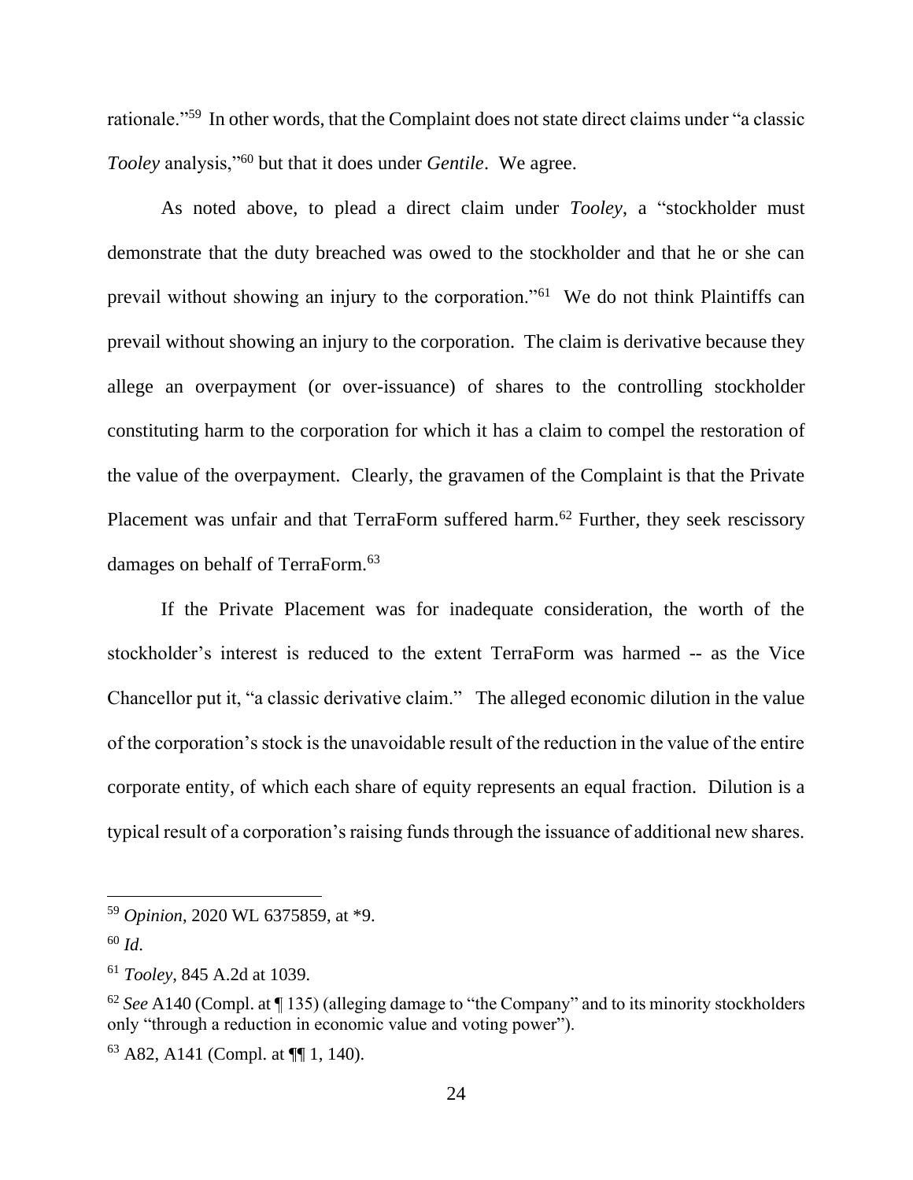rationale."[59] In other words, that the Complaint does not state direct claims under "a classic *Tooley* analysis,"[60] but that it does under *Gentile*. We agree.

As noted above, to plead a direct claim under *Tooley*, a "stockholder must demonstrate that the duty breached was owed to the stockholder and that he or she can prevail without showing an injury to the corporation."[61] We do not think Plaintiffs can prevail without showing an injury to the corporation. The claim is derivative because they allege an overpayment (or over-issuance) of shares to the controlling stockholder constituting harm to the corporation for which it has a claim to compel the restoration of the value of the overpayment. Clearly, the gravamen of the Complaint is that the Private Placement was unfair and that TerraForm suffered harm.[62] Further, they seek rescissory damages on behalf of TerraForm.[63]

If the Private Placement was for inadequate consideration, the worth of the stockholder's interest is reduced to the extent TerraForm was harmed -- as the Vice Chancellor put it, "a classic derivative claim." The alleged economic dilution in the value of the corporation's stock is the unavoidable result of the reduction in the value of the entire corporate entity, of which each share of equity represents an equal fraction. Dilution is a typical result of a corporation's raising funds through the issuance of additional new shares.

---

[59] *Opinion*, 2020 WL 6375859, at *9.

[60] *Id*.

[61] *Tooley*, 845 A.2d at 1039.

[62] *See* A140 (Compl. at ¶ 135) (alleging damage to "the Company" and to its minority stockholders only "through a reduction in economic value and voting power").

[63] A82, A141 (Compl. at ¶¶ 1, 140).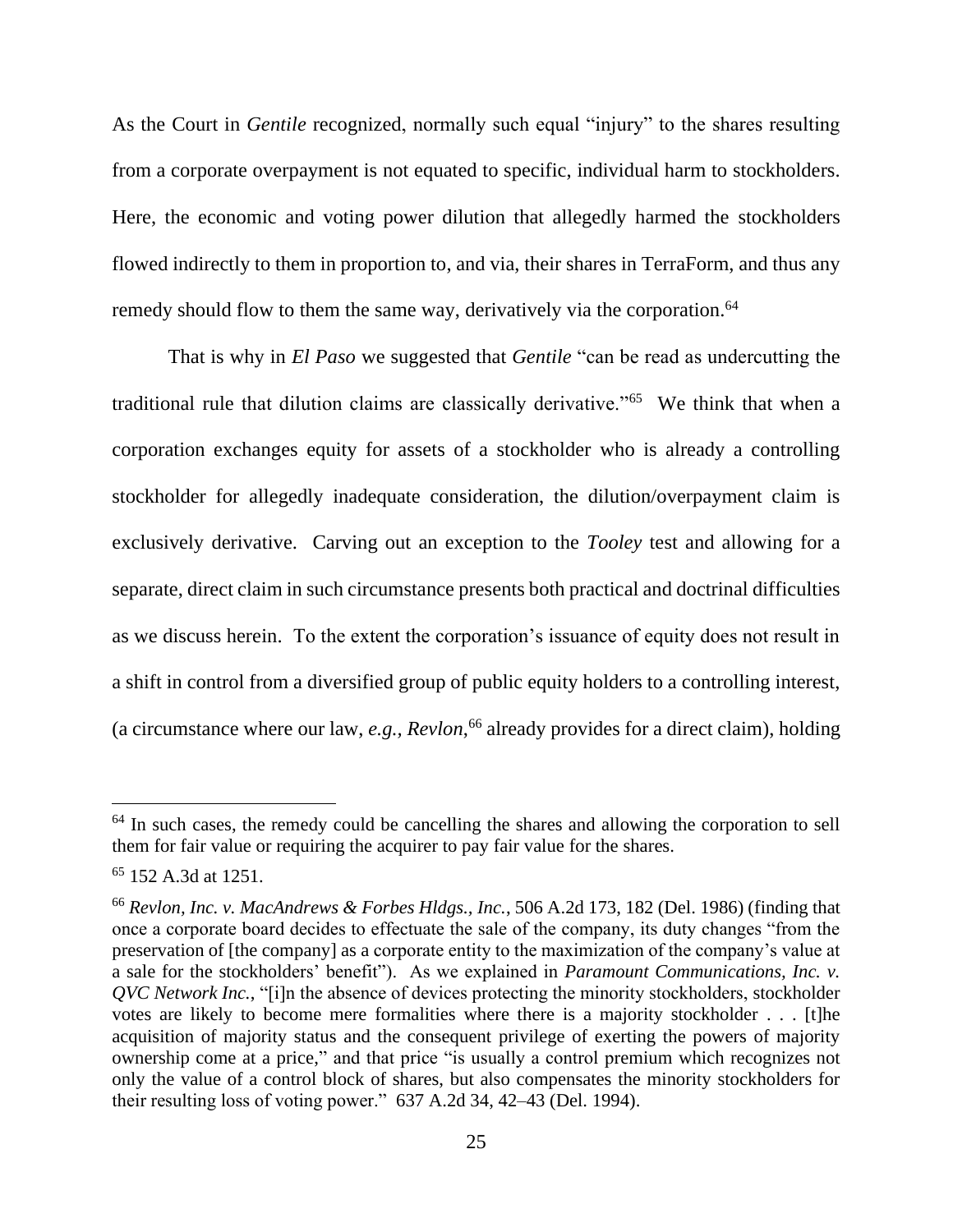As the Court in *Gentile* recognized, normally such equal "injury" to the shares resulting from a corporate overpayment is not equated to specific, individual harm to stockholders. Here, the economic and voting power dilution that allegedly harmed the stockholders flowed indirectly to them in proportion to, and via, their shares in TerraForm, and thus any remedy should flow to them the same way, derivatively via the corporation.[64]

That is why in *El Paso* we suggested that *Gentile* "can be read as undercutting the traditional rule that dilution claims are classically derivative."[65] We think that when a corporation exchanges equity for assets of a stockholder who is already a controlling stockholder for allegedly inadequate consideration, the dilution/overpayment claim is exclusively derivative. Carving out an exception to the *Tooley* test and allowing for a separate, direct claim in such circumstance presents both practical and doctrinal difficulties as we discuss herein. To the extent the corporation's issuance of equity does not result in a shift in control from a diversified group of public equity holders to a controlling interest, (a circumstance where our law, *e.g., Revlon*,[66] already provides for a direct claim), holding

---

[64] In such cases, the remedy could be cancelling the shares and allowing the corporation to sell them for fair value or requiring the acquirer to pay fair value for the shares.

[65] 152 A.3d at 1251.

[66] *Revlon, Inc. v. MacAndrews & Forbes Hldgs., Inc.*, 506 A.2d 173, 182 (Del. 1986) (finding that once a corporate board decides to effectuate the sale of the company, its duty changes "from the preservation of [the company] as a corporate entity to the maximization of the company's value at a sale for the stockholders' benefit"). As we explained in *Paramount Communications, Inc. v. QVC Network Inc.*, "[i]n the absence of devices protecting the minority stockholders, stockholder votes are likely to become mere formalities where there is a majority stockholder . . . [t]he acquisition of majority status and the consequent privilege of exerting the powers of majority ownership come at a price," and that price "is usually a control premium which recognizes not only the value of a control block of shares, but also compensates the minority stockholders for their resulting loss of voting power." 637 A.2d 34, 42–43 (Del. 1994).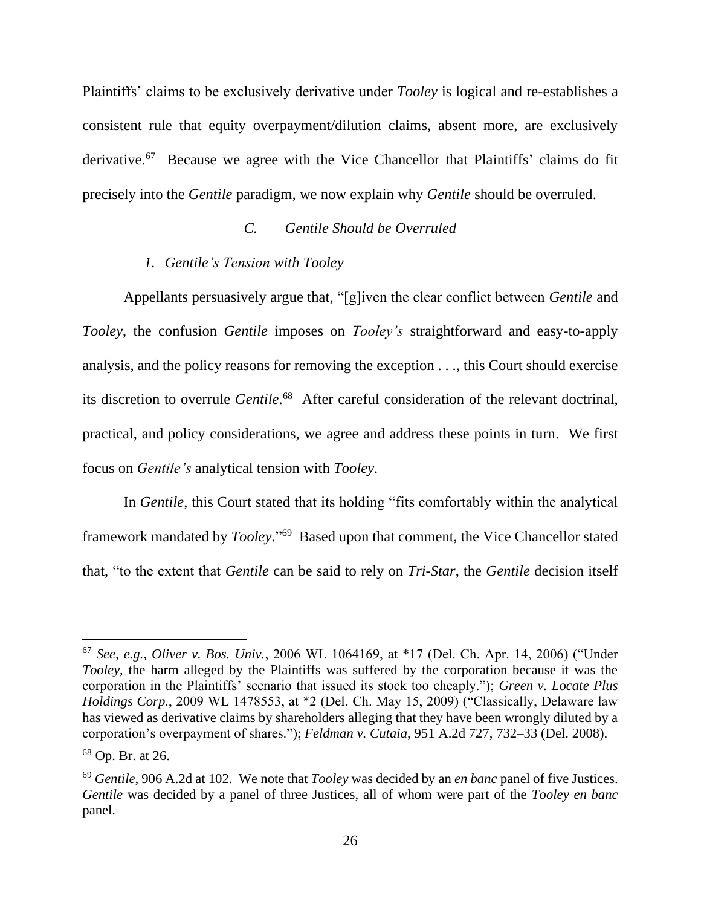Plaintiffs' claims to be exclusively derivative under *Tooley* is logical and re-establishes a consistent rule that equity overpayment/dilution claims, absent more, are exclusively derivative.[67] Because we agree with the Vice Chancellor that Plaintiffs' claims do fit precisely into the *Gentile* paradigm, we now explain why *Gentile* should be overruled.

### *C. Gentile Should be Overruled*

#### *1. Gentile's Tension with Tooley*

Appellants persuasively argue that, "[g]iven the clear conflict between *Gentile* and *Tooley*, the confusion *Gentile* imposes on *Tooley's* straightforward and easy-to-apply analysis, and the policy reasons for removing the exception . . ., this Court should exercise its discretion to overrule *Gentile*.[68] After careful consideration of the relevant doctrinal, practical, and policy considerations, we agree and address these points in turn. We first focus on *Gentile's* analytical tension with *Tooley*.

In *Gentile*, this Court stated that its holding "fits comfortably within the analytical framework mandated by *Tooley*."[69] Based upon that comment, the Vice Chancellor stated that, "to the extent that *Gentile* can be said to rely on *Tri-Star*, the *Gentile* decision itself

---

[67] *See, e.g.*, *Oliver v. Bos. Univ.*, 2006 WL 1064169, at *17 (Del. Ch. Apr. 14, 2006) ("Under *Tooley*, the harm alleged by the Plaintiffs was suffered by the corporation because it was the corporation in the Plaintiffs' scenario that issued its stock too cheaply."); *Green v. Locate Plus Holdings Corp.*, 2009 WL 1478553, at *2 (Del. Ch. May 15, 2009) ("Classically, Delaware law has viewed as derivative claims by shareholders alleging that they have been wrongly diluted by a corporation's overpayment of shares."); *Feldman v. Cutaia*, 951 A.2d 727, 732–33 (Del. 2008).

[68] Op. Br. at 26.

[69] *Gentile*, 906 A.2d at 102. We note that *Tooley* was decided by an *en banc* panel of five Justices. *Gentile* was decided by a panel of three Justices, all of whom were part of the *Tooley en banc* panel.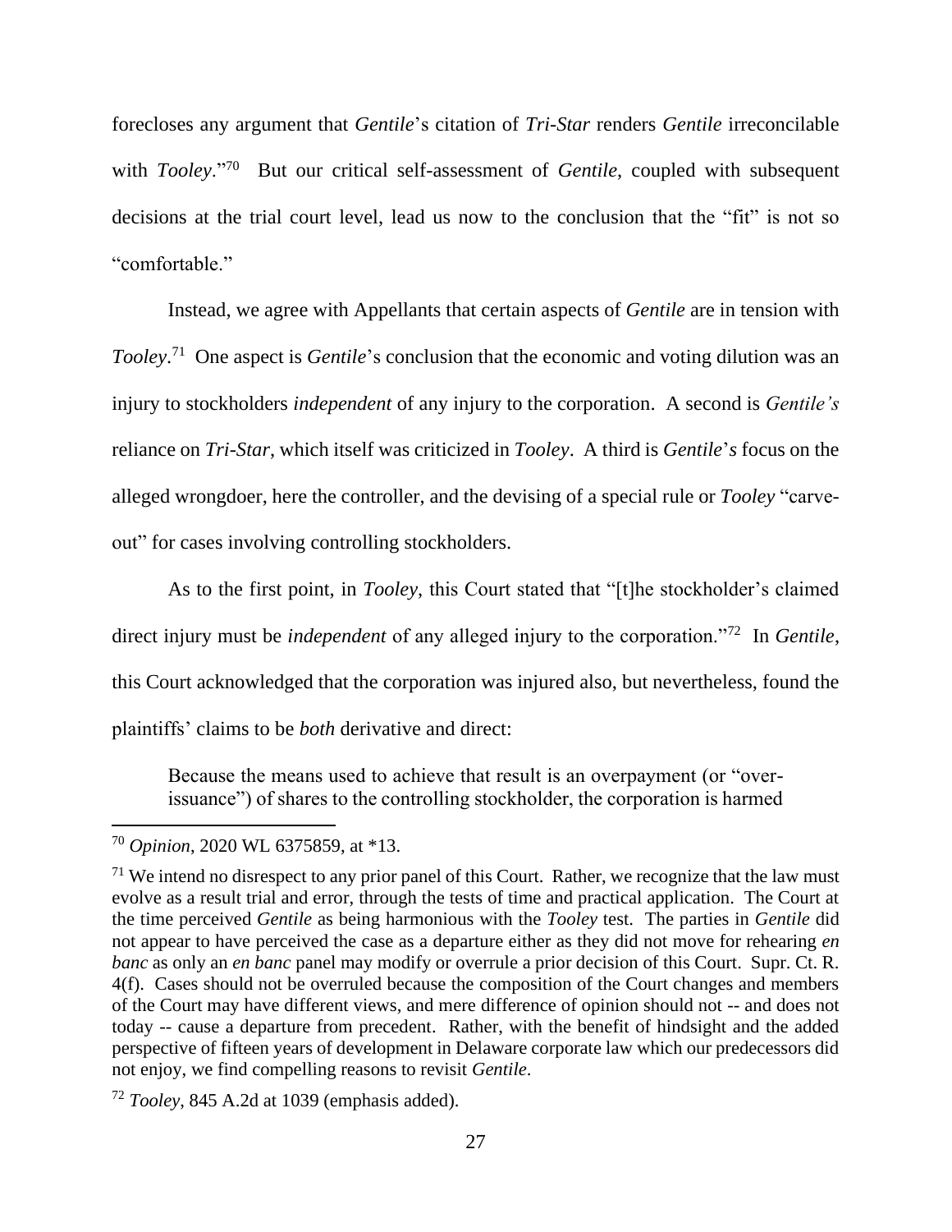forecloses any argument that *Gentile*'s citation of *Tri-Star* renders *Gentile* irreconcilable with *Tooley*."[70] But our critical self-assessment of *Gentile*, coupled with subsequent decisions at the trial court level, lead us now to the conclusion that the "fit" is not so "comfortable."

Instead, we agree with Appellants that certain aspects of *Gentile* are in tension with *Tooley*.[71] One aspect is *Gentile*'s conclusion that the economic and voting dilution was an injury to stockholders *independent* of any injury to the corporation. A second is *Gentile's* reliance on *Tri-Star*, which itself was criticized in *Tooley*. A third is *Gentile*'*s* focus on the alleged wrongdoer, here the controller, and the devising of a special rule or *Tooley* "carve-out" for cases involving controlling stockholders.

As to the first point, in *Tooley*, this Court stated that "[t]he stockholder's claimed direct injury must be *independent* of any alleged injury to the corporation."[72] In *Gentile*, this Court acknowledged that the corporation was injured also, but nevertheless, found the plaintiffs' claims to be *both* derivative and direct:

> Because the means used to achieve that result is an overpayment (or "over-issuance") of shares to the controlling stockholder, the corporation is harmed

---

[70] *Opinion*, 2020 WL 6375859, at *13.

[71] We intend no disrespect to any prior panel of this Court. Rather, we recognize that the law must evolve as a result trial and error, through the tests of time and practical application. The Court at the time perceived *Gentile* as being harmonious with the *Tooley* test. The parties in *Gentile* did not appear to have perceived the case as a departure either as they did not move for rehearing *en banc* as only an *en banc* panel may modify or overrule a prior decision of this Court. Supr. Ct. R. 4(f). Cases should not be overruled because the composition of the Court changes and members of the Court may have different views, and mere difference of opinion should not -- and does not today -- cause a departure from precedent. Rather, with the benefit of hindsight and the added perspective of fifteen years of development in Delaware corporate law which our predecessors did not enjoy, we find compelling reasons to revisit *Gentile*.

[72] *Tooley*, 845 A.2d at 1039 (emphasis added).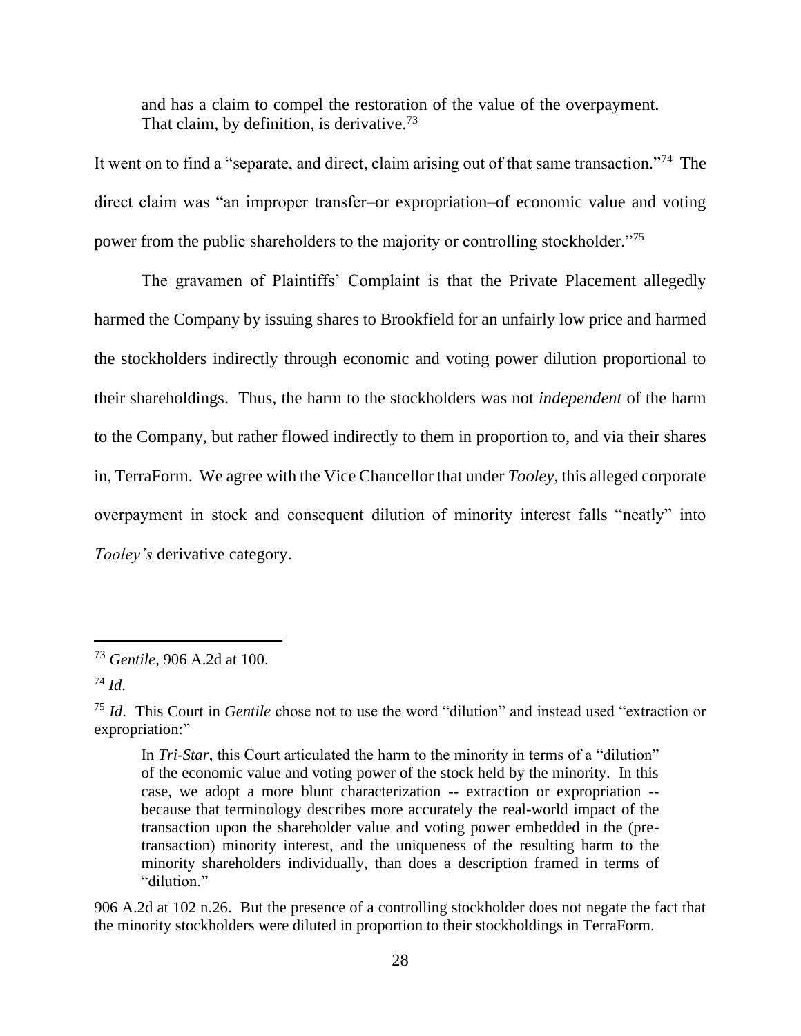> and has a claim to compel the restoration of the value of the overpayment. That claim, by definition, is derivative.[73]

It went on to find a "separate, and direct, claim arising out of that same transaction."[74] The direct claim was "an improper transfer–or expropriation–of economic value and voting power from the public shareholders to the majority or controlling stockholder."[75]

The gravamen of Plaintiffs' Complaint is that the Private Placement allegedly harmed the Company by issuing shares to Brookfield for an unfairly low price and harmed the stockholders indirectly through economic and voting power dilution proportional to their shareholdings. Thus, the harm to the stockholders was not *independent* of the harm to the Company, but rather flowed indirectly to them in proportion to, and via their shares in, TerraForm. We agree with the Vice Chancellor that under *Tooley*, this alleged corporate overpayment in stock and consequent dilution of minority interest falls "neatly" into *Tooley's* derivative category.

---

[73] *Gentile*, 906 A.2d at 100.

[74] *Id*.

[75] *Id*. This Court in *Gentile* chose not to use the word "dilution" and instead used "extraction or expropriation:"

> In *Tri-Star*, this Court articulated the harm to the minority in terms of a "dilution" of the economic value and voting power of the stock held by the minority. In this case, we adopt a more blunt characterization -- extraction or expropriation -- because that terminology describes more accurately the real-world impact of the transaction upon the shareholder value and voting power embedded in the (pre-transaction) minority interest, and the uniqueness of the resulting harm to the minority shareholders individually, than does a description framed in terms of "dilution."

906 A.2d at 102 n.26. But the presence of a controlling stockholder does not negate the fact that the minority stockholders were diluted in proportion to their stockholdings in TerraForm.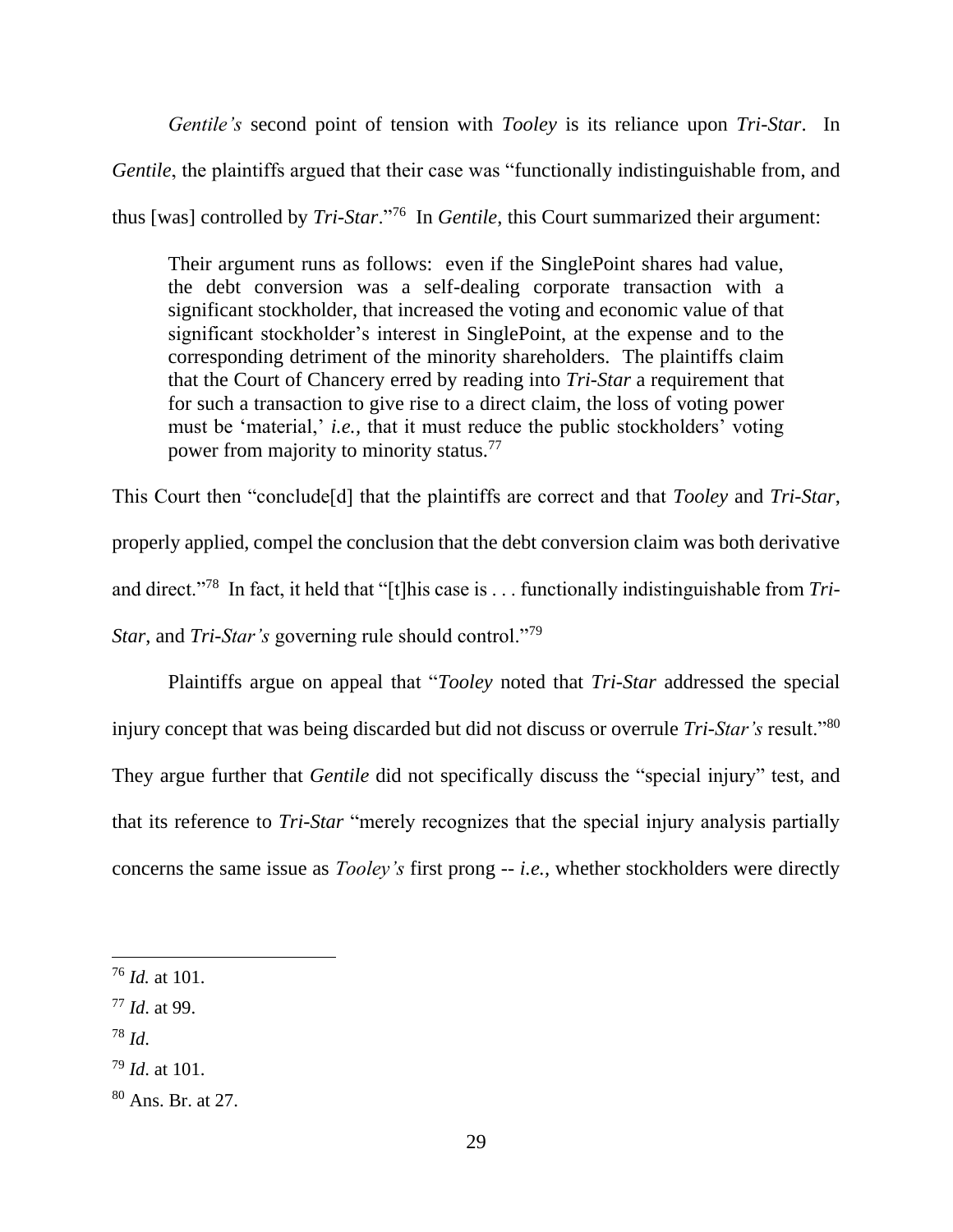*Gentile's* second point of tension with *Tooley* is its reliance upon *Tri-Star*. In *Gentile*, the plaintiffs argued that their case was "functionally indistinguishable from, and thus [was] controlled by *Tri-Star*."[76] In *Gentile*, this Court summarized their argument:

> Their argument runs as follows: even if the SinglePoint shares had value, the debt conversion was a self-dealing corporate transaction with a significant stockholder, that increased the voting and economic value of that significant stockholder's interest in SinglePoint, at the expense and to the corresponding detriment of the minority shareholders. The plaintiffs claim that the Court of Chancery erred by reading into *Tri-Star* a requirement that for such a transaction to give rise to a direct claim, the loss of voting power must be 'material,' *i.e.*, that it must reduce the public stockholders' voting power from majority to minority status.[77]

This Court then "conclude[d] that the plaintiffs are correct and that *Tooley* and *Tri-Star*, properly applied, compel the conclusion that the debt conversion claim was both derivative and direct."[78] In fact, it held that "[t]his case is . . . functionally indistinguishable from *Tri-Star*, and *Tri-Star's* governing rule should control."[79]

Plaintiffs argue on appeal that "*Tooley* noted that *Tri-Star* addressed the special injury concept that was being discarded but did not discuss or overrule *Tri-Star's* result."[80] They argue further that *Gentile* did not specifically discuss the "special injury" test, and that its reference to *Tri-Star* "merely recognizes that the special injury analysis partially concerns the same issue as *Tooley's* first prong -- *i.e.*, whether stockholders were directly

---

[76] *Id.* at 101.

[77] *Id*. at 99.

[78] *Id*.

[79] *Id*. at 101.

[80] Ans. Br. at 27.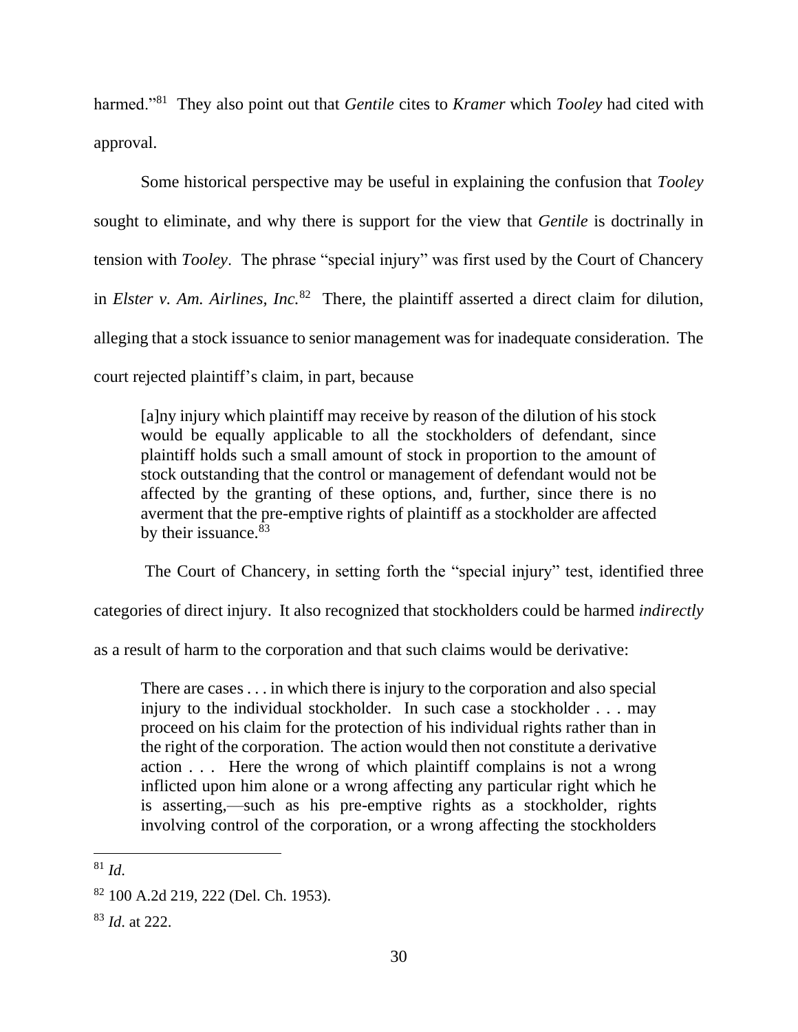harmed."[81] They also point out that *Gentile* cites to *Kramer* which *Tooley* had cited with approval.

Some historical perspective may be useful in explaining the confusion that *Tooley* sought to eliminate, and why there is support for the view that *Gentile* is doctrinally in tension with *Tooley*. The phrase "special injury" was first used by the Court of Chancery in *Elster v. Am. Airlines, Inc.*[82] There, the plaintiff asserted a direct claim for dilution, alleging that a stock issuance to senior management was for inadequate consideration. The court rejected plaintiff's claim, in part, because

> [a]ny injury which plaintiff may receive by reason of the dilution of his stock would be equally applicable to all the stockholders of defendant, since plaintiff holds such a small amount of stock in proportion to the amount of stock outstanding that the control or management of defendant would not be affected by the granting of these options, and, further, since there is no averment that the pre-emptive rights of plaintiff as a stockholder are affected by their issuance.[83]

The Court of Chancery, in setting forth the "special injury" test, identified three categories of direct injury. It also recognized that stockholders could be harmed *indirectly* as a result of harm to the corporation and that such claims would be derivative:

> There are cases . . . in which there is injury to the corporation and also special injury to the individual stockholder. In such case a stockholder . . . may proceed on his claim for the protection of his individual rights rather than in the right of the corporation. The action would then not constitute a derivative action . . . Here the wrong of which plaintiff complains is not a wrong inflicted upon him alone or a wrong affecting any particular right which he is asserting,—such as his pre-emptive rights as a stockholder, rights involving control of the corporation, or a wrong affecting the stockholders

---

[81] *Id.*

[82] 100 A.2d 219, 222 (Del. Ch. 1953).

[83] *Id.* at 222.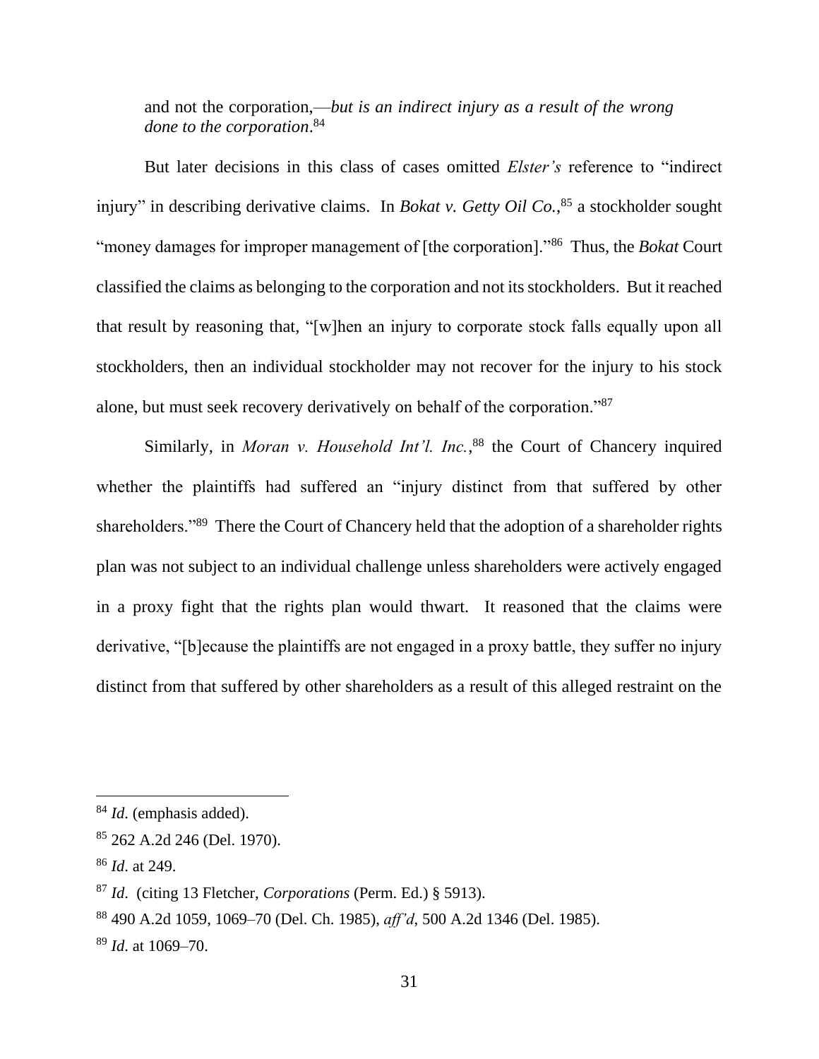> and not the corporation,—*but is an indirect injury as a result of the wrong done to the corporation*.[84]

But later decisions in this class of cases omitted *Elster's* reference to "indirect injury" in describing derivative claims. In *Bokat v. Getty Oil Co.*,[85] a stockholder sought "money damages for improper management of [the corporation]."[86] Thus, the *Bokat* Court classified the claims as belonging to the corporation and not its stockholders. But it reached that result by reasoning that, "[w]hen an injury to corporate stock falls equally upon all stockholders, then an individual stockholder may not recover for the injury to his stock alone, but must seek recovery derivatively on behalf of the corporation."[87]

Similarly, in *Moran v. Household Int'l. Inc.*,[88] the Court of Chancery inquired whether the plaintiffs had suffered an "injury distinct from that suffered by other shareholders."[89] There the Court of Chancery held that the adoption of a shareholder rights plan was not subject to an individual challenge unless shareholders were actively engaged in a proxy fight that the rights plan would thwart. It reasoned that the claims were derivative, "[b]ecause the plaintiffs are not engaged in a proxy battle, they suffer no injury distinct from that suffered by other shareholders as a result of this alleged restraint on the

---

[84] *Id*. (emphasis added).

[85] 262 A.2d 246 (Del. 1970).

[86] *Id*. at 249.

[87] *Id*. (citing 13 Fletcher, *Corporations* (Perm. Ed.) § 5913).

[88] 490 A.2d 1059, 1069–70 (Del. Ch. 1985), *aff'd*, 500 A.2d 1346 (Del. 1985).

[89] *Id*. at 1069–70.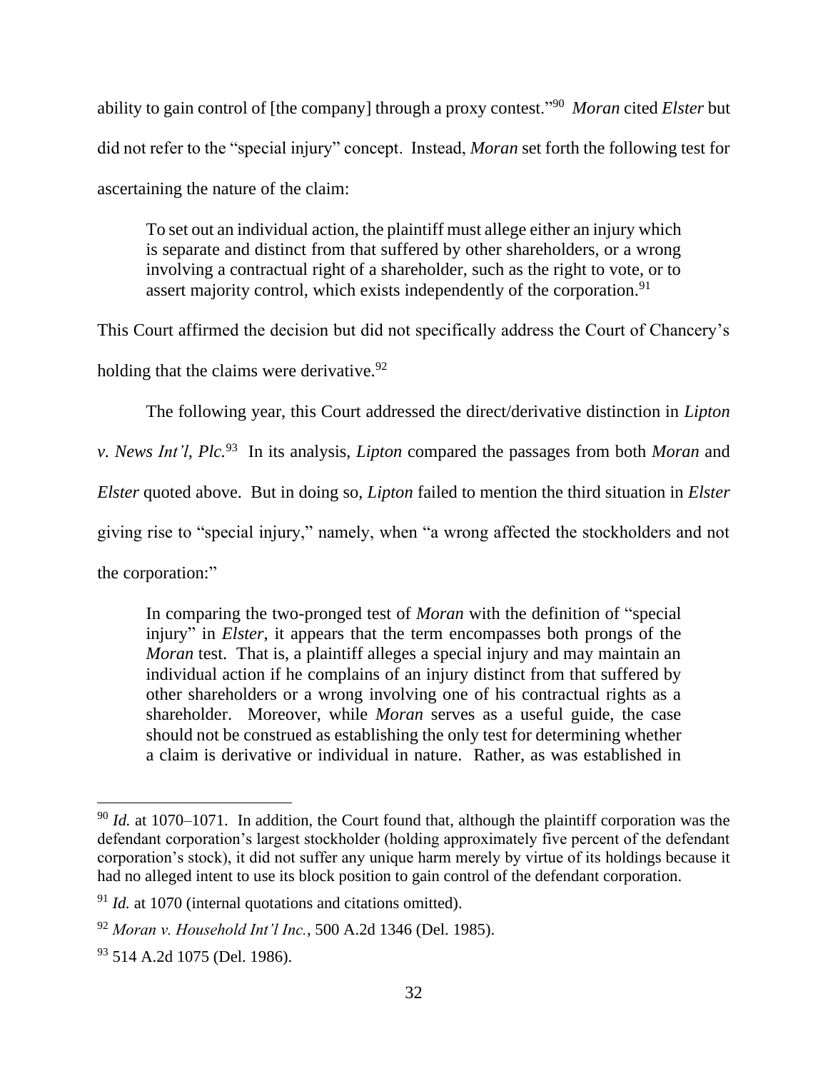ability to gain control of [the company] through a proxy contest."[90] *Moran* cited *Elster* but did not refer to the "special injury" concept. Instead, *Moran* set forth the following test for ascertaining the nature of the claim:

> To set out an individual action, the plaintiff must allege either an injury which is separate and distinct from that suffered by other shareholders, or a wrong involving a contractual right of a shareholder, such as the right to vote, or to assert majority control, which exists independently of the corporation.[91]

This Court affirmed the decision but did not specifically address the Court of Chancery's holding that the claims were derivative.[92]

The following year, this Court addressed the direct/derivative distinction in *Lipton v. News Int'l, Plc.*[93] In its analysis, *Lipton* compared the passages from both *Moran* and *Elster* quoted above. But in doing so, *Lipton* failed to mention the third situation in *Elster* giving rise to "special injury," namely, when "a wrong affected the stockholders and not the corporation:"

> In comparing the two-pronged test of *Moran* with the definition of "special injury" in *Elster*, it appears that the term encompasses both prongs of the *Moran* test. That is, a plaintiff alleges a special injury and may maintain an individual action if he complains of an injury distinct from that suffered by other shareholders or a wrong involving one of his contractual rights as a shareholder. Moreover, while *Moran* serves as a useful guide, the case should not be construed as establishing the only test for determining whether a claim is derivative or individual in nature. Rather, as was established in

---

[90] *Id.* at 1070–1071. In addition, the Court found that, although the plaintiff corporation was the defendant corporation's largest stockholder (holding approximately five percent of the defendant corporation's stock), it did not suffer any unique harm merely by virtue of its holdings because it had no alleged intent to use its block position to gain control of the defendant corporation.

[91] *Id.* at 1070 (internal quotations and citations omitted).

[92] *Moran v. Household Int'l Inc.*, 500 A.2d 1346 (Del. 1985).

[93] 514 A.2d 1075 (Del. 1986).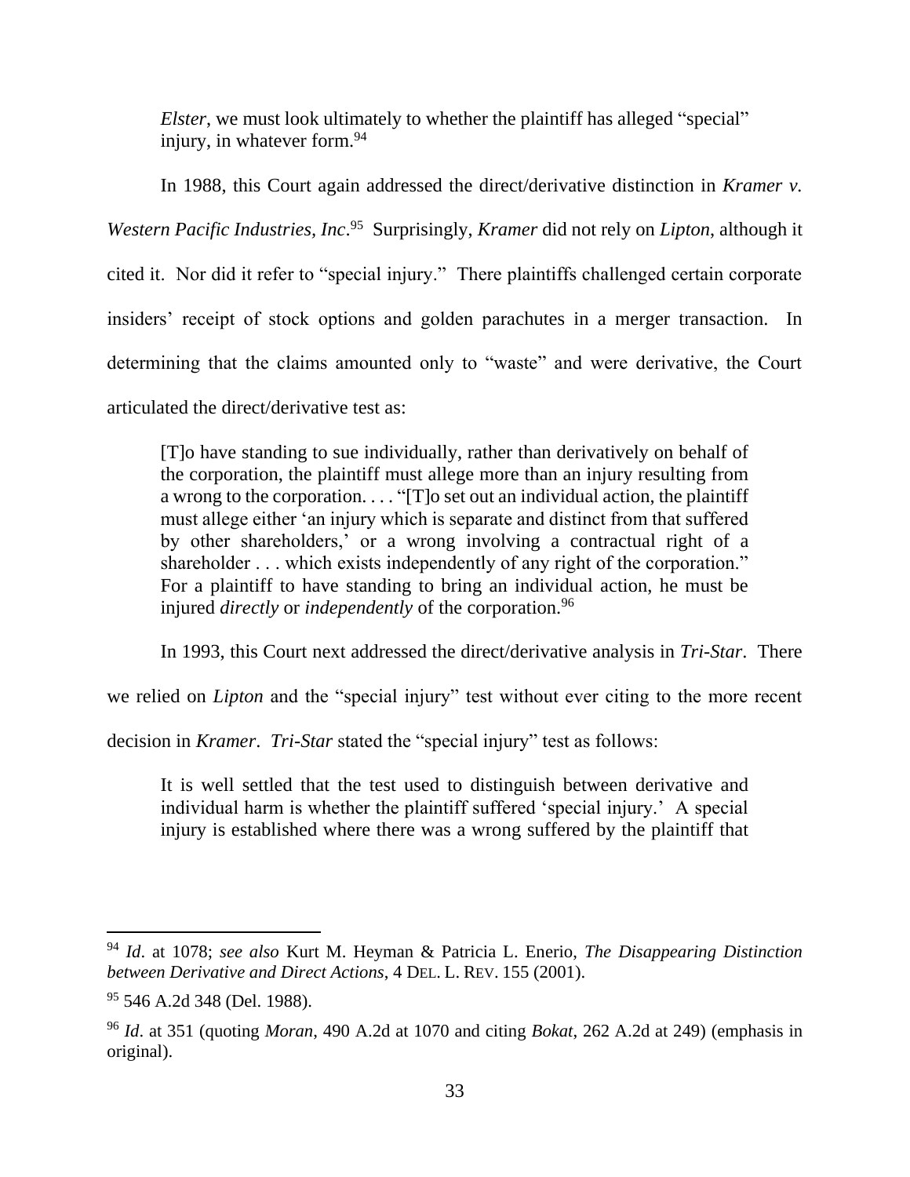> *Elster*, we must look ultimately to whether the plaintiff has alleged "special" injury, in whatever form.[94]

In 1988, this Court again addressed the direct/derivative distinction in *Kramer v. Western Pacific Industries, Inc*.[95] Surprisingly, *Kramer* did not rely on *Lipton*, although it cited it. Nor did it refer to "special injury." There plaintiffs challenged certain corporate insiders' receipt of stock options and golden parachutes in a merger transaction. In determining that the claims amounted only to "waste" and were derivative, the Court articulated the direct/derivative test as:

> [T]o have standing to sue individually, rather than derivatively on behalf of the corporation, the plaintiff must allege more than an injury resulting from a wrong to the corporation. . . . "[T]o set out an individual action, the plaintiff must allege either 'an injury which is separate and distinct from that suffered by other shareholders,' or a wrong involving a contractual right of a shareholder . . . which exists independently of any right of the corporation." For a plaintiff to have standing to bring an individual action, he must be injured *directly* or *independently* of the corporation.[96]

In 1993, this Court next addressed the direct/derivative analysis in *Tri-Star*. There we relied on *Lipton* and the "special injury" test without ever citing to the more recent decision in *Kramer*. *Tri-Star* stated the "special injury" test as follows:

> It is well settled that the test used to distinguish between derivative and individual harm is whether the plaintiff suffered 'special injury.' A special injury is established where there was a wrong suffered by the plaintiff that

---

[94] *Id*. at 1078; *see also* Kurt M. Heyman & Patricia L. Enerio, *The Disappearing Distinction between Derivative and Direct Actions*, 4 DEL. L. REV. 155 (2001).

[95] 546 A.2d 348 (Del. 1988).

[96] *Id*. at 351 (quoting *Moran*, 490 A.2d at 1070 and citing *Bokat*, 262 A.2d at 249) (emphasis in original).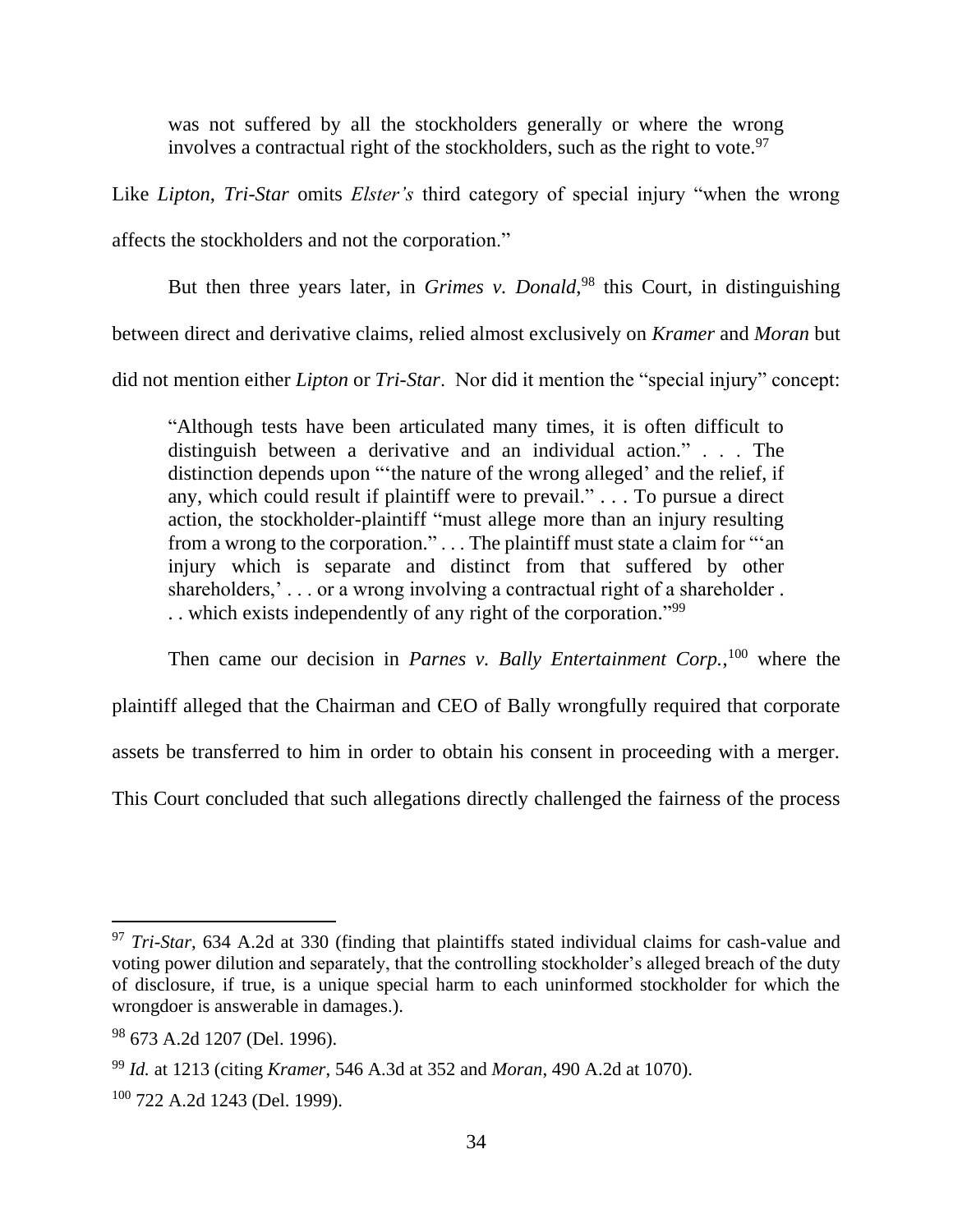> was not suffered by all the stockholders generally or where the wrong involves a contractual right of the stockholders, such as the right to vote.[97]

Like *Lipton*, *Tri-Star* omits *Elster's* third category of special injury "when the wrong affects the stockholders and not the corporation."

But then three years later, in *Grimes v. Donald*,[98] this Court, in distinguishing between direct and derivative claims, relied almost exclusively on *Kramer* and *Moran* but did not mention either *Lipton* or *Tri-Star*. Nor did it mention the "special injury" concept:

> "Although tests have been articulated many times, it is often difficult to distinguish between a derivative and an individual action." . . . The distinction depends upon "'the nature of the wrong alleged' and the relief, if any, which could result if plaintiff were to prevail." . . . To pursue a direct action, the stockholder-plaintiff "must allege more than an injury resulting from a wrong to the corporation." . . . The plaintiff must state a claim for "'an injury which is separate and distinct from that suffered by other shareholders,' . . . or a wrong involving a contractual right of a shareholder . . . which exists independently of any right of the corporation."[99]

Then came our decision in *Parnes v. Bally Entertainment Corp.*,[100] where the plaintiff alleged that the Chairman and CEO of Bally wrongfully required that corporate assets be transferred to him in order to obtain his consent in proceeding with a merger. This Court concluded that such allegations directly challenged the fairness of the process

---

[97] *Tri-Star*, 634 A.2d at 330 (finding that plaintiffs stated individual claims for cash-value and voting power dilution and separately, that the controlling stockholder's alleged breach of the duty of disclosure, if true, is a unique special harm to each uninformed stockholder for which the wrongdoer is answerable in damages.).

[98] 673 A.2d 1207 (Del. 1996).

[99] *Id.* at 1213 (citing *Kramer*, 546 A.3d at 352 and *Moran*, 490 A.2d at 1070).

[100] 722 A.2d 1243 (Del. 1999).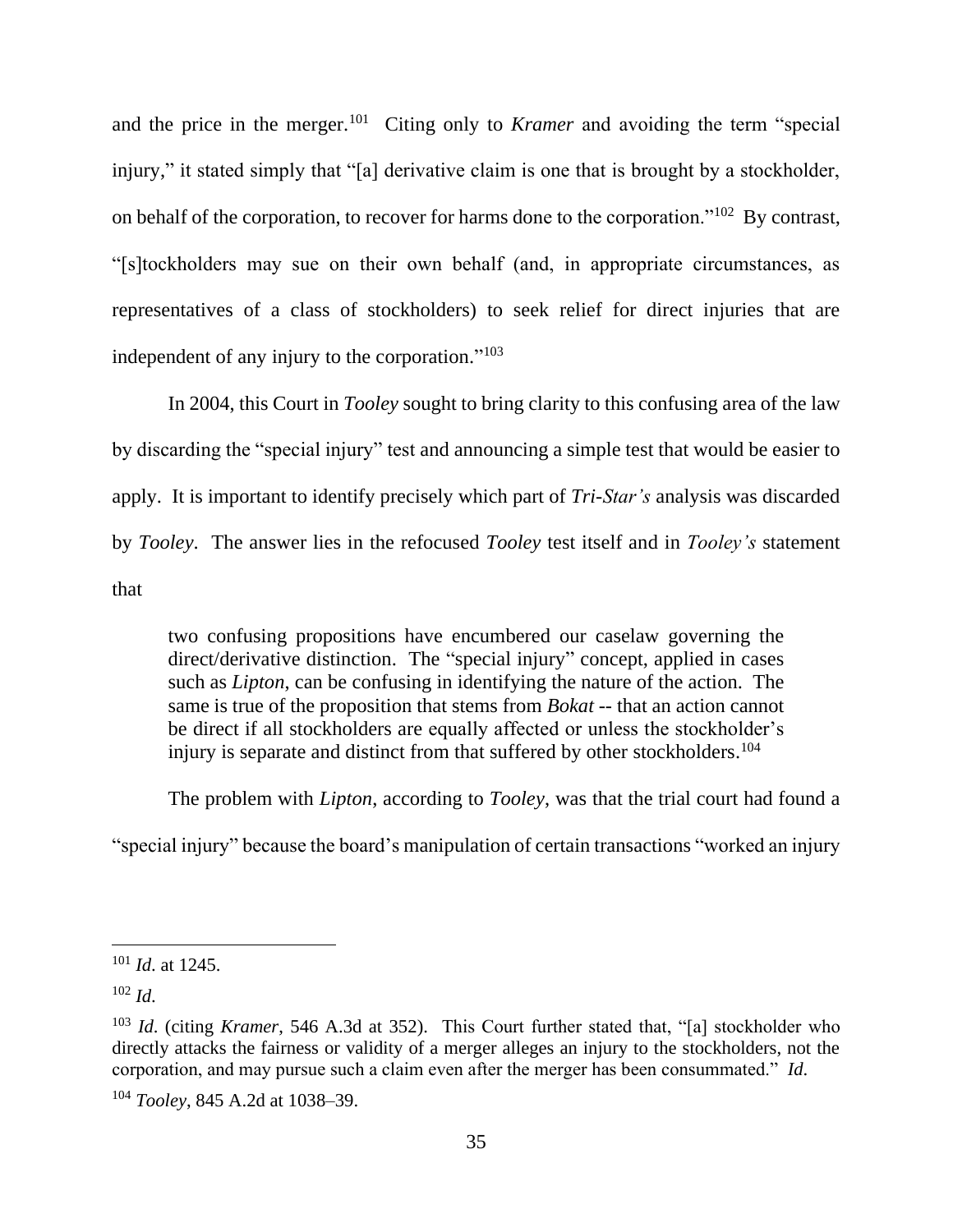and the price in the merger.[101] Citing only to *Kramer* and avoiding the term "special injury," it stated simply that "[a] derivative claim is one that is brought by a stockholder, on behalf of the corporation, to recover for harms done to the corporation."[102] By contrast, "[s]tockholders may sue on their own behalf (and, in appropriate circumstances, as representatives of a class of stockholders) to seek relief for direct injuries that are independent of any injury to the corporation."[103]

In 2004, this Court in *Tooley* sought to bring clarity to this confusing area of the law by discarding the "special injury" test and announcing a simple test that would be easier to apply. It is important to identify precisely which part of *Tri-Star's* analysis was discarded by *Tooley*. The answer lies in the refocused *Tooley* test itself and in *Tooley's* statement that

> two confusing propositions have encumbered our caselaw governing the direct/derivative distinction. The "special injury" concept, applied in cases such as *Lipton*, can be confusing in identifying the nature of the action. The same is true of the proposition that stems from *Bokat* -- that an action cannot be direct if all stockholders are equally affected or unless the stockholder's injury is separate and distinct from that suffered by other stockholders.[104]

The problem with *Lipton*, according to *Tooley*, was that the trial court had found a "special injury" because the board's manipulation of certain transactions "worked an injury

---

[101] *Id.* at 1245.

[102] *Id.*

[103] *Id.* (citing *Kramer*, 546 A.3d at 352). This Court further stated that, "[a] stockholder who directly attacks the fairness or validity of a merger alleges an injury to the stockholders, not the corporation, and may pursue such a claim even after the merger has been consummated." *Id.*

[104] *Tooley*, 845 A.2d at 1038–39.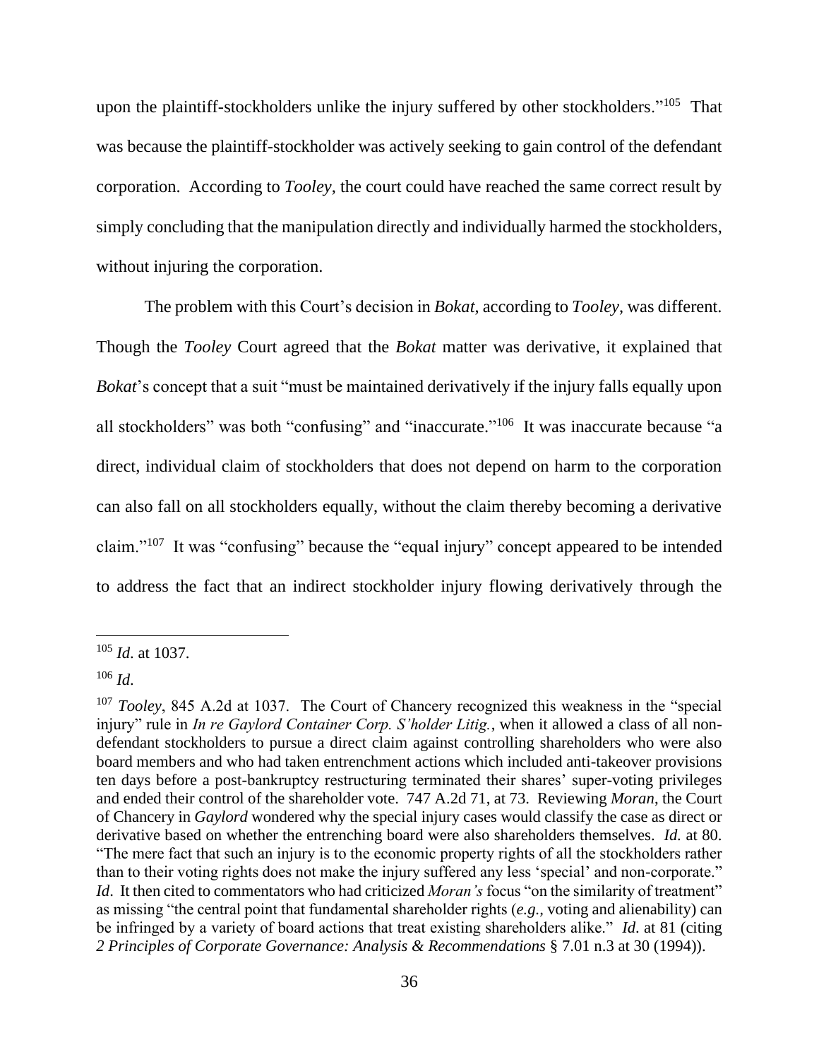upon the plaintiff-stockholders unlike the injury suffered by other stockholders."[105] That was because the plaintiff-stockholder was actively seeking to gain control of the defendant corporation. According to *Tooley*, the court could have reached the same correct result by simply concluding that the manipulation directly and individually harmed the stockholders, without injuring the corporation.

The problem with this Court's decision in *Bokat*, according to *Tooley*, was different. Though the *Tooley* Court agreed that the *Bokat* matter was derivative, it explained that *Bokat*'s concept that a suit "must be maintained derivatively if the injury falls equally upon all stockholders" was both "confusing" and "inaccurate."[106] It was inaccurate because "a direct, individual claim of stockholders that does not depend on harm to the corporation can also fall on all stockholders equally, without the claim thereby becoming a derivative claim."[107] It was "confusing" because the "equal injury" concept appeared to be intended to address the fact that an indirect stockholder injury flowing derivatively through the

---

[105] *Id.* at 1037.

[106] *Id.*

[107] *Tooley*, 845 A.2d at 1037. The Court of Chancery recognized this weakness in the "special injury" rule in *In re Gaylord Container Corp. S'holder Litig.*, when it allowed a class of all non-defendant stockholders to pursue a direct claim against controlling shareholders who were also board members and who had taken entrenchment actions which included anti-takeover provisions ten days before a post-bankruptcy restructuring terminated their shares' super-voting privileges and ended their control of the shareholder vote. 747 A.2d 71, at 73. Reviewing *Moran*, the Court of Chancery in *Gaylord* wondered why the special injury cases would classify the case as direct or derivative based on whether the entrenching board were also shareholders themselves. *Id.* at 80. "The mere fact that such an injury is to the economic property rights of all the stockholders rather than to their voting rights does not make the injury suffered any less 'special' and non-corporate." *Id*. It then cited to commentators who had criticized *Moran's* focus "on the similarity of treatment" as missing "the central point that fundamental shareholder rights (*e.g.,* voting and alienability) can be infringed by a variety of board actions that treat existing shareholders alike." *Id.* at 81 (citing *2 Principles of Corporate Governance: Analysis & Recommendations* § 7.01 n.3 at 30 (1994)).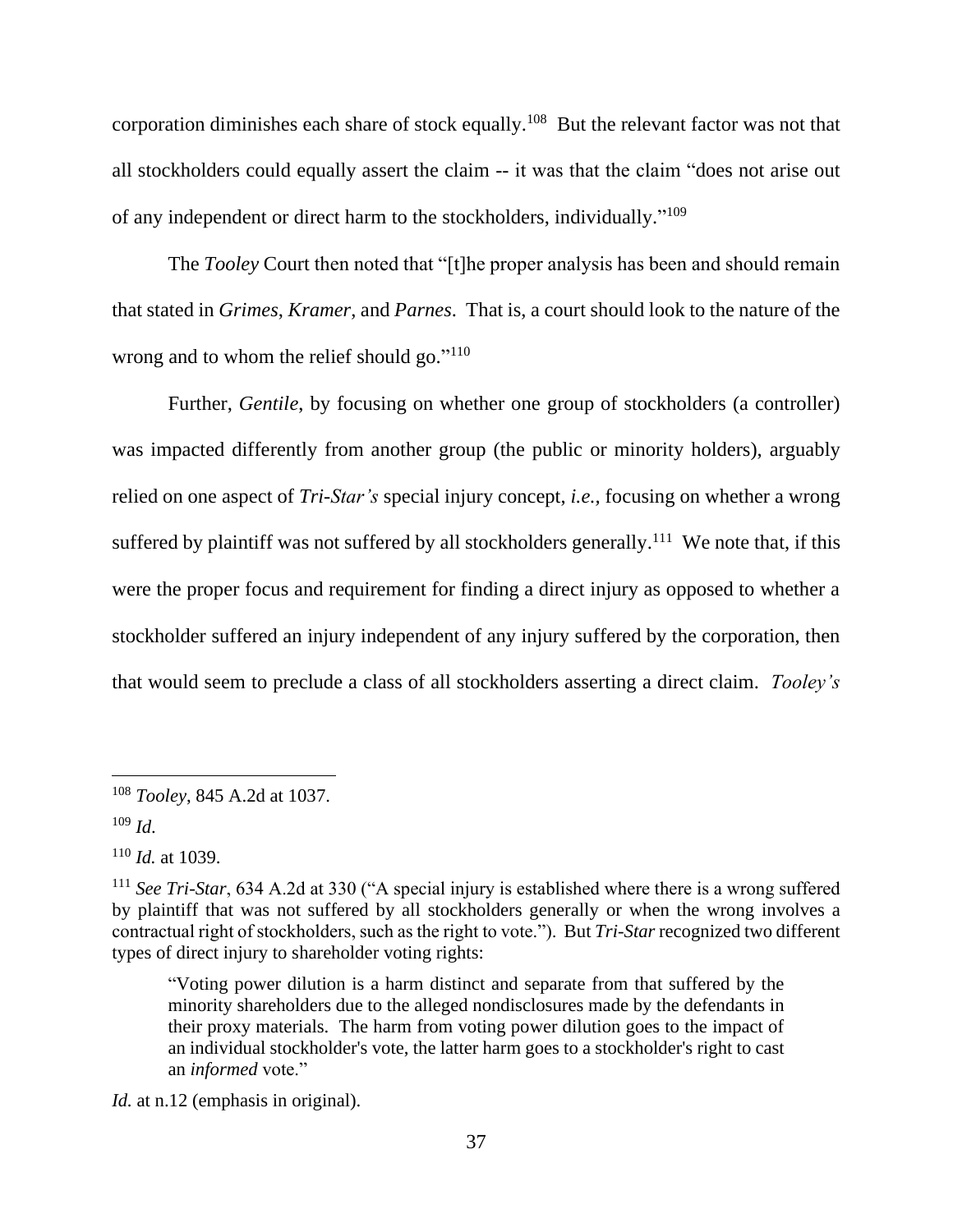corporation diminishes each share of stock equally.[108] But the relevant factor was not that all stockholders could equally assert the claim -- it was that the claim "does not arise out of any independent or direct harm to the stockholders, individually."[109]

The *Tooley* Court then noted that "[t]he proper analysis has been and should remain that stated in *Grimes*, *Kramer*, and *Parnes*. That is, a court should look to the nature of the wrong and to whom the relief should go."[110]

Further, *Gentile*, by focusing on whether one group of stockholders (a controller) was impacted differently from another group (the public or minority holders), arguably relied on one aspect of *Tri-Star's* special injury concept, *i.e.*, focusing on whether a wrong suffered by plaintiff was not suffered by all stockholders generally.[111] We note that, if this were the proper focus and requirement for finding a direct injury as opposed to whether a stockholder suffered an injury independent of any injury suffered by the corporation, then that would seem to preclude a class of all stockholders asserting a direct claim. *Tooley's*

---

[108] *Tooley*, 845 A.2d at 1037.

[109] *Id.*

[110] *Id.* at 1039.

[111] *See Tri-Star*, 634 A.2d at 330 ("A special injury is established where there is a wrong suffered by plaintiff that was not suffered by all stockholders generally or when the wrong involves a contractual right of stockholders, such as the right to vote."). But *Tri-Star* recognized two different types of direct injury to shareholder voting rights:

> "Voting power dilution is a harm distinct and separate from that suffered by the minority shareholders due to the alleged nondisclosures made by the defendants in their proxy materials. The harm from voting power dilution goes to the impact of an individual stockholder's vote, the latter harm goes to a stockholder's right to cast an *informed* vote."

*Id.* at n.12 (emphasis in original).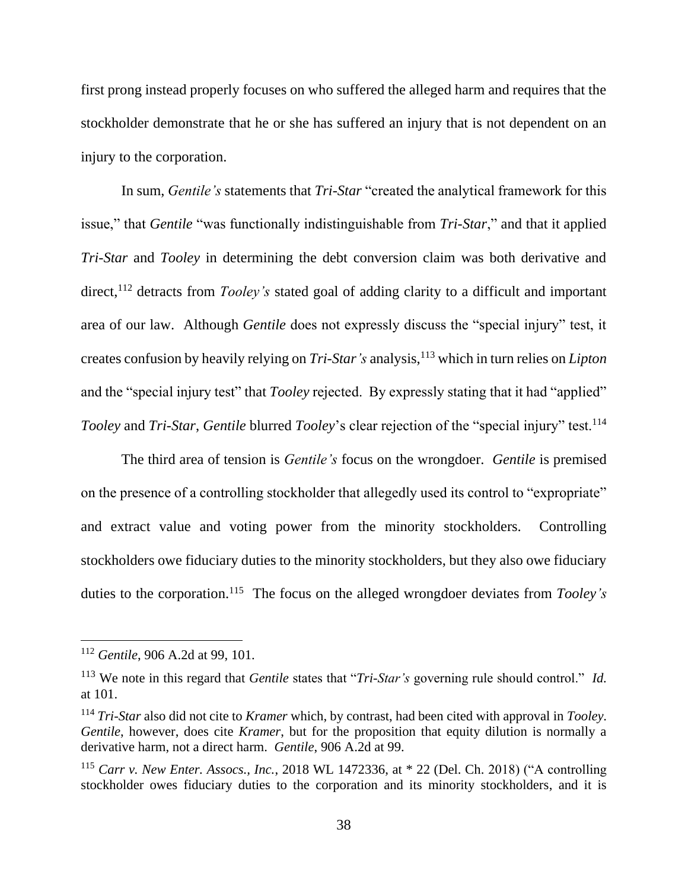first prong instead properly focuses on who suffered the alleged harm and requires that the stockholder demonstrate that he or she has suffered an injury that is not dependent on an injury to the corporation.

In sum, *Gentile's* statements that *Tri-Star* "created the analytical framework for this issue," that *Gentile* "was functionally indistinguishable from *Tri-Star*," and that it applied *Tri-Star* and *Tooley* in determining the debt conversion claim was both derivative and direct,[112] detracts from *Tooley's* stated goal of adding clarity to a difficult and important area of our law. Although *Gentile* does not expressly discuss the "special injury" test, it creates confusion by heavily relying on *Tri-Star's* analysis,[113] which in turn relies on *Lipton* and the "special injury test" that *Tooley* rejected. By expressly stating that it had "applied" *Tooley* and *Tri-Star*, *Gentile* blurred *Tooley*'s clear rejection of the "special injury" test.[114]

The third area of tension is *Gentile's* focus on the wrongdoer. *Gentile* is premised on the presence of a controlling stockholder that allegedly used its control to "expropriate" and extract value and voting power from the minority stockholders. Controlling stockholders owe fiduciary duties to the minority stockholders, but they also owe fiduciary duties to the corporation.[115] The focus on the alleged wrongdoer deviates from *Tooley's*

---

[112] *Gentile*, 906 A.2d at 99, 101.

[113] We note in this regard that *Gentile* states that "*Tri-Star's* governing rule should control." *Id.* at 101.

[114] *Tri-Star* also did not cite to *Kramer* which, by contrast, had been cited with approval in *Tooley*. *Gentile*, however, does cite *Kramer*, but for the proposition that equity dilution is normally a derivative harm, not a direct harm. *Gentile*, 906 A.2d at 99.

[115] *Carr v. New Enter. Assocs., Inc.*, 2018 WL 1472336, at * 22 (Del. Ch. 2018) ("A controlling stockholder owes fiduciary duties to the corporation and its minority stockholders, and it is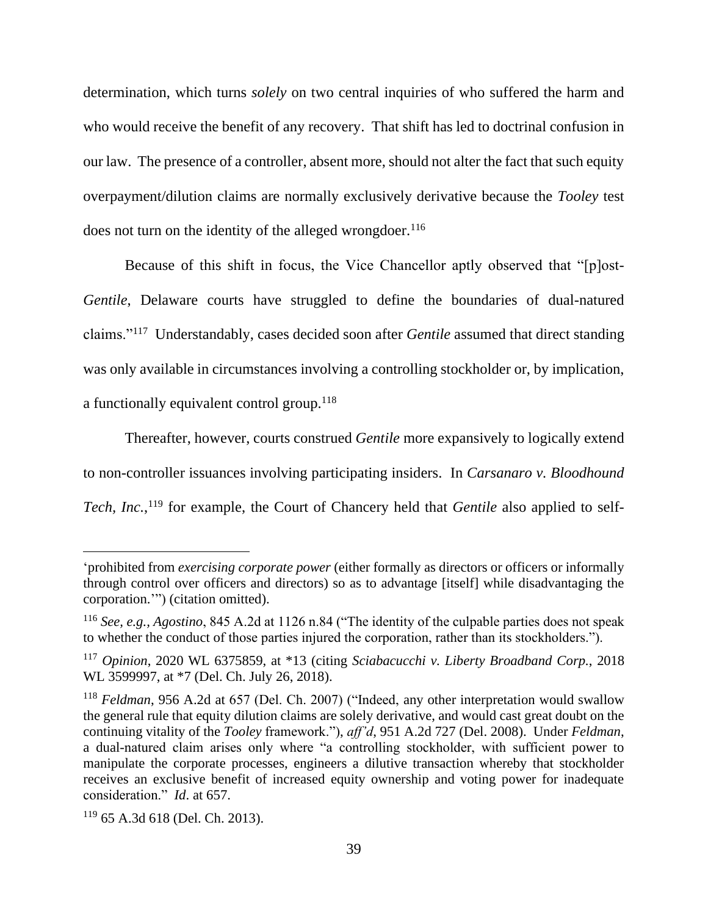determination, which turns *solely* on two central inquiries of who suffered the harm and who would receive the benefit of any recovery. That shift has led to doctrinal confusion in our law. The presence of a controller, absent more, should not alter the fact that such equity overpayment/dilution claims are normally exclusively derivative because the *Tooley* test does not turn on the identity of the alleged wrongdoer.[116]

Because of this shift in focus, the Vice Chancellor aptly observed that "[p]ost-*Gentile*, Delaware courts have struggled to define the boundaries of dual-natured claims."[117] Understandably, cases decided soon after *Gentile* assumed that direct standing was only available in circumstances involving a controlling stockholder or, by implication, a functionally equivalent control group.[118]

Thereafter, however, courts construed *Gentile* more expansively to logically extend to non-controller issuances involving participating insiders. In *Carsanaro v. Bloodhound Tech, Inc.*,[119] for example, the Court of Chancery held that *Gentile* also applied to self-

---

'prohibited from *exercising corporate power* (either formally as directors or officers or informally through control over officers and directors) so as to advantage [itself] while disadvantaging the corporation.'") (citation omitted).

[116] *See, e.g.*, *Agostino*, 845 A.2d at 1126 n.84 ("The identity of the culpable parties does not speak to whether the conduct of those parties injured the corporation, rather than its stockholders.").

[117] *Opinion*, 2020 WL 6375859, at *13 (citing *Sciabacucchi v. Liberty Broadband Corp.*, 2018 WL 3599997, at *7 (Del. Ch. July 26, 2018).

[118] *Feldman*, 956 A.2d at 657 (Del. Ch. 2007) ("Indeed, any other interpretation would swallow the general rule that equity dilution claims are solely derivative, and would cast great doubt on the continuing vitality of the *Tooley* framework."), *aff'd*, 951 A.2d 727 (Del. 2008). Under *Feldman*, a dual-natured claim arises only where "a controlling stockholder, with sufficient power to manipulate the corporate processes, engineers a dilutive transaction whereby that stockholder receives an exclusive benefit of increased equity ownership and voting power for inadequate consideration." *Id*. at 657.

[119] 65 A.3d 618 (Del. Ch. 2013).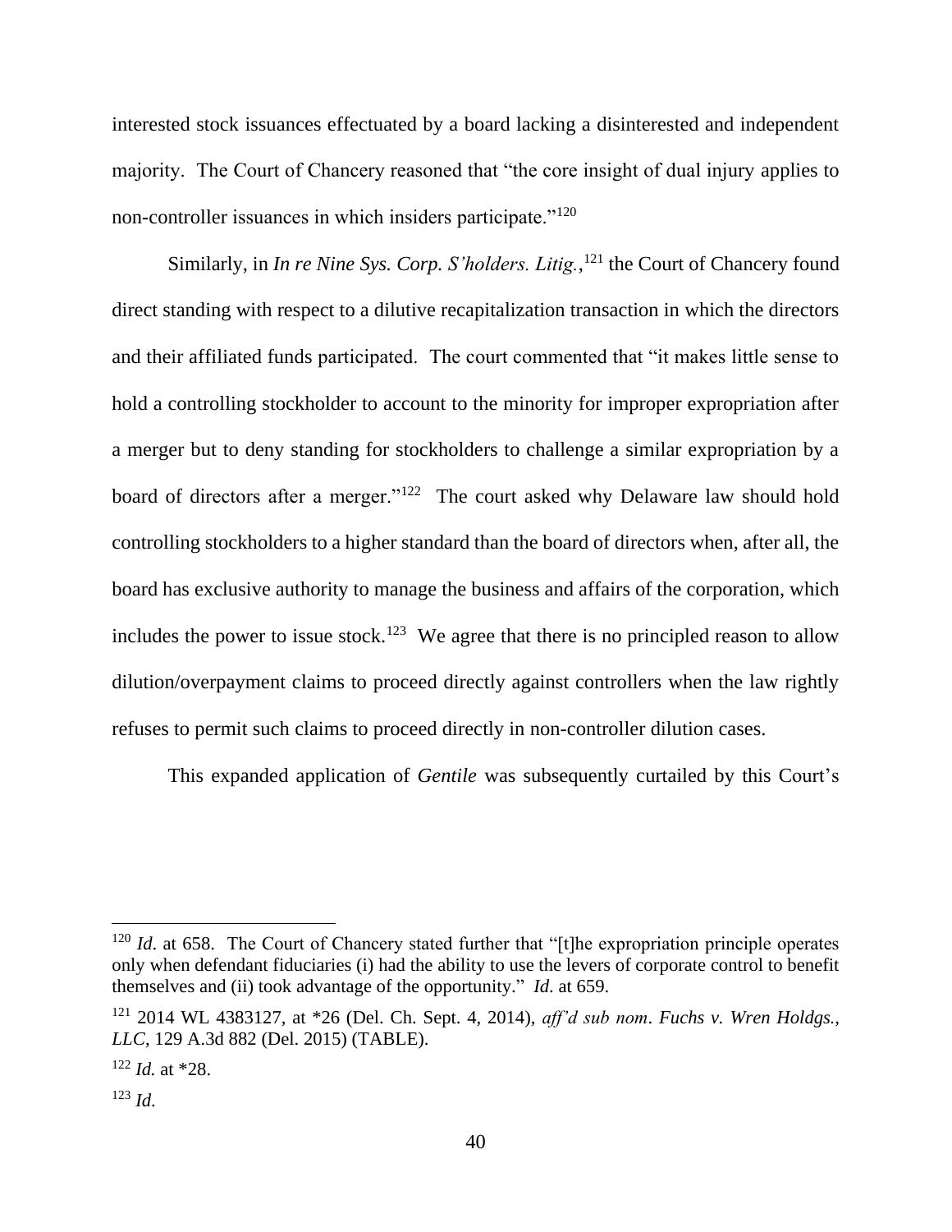interested stock issuances effectuated by a board lacking a disinterested and independent majority. The Court of Chancery reasoned that "the core insight of dual injury applies to non-controller issuances in which insiders participate."[120]

Similarly, in *In re Nine Sys. Corp. S'holders. Litig.*,[121] the Court of Chancery found direct standing with respect to a dilutive recapitalization transaction in which the directors and their affiliated funds participated. The court commented that "it makes little sense to hold a controlling stockholder to account to the minority for improper expropriation after a merger but to deny standing for stockholders to challenge a similar expropriation by a board of directors after a merger."[122] The court asked why Delaware law should hold controlling stockholders to a higher standard than the board of directors when, after all, the board has exclusive authority to manage the business and affairs of the corporation, which includes the power to issue stock.[123] We agree that there is no principled reason to allow dilution/overpayment claims to proceed directly against controllers when the law rightly refuses to permit such claims to proceed directly in non-controller dilution cases.

This expanded application of *Gentile* was subsequently curtailed by this Court's

---

[120] *Id*. at 658. The Court of Chancery stated further that "[t]he expropriation principle operates only when defendant fiduciaries (i) had the ability to use the levers of corporate control to benefit themselves and (ii) took advantage of the opportunity." *Id*. at 659.

[121] 2014 WL 4383127, at *26 (Del. Ch. Sept. 4, 2014), *aff'd sub nom*. *Fuchs v. Wren Holdgs., LLC*, 129 A.3d 882 (Del. 2015) (TABLE).

[122] *Id.* at *28.

[123] *Id*.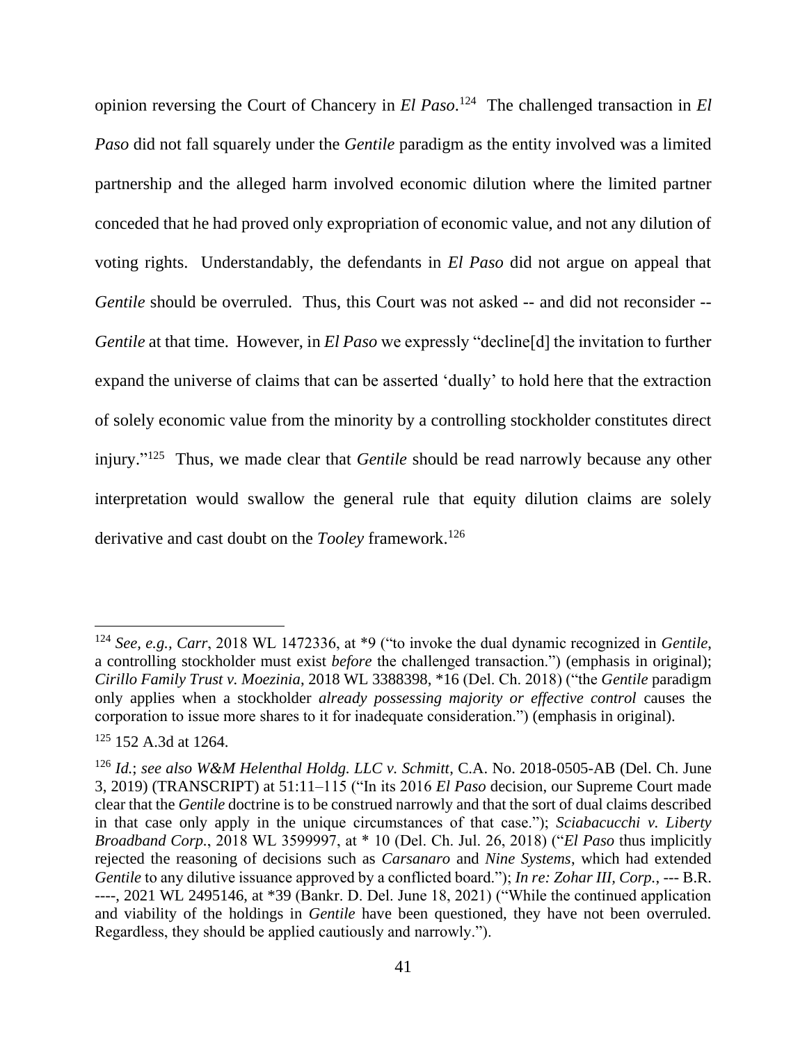opinion reversing the Court of Chancery in *El Paso*.[124] The challenged transaction in *El Paso* did not fall squarely under the *Gentile* paradigm as the entity involved was a limited partnership and the alleged harm involved economic dilution where the limited partner conceded that he had proved only expropriation of economic value, and not any dilution of voting rights. Understandably, the defendants in *El Paso* did not argue on appeal that *Gentile* should be overruled. Thus, this Court was not asked -- and did not reconsider -- *Gentile* at that time. However, in *El Paso* we expressly "decline[d] the invitation to further expand the universe of claims that can be asserted 'dually' to hold here that the extraction of solely economic value from the minority by a controlling stockholder constitutes direct injury."[125] Thus, we made clear that *Gentile* should be read narrowly because any other interpretation would swallow the general rule that equity dilution claims are solely derivative and cast doubt on the *Tooley* framework.[126]

---

[124] *See, e.g., Carr*, 2018 WL 1472336, at *9 ("to invoke the dual dynamic recognized in *Gentile*, a controlling stockholder must exist *before* the challenged transaction.") (emphasis in original); *Cirillo Family Trust v. Moezinia*, 2018 WL 3388398, *16 (Del. Ch. 2018) ("the *Gentile* paradigm only applies when a stockholder *already possessing majority or effective control* causes the corporation to issue more shares to it for inadequate consideration.") (emphasis in original).

[125] 152 A.3d at 1264.

[126] *Id.*; *see also W&M Helenthal Holdg. LLC v. Schmitt*, C.A. No. 2018-0505-AB (Del. Ch. June 3, 2019) (TRANSCRIPT) at 51:11–115 ("In its 2016 *El Paso* decision, our Supreme Court made clear that the *Gentile* doctrine is to be construed narrowly and that the sort of dual claims described in that case only apply in the unique circumstances of that case."); *Sciabacucchi v. Liberty Broadband Corp.*, 2018 WL 3599997, at * 10 (Del. Ch. Jul. 26, 2018) ("*El Paso* thus implicitly rejected the reasoning of decisions such as *Carsanaro* and *Nine Systems*, which had extended *Gentile* to any dilutive issuance approved by a conflicted board."); *In re: Zohar III, Corp.*, --- B.R. ----, 2021 WL 2495146, at *39 (Bankr. D. Del. June 18, 2021) ("While the continued application and viability of the holdings in *Gentile* have been questioned, they have not been overruled. Regardless, they should be applied cautiously and narrowly.").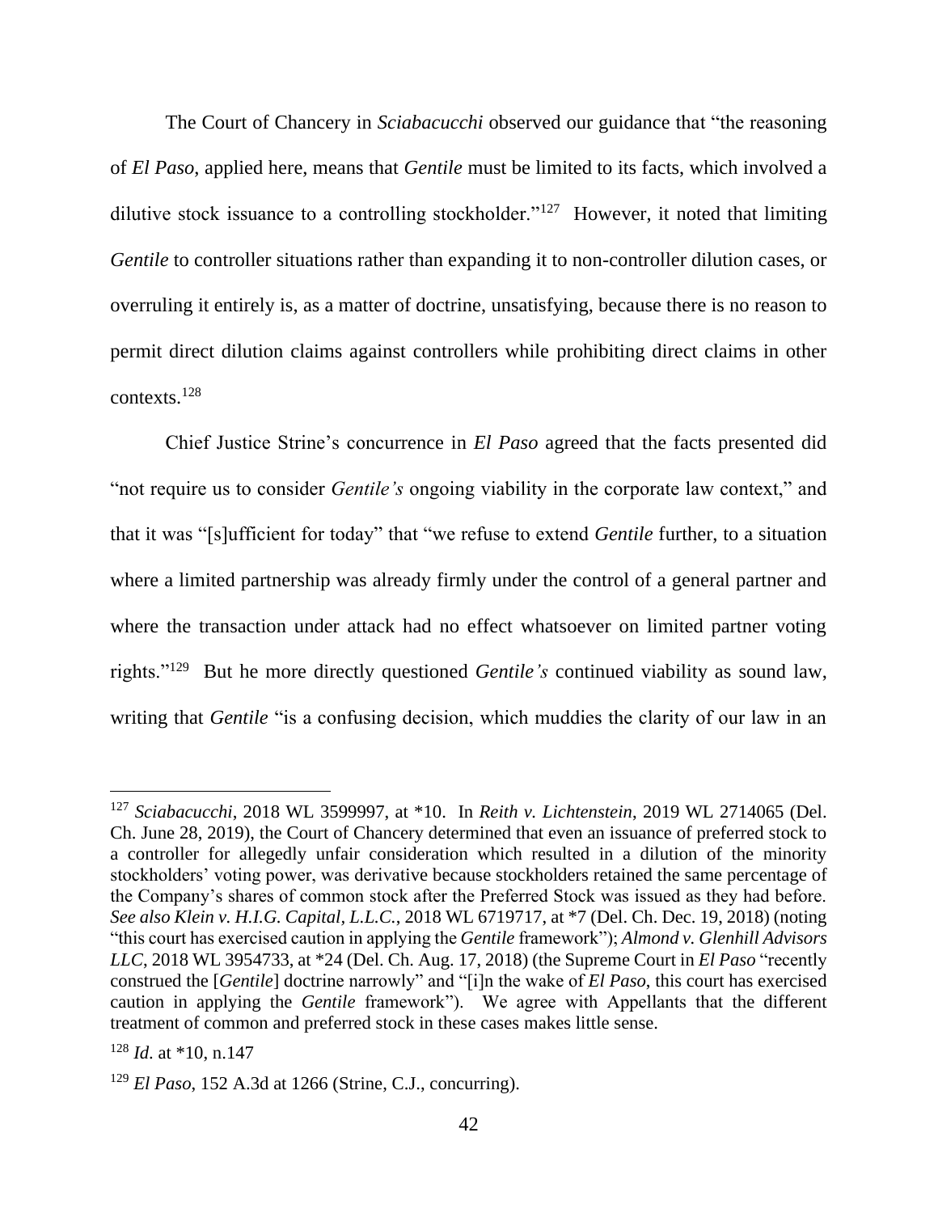The Court of Chancery in *Sciabacucchi* observed our guidance that "the reasoning of *El Paso*, applied here, means that *Gentile* must be limited to its facts, which involved a dilutive stock issuance to a controlling stockholder."[127] However, it noted that limiting *Gentile* to controller situations rather than expanding it to non-controller dilution cases, or overruling it entirely is, as a matter of doctrine, unsatisfying, because there is no reason to permit direct dilution claims against controllers while prohibiting direct claims in other contexts.[128]

Chief Justice Strine's concurrence in *El Paso* agreed that the facts presented did "not require us to consider *Gentile's* ongoing viability in the corporate law context," and that it was "[s]ufficient for today" that "we refuse to extend *Gentile* further, to a situation where a limited partnership was already firmly under the control of a general partner and where the transaction under attack had no effect whatsoever on limited partner voting rights."[129] But he more directly questioned *Gentile's* continued viability as sound law, writing that *Gentile* "is a confusing decision, which muddies the clarity of our law in an

---

[127] *Sciabacucchi*, 2018 WL 3599997, at *10. In *Reith v. Lichtenstein*, 2019 WL 2714065 (Del. Ch. June 28, 2019), the Court of Chancery determined that even an issuance of preferred stock to a controller for allegedly unfair consideration which resulted in a dilution of the minority stockholders' voting power, was derivative because stockholders retained the same percentage of the Company's shares of common stock after the Preferred Stock was issued as they had before. *See also Klein v. H.I.G. Capital, L.L.C.*, 2018 WL 6719717, at *7 (Del. Ch. Dec. 19, 2018) (noting "this court has exercised caution in applying the *Gentile* framework"); *Almond v. Glenhill Advisors LLC*, 2018 WL 3954733, at *24 (Del. Ch. Aug. 17, 2018) (the Supreme Court in *El Paso* "recently construed the [*Gentile*] doctrine narrowly" and "[i]n the wake of *El Paso*, this court has exercised caution in applying the *Gentile* framework"). We agree with Appellants that the different treatment of common and preferred stock in these cases makes little sense.

[128] *Id.* at *10, n.147

[129] *El Paso*, 152 A.3d at 1266 (Strine, C.J., concurring).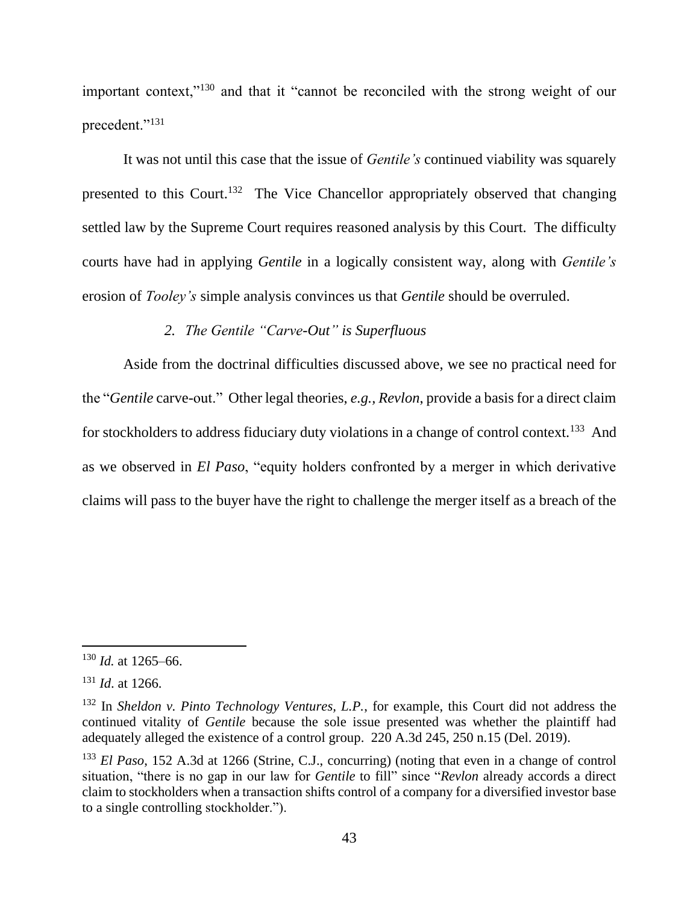important context,"[130] and that it "cannot be reconciled with the strong weight of our precedent."[131]

It was not until this case that the issue of *Gentile's* continued viability was squarely presented to this Court.[132] The Vice Chancellor appropriately observed that changing settled law by the Supreme Court requires reasoned analysis by this Court. The difficulty courts have had in applying *Gentile* in a logically consistent way, along with *Gentile's* erosion of *Tooley's* simple analysis convinces us that *Gentile* should be overruled.

*2. The Gentile "Carve-Out" is Superfluous*

Aside from the doctrinal difficulties discussed above, we see no practical need for the "*Gentile* carve-out." Other legal theories, *e.g.*, *Revlon*, provide a basis for a direct claim for stockholders to address fiduciary duty violations in a change of control context.[133] And as we observed in *El Paso*, "equity holders confronted by a merger in which derivative claims will pass to the buyer have the right to challenge the merger itself as a breach of the

---

[130] *Id.* at 1265–66.

[131] *Id*. at 1266.

[132] In *Sheldon v. Pinto Technology Ventures, L.P.*, for example, this Court did not address the continued vitality of *Gentile* because the sole issue presented was whether the plaintiff had adequately alleged the existence of a control group. 220 A.3d 245, 250 n.15 (Del. 2019).

[133] *El Paso*, 152 A.3d at 1266 (Strine, C.J., concurring) (noting that even in a change of control situation, "there is no gap in our law for *Gentile* to fill" since "*Revlon* already accords a direct claim to stockholders when a transaction shifts control of a company for a diversified investor base to a single controlling stockholder.").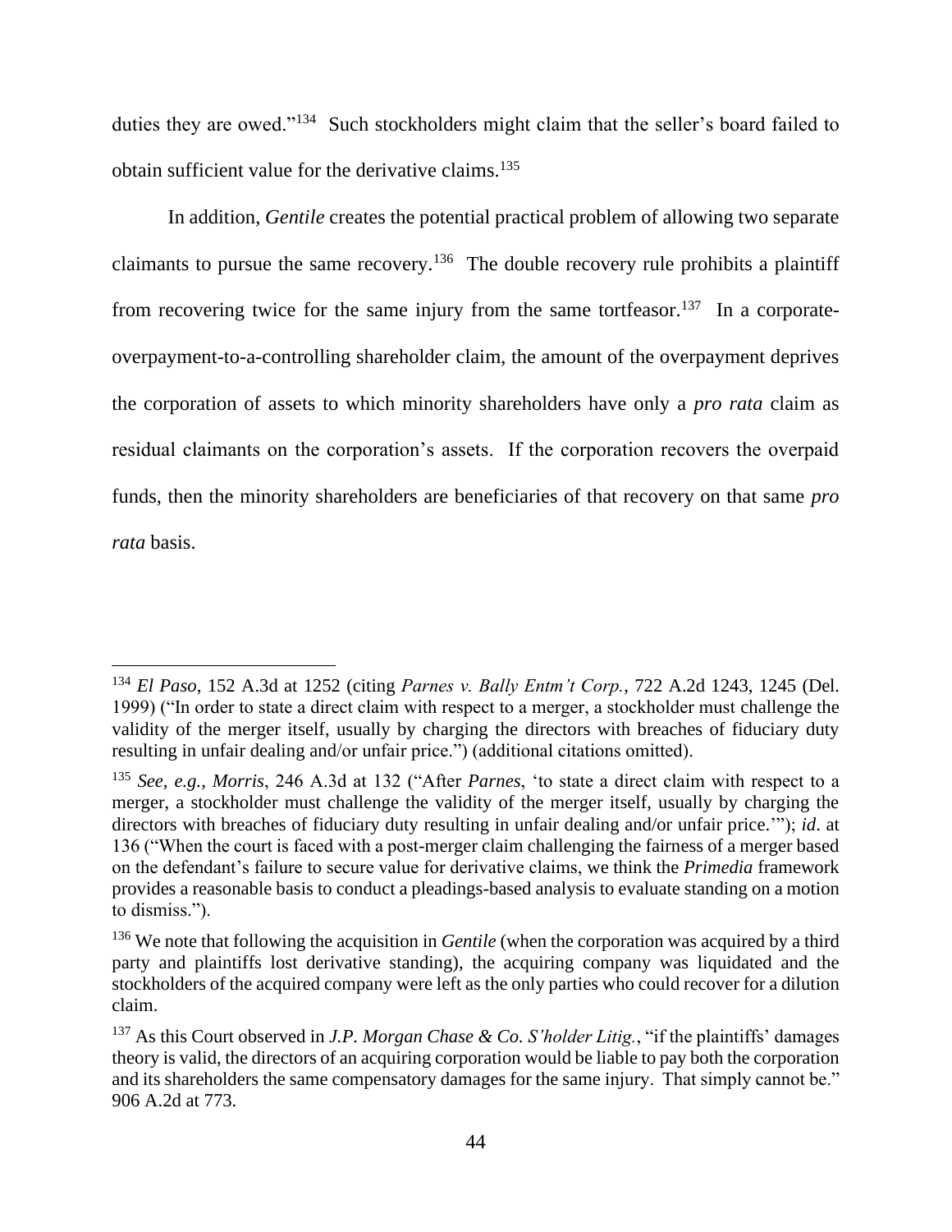duties they are owed."[134] Such stockholders might claim that the seller's board failed to obtain sufficient value for the derivative claims.[135]

In addition, *Gentile* creates the potential practical problem of allowing two separate claimants to pursue the same recovery.[136] The double recovery rule prohibits a plaintiff from recovering twice for the same injury from the same tortfeasor.[137] In a corporate-overpayment-to-a-controlling shareholder claim, the amount of the overpayment deprives the corporation of assets to which minority shareholders have only a *pro rata* claim as residual claimants on the corporation's assets. If the corporation recovers the overpaid funds, then the minority shareholders are beneficiaries of that recovery on that same *pro rata* basis.

---

[134] *El Paso*, 152 A.3d at 1252 (citing *Parnes v. Bally Entm't Corp.*, 722 A.2d 1243, 1245 (Del. 1999) ("In order to state a direct claim with respect to a merger, a stockholder must challenge the validity of the merger itself, usually by charging the directors with breaches of fiduciary duty resulting in unfair dealing and/or unfair price.") (additional citations omitted).

[135] *See, e.g., Morris*, 246 A.3d at 132 ("After *Parnes*, 'to state a direct claim with respect to a merger, a stockholder must challenge the validity of the merger itself, usually by charging the directors with breaches of fiduciary duty resulting in unfair dealing and/or unfair price.'"); *id*. at 136 ("When the court is faced with a post-merger claim challenging the fairness of a merger based on the defendant's failure to secure value for derivative claims, we think the *Primedia* framework provides a reasonable basis to conduct a pleadings-based analysis to evaluate standing on a motion to dismiss.").

[136] We note that following the acquisition in *Gentile* (when the corporation was acquired by a third party and plaintiffs lost derivative standing), the acquiring company was liquidated and the stockholders of the acquired company were left as the only parties who could recover for a dilution claim.

[137] As this Court observed in *J.P. Morgan Chase & Co. S'holder Litig.*, "if the plaintiffs' damages theory is valid, the directors of an acquiring corporation would be liable to pay both the corporation and its shareholders the same compensatory damages for the same injury. That simply cannot be." 906 A.2d at 773.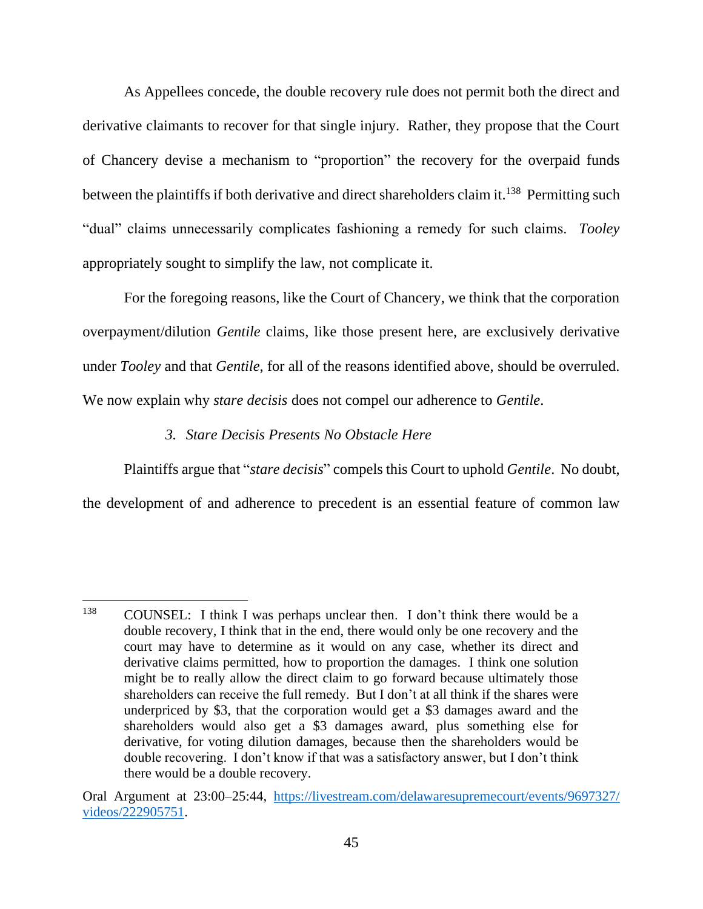As Appellees concede, the double recovery rule does not permit both the direct and derivative claimants to recover for that single injury. Rather, they propose that the Court of Chancery devise a mechanism to "proportion" the recovery for the overpaid funds between the plaintiffs if both derivative and direct shareholders claim it.[138] Permitting such "dual" claims unnecessarily complicates fashioning a remedy for such claims. *Tooley* appropriately sought to simplify the law, not complicate it.

For the foregoing reasons, like the Court of Chancery, we think that the corporation overpayment/dilution *Gentile* claims, like those present here, are exclusively derivative under *Tooley* and that *Gentile*, for all of the reasons identified above, should be overruled. We now explain why *stare decisis* does not compel our adherence to *Gentile*.

### 3. *Stare Decisis Presents No Obstacle Here*

Plaintiffs argue that "*stare decisis*" compels this Court to uphold *Gentile*. No doubt, the development of and adherence to precedent is an essential feature of common law

---

[138] COUNSEL: I think I was perhaps unclear then. I don't think there would be a double recovery, I think that in the end, there would only be one recovery and the court may have to determine as it would on any case, whether its direct and derivative claims permitted, how to proportion the damages. I think one solution might be to really allow the direct claim to go forward because ultimately those shareholders can receive the full remedy. But I don't at all think if the shares were underpriced by $3, that the corporation would get a $3 damages award and the shareholders would also get a $3 damages award, plus something else for derivative, for voting dilution damages, because then the shareholders would be double recovering. I don't know if that was a satisfactory answer, but I don't think there would be a double recovery.

Oral Argument at 23:00–25:44, https://livestream.com/delawaresupremecourt/events/9697327/videos/222905751.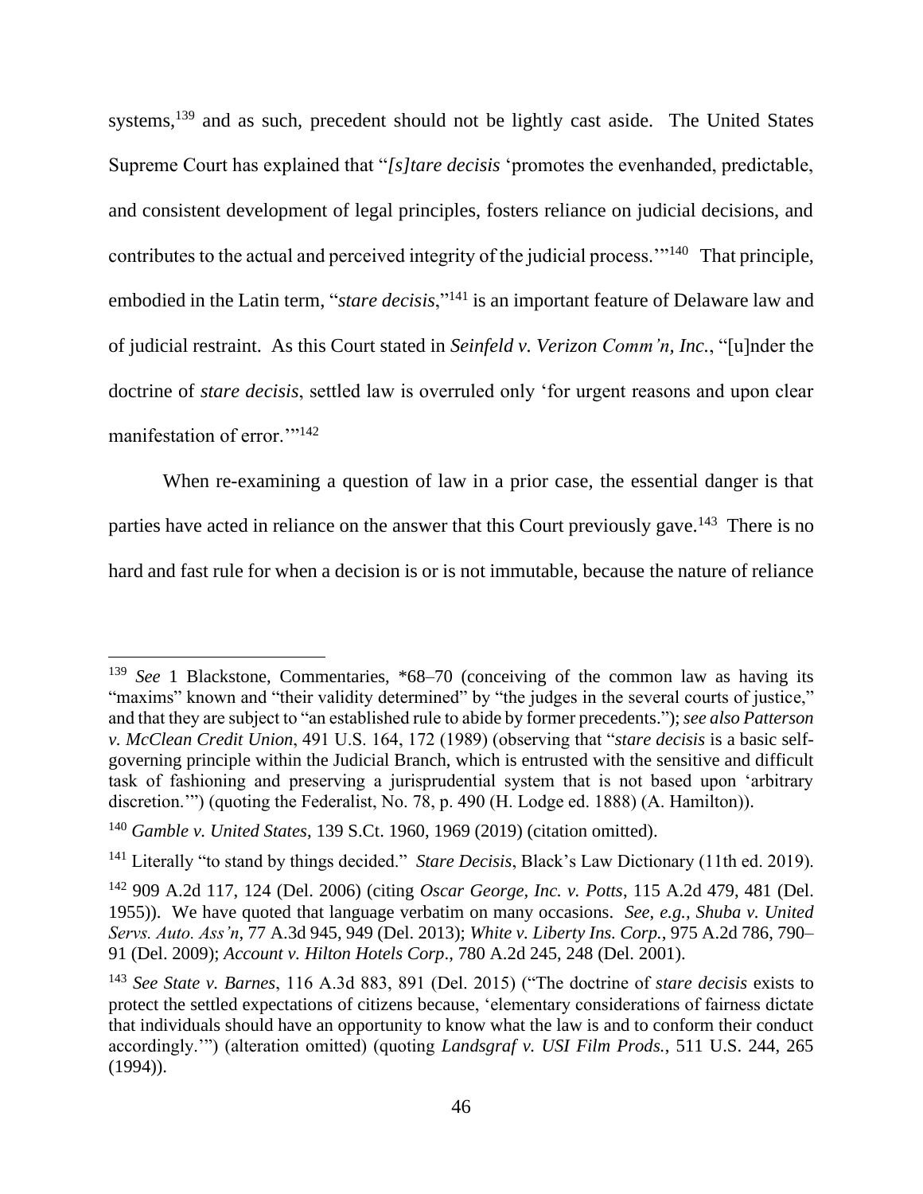systems,[139] and as such, precedent should not be lightly cast aside. The United States Supreme Court has explained that "*[s]tare decisis* 'promotes the evenhanded, predictable, and consistent development of legal principles, fosters reliance on judicial decisions, and contributes to the actual and perceived integrity of the judicial process.'"[140] That principle, embodied in the Latin term, "*stare decisis*,"[141] is an important feature of Delaware law and of judicial restraint. As this Court stated in *Seinfeld v. Verizon Comm'n, Inc.*, "[u]nder the doctrine of *stare decisis*, settled law is overruled only 'for urgent reasons and upon clear manifestation of error.'"[142]

When re-examining a question of law in a prior case, the essential danger is that parties have acted in reliance on the answer that this Court previously gave.[143] There is no hard and fast rule for when a decision is or is not immutable, because the nature of reliance

---

[139] *See* 1 Blackstone, Commentaries, \*68–70 (conceiving of the common law as having its "maxims" known and "their validity determined" by "the judges in the several courts of justice," and that they are subject to "an established rule to abide by former precedents."); *see also Patterson v. McClean Credit Union*, 491 U.S. 164, 172 (1989) (observing that "*stare decisis* is a basic self-governing principle within the Judicial Branch, which is entrusted with the sensitive and difficult task of fashioning and preserving a jurisprudential system that is not based upon 'arbitrary discretion.'") (quoting the Federalist, No. 78, p. 490 (H. Lodge ed. 1888) (A. Hamilton)).

[140] *Gamble v. United States*, 139 S.Ct. 1960, 1969 (2019) (citation omitted).

[141] Literally "to stand by things decided." *Stare Decisis*, Black's Law Dictionary (11th ed. 2019).

[142] 909 A.2d 117, 124 (Del. 2006) (citing *Oscar George, Inc. v. Potts*, 115 A.2d 479, 481 (Del. 1955)). We have quoted that language verbatim on many occasions. *See, e.g., Shuba v. United Servs. Auto. Ass'n*, 77 A.3d 945, 949 (Del. 2013); *White v. Liberty Ins. Corp.*, 975 A.2d 786, 790–91 (Del. 2009); *Account v. Hilton Hotels Corp*., 780 A.2d 245, 248 (Del. 2001).

[143] *See State v. Barnes*, 116 A.3d 883, 891 (Del. 2015) ("The doctrine of *stare decisis* exists to protect the settled expectations of citizens because, 'elementary considerations of fairness dictate that individuals should have an opportunity to know what the law is and to conform their conduct accordingly.'") (alteration omitted) (quoting *Landsgraf v. USI Film Prods.*, 511 U.S. 244, 265 (1994)).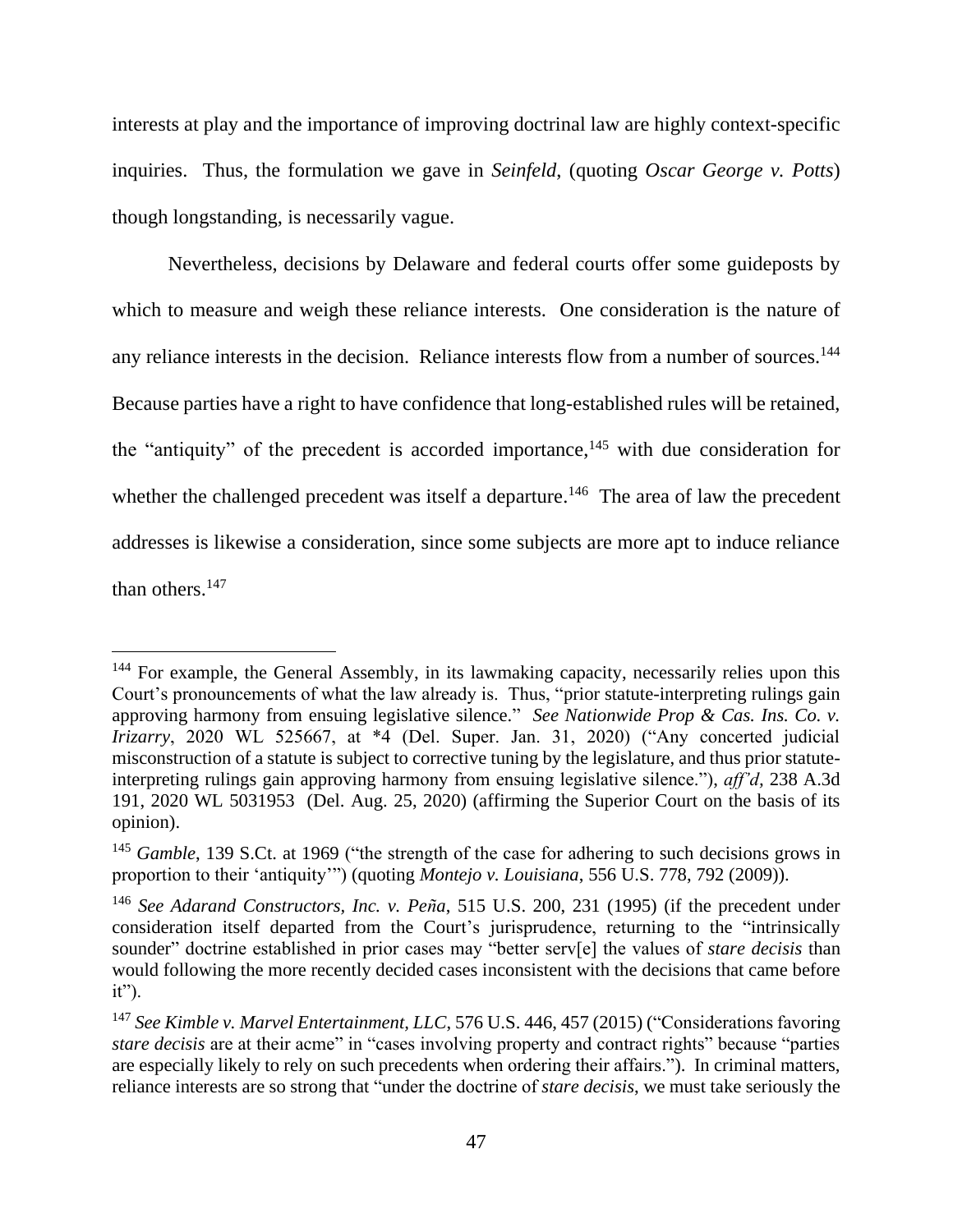interests at play and the importance of improving doctrinal law are highly context-specific inquiries. Thus, the formulation we gave in *Seinfeld*, (quoting *Oscar George v. Potts*) though longstanding, is necessarily vague.

Nevertheless, decisions by Delaware and federal courts offer some guideposts by which to measure and weigh these reliance interests. One consideration is the nature of any reliance interests in the decision. Reliance interests flow from a number of sources.[144] Because parties have a right to have confidence that long-established rules will be retained, the "antiquity" of the precedent is accorded importance,[145] with due consideration for whether the challenged precedent was itself a departure.[146] The area of law the precedent addresses is likewise a consideration, since some subjects are more apt to induce reliance than others.[147]

---

[144] For example, the General Assembly, in its lawmaking capacity, necessarily relies upon this Court's pronouncements of what the law already is. Thus, "prior statute-interpreting rulings gain approving harmony from ensuing legislative silence." *See Nationwide Prop & Cas. Ins. Co. v. Irizarry*, 2020 WL 525667, at *4 (Del. Super. Jan. 31, 2020) ("Any concerted judicial misconstruction of a statute is subject to corrective tuning by the legislature, and thus prior statute-interpreting rulings gain approving harmony from ensuing legislative silence."), *aff'd*, 238 A.3d 191, 2020 WL 5031953 (Del. Aug. 25, 2020) (affirming the Superior Court on the basis of its opinion).

[145] *Gamble*, 139 S.Ct. at 1969 ("the strength of the case for adhering to such decisions grows in proportion to their 'antiquity'") (quoting *Montejo v. Louisiana*, 556 U.S. 778, 792 (2009)).

[146] *See Adarand Constructors, Inc. v. Peña*, 515 U.S. 200, 231 (1995) (if the precedent under consideration itself departed from the Court's jurisprudence, returning to the "intrinsically sounder" doctrine established in prior cases may "better serv[e] the values of *stare decisis* than would following the more recently decided cases inconsistent with the decisions that came before it").

[147] *See Kimble v. Marvel Entertainment, LLC*, 576 U.S. 446, 457 (2015) ("Considerations favoring *stare decisis* are at their acme" in "cases involving property and contract rights" because "parties are especially likely to rely on such precedents when ordering their affairs."). In criminal matters, reliance interests are so strong that "under the doctrine of *stare decisis*, we must take seriously the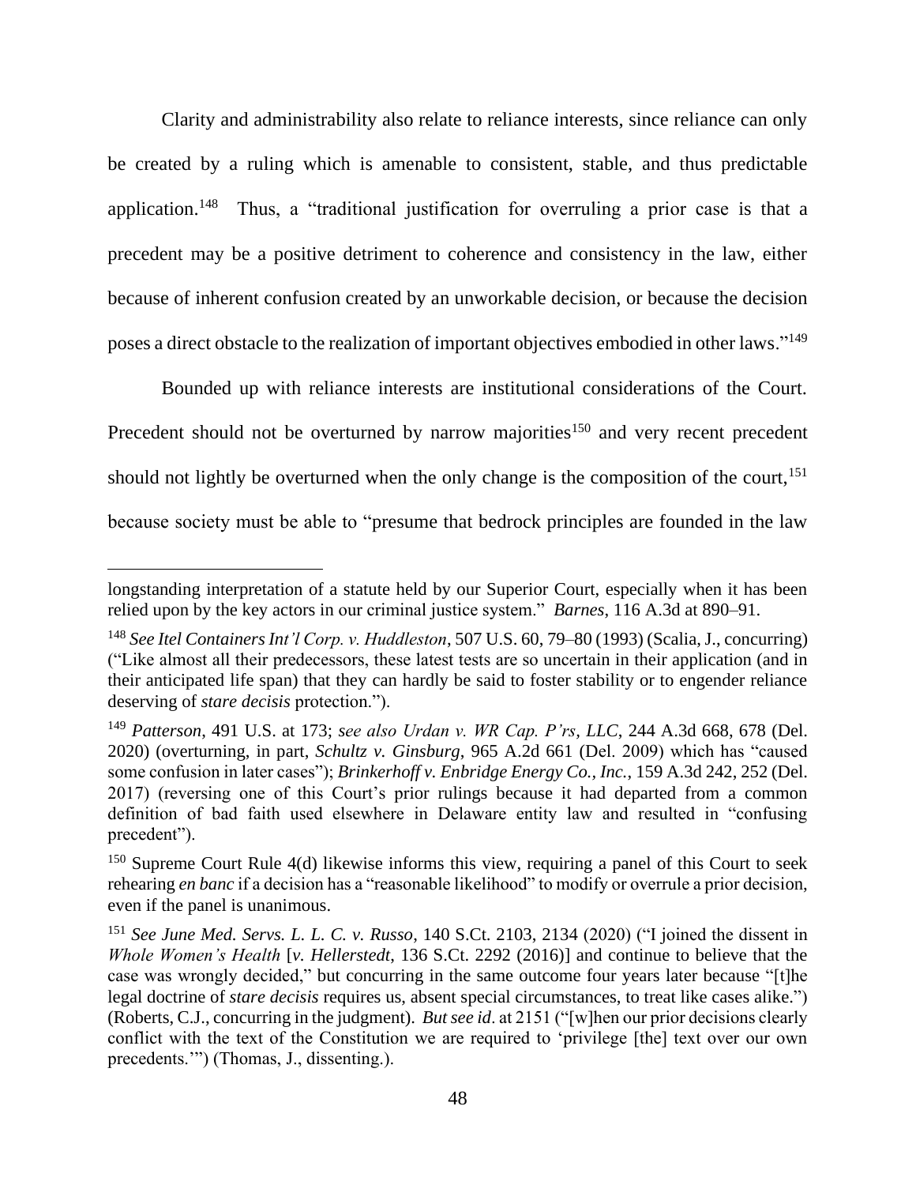Clarity and administrability also relate to reliance interests, since reliance can only be created by a ruling which is amenable to consistent, stable, and thus predictable application.[148] Thus, a "traditional justification for overruling a prior case is that a precedent may be a positive detriment to coherence and consistency in the law, either because of inherent confusion created by an unworkable decision, or because the decision poses a direct obstacle to the realization of important objectives embodied in other laws."[149]

Bounded up with reliance interests are institutional considerations of the Court. Precedent should not be overturned by narrow majorities[150] and very recent precedent should not lightly be overturned when the only change is the composition of the court,[151] because society must be able to "presume that bedrock principles are founded in the law

---

longstanding interpretation of a statute held by our Superior Court, especially when it has been relied upon by the key actors in our criminal justice system." *Barnes*, 116 A.3d at 890–91.

[148] *See Itel Containers Int'l Corp. v. Huddleston*, 507 U.S. 60, 79–80 (1993) (Scalia, J., concurring) ("Like almost all their predecessors, these latest tests are so uncertain in their application (and in their anticipated life span) that they can hardly be said to foster stability or to engender reliance deserving of *stare decisis* protection.").

[149] *Patterson*, 491 U.S. at 173; *see also Urdan v. WR Cap. P'rs, LLC*, 244 A.3d 668, 678 (Del. 2020) (overturning, in part, *Schultz v. Ginsburg*, 965 A.2d 661 (Del. 2009) which has "caused some confusion in later cases"); *Brinkerhoff v. Enbridge Energy Co., Inc.*, 159 A.3d 242, 252 (Del. 2017) (reversing one of this Court's prior rulings because it had departed from a common definition of bad faith used elsewhere in Delaware entity law and resulted in "confusing precedent").

[150] Supreme Court Rule 4(d) likewise informs this view, requiring a panel of this Court to seek rehearing *en banc* if a decision has a "reasonable likelihood" to modify or overrule a prior decision, even if the panel is unanimous.

[151] *See June Med. Servs. L. L. C. v. Russo*, 140 S.Ct. 2103, 2134 (2020) ("I joined the dissent in *Whole Women's Health* [*v. Hellerstedt*, 136 S.Ct. 2292 (2016)] and continue to believe that the case was wrongly decided," but concurring in the same outcome four years later because "[t]he legal doctrine of *stare decisis* requires us, absent special circumstances, to treat like cases alike.") (Roberts, C.J., concurring in the judgment). *But see id*. at 2151 ("[w]hen our prior decisions clearly conflict with the text of the Constitution we are required to 'privilege [the] text over our own precedents.'") (Thomas, J., dissenting.).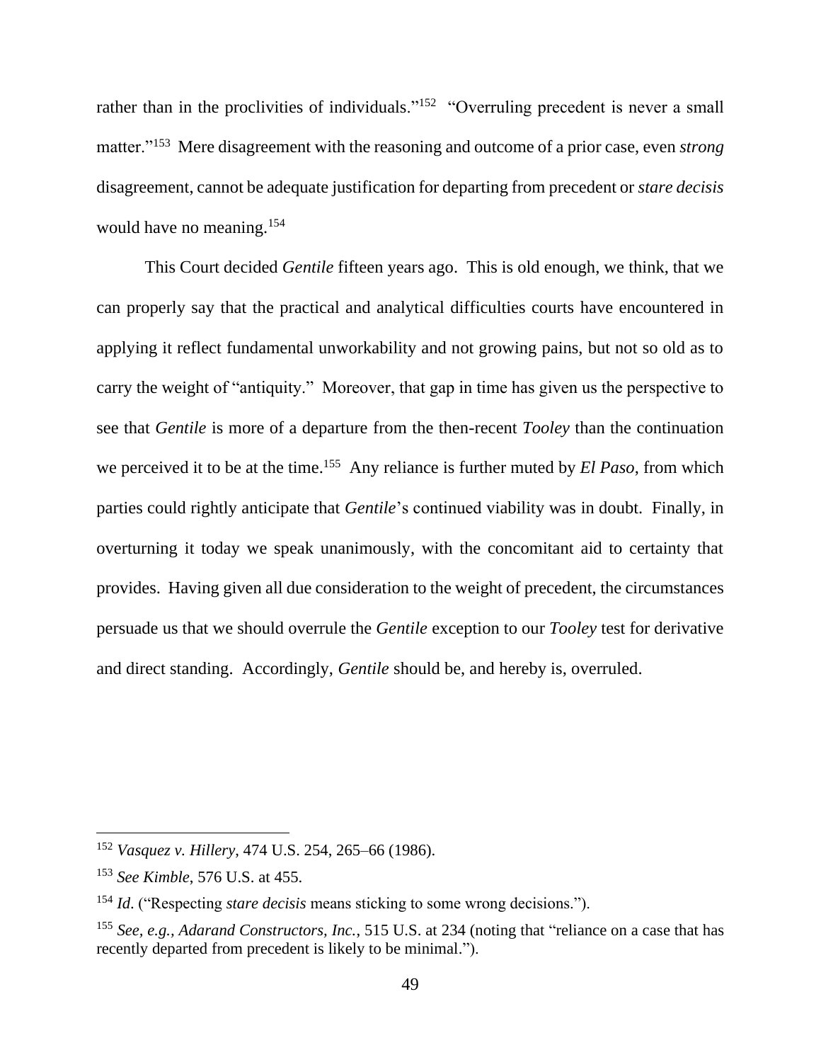rather than in the proclivities of individuals."[152] "Overruling precedent is never a small matter."[153] Mere disagreement with the reasoning and outcome of a prior case, even *strong* disagreement, cannot be adequate justification for departing from precedent or *stare decisis* would have no meaning.[154]

This Court decided *Gentile* fifteen years ago. This is old enough, we think, that we can properly say that the practical and analytical difficulties courts have encountered in applying it reflect fundamental unworkability and not growing pains, but not so old as to carry the weight of "antiquity." Moreover, that gap in time has given us the perspective to see that *Gentile* is more of a departure from the then-recent *Tooley* than the continuation we perceived it to be at the time.[155] Any reliance is further muted by *El Paso*, from which parties could rightly anticipate that *Gentile*'s continued viability was in doubt. Finally, in overturning it today we speak unanimously, with the concomitant aid to certainty that provides. Having given all due consideration to the weight of precedent, the circumstances persuade us that we should overrule the *Gentile* exception to our *Tooley* test for derivative and direct standing. Accordingly, *Gentile* should be, and hereby is, overruled.

---

[152] *Vasquez v. Hillery*, 474 U.S. 254, 265–66 (1986).

[153] *See Kimble*, 576 U.S. at 455.

[154] *Id.* ("Respecting *stare decisis* means sticking to some wrong decisions.").

[155] *See, e.g., Adarand Constructors, Inc.*, 515 U.S. at 234 (noting that "reliance on a case that has recently departed from precedent is likely to be minimal.").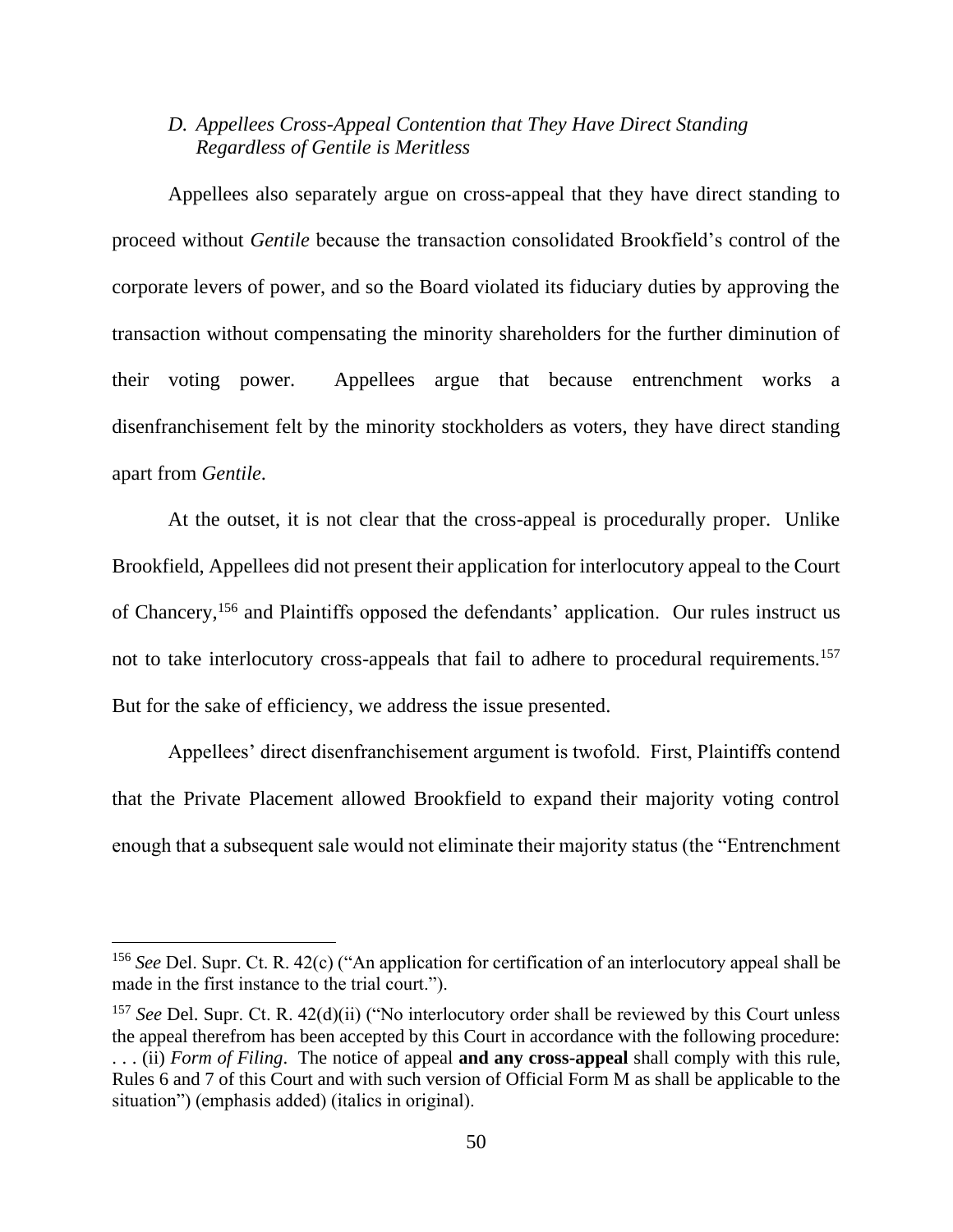### *D. Appellees Cross-Appeal Contention that They Have Direct Standing Regardless of Gentile is Meritless*

Appellees also separately argue on cross-appeal that they have direct standing to proceed without *Gentile* because the transaction consolidated Brookfield's control of the corporate levers of power, and so the Board violated its fiduciary duties by approving the transaction without compensating the minority shareholders for the further diminution of their voting power. Appellees argue that because entrenchment works a disenfranchisement felt by the minority stockholders as voters, they have direct standing apart from *Gentile*.

At the outset, it is not clear that the cross-appeal is procedurally proper. Unlike Brookfield, Appellees did not present their application for interlocutory appeal to the Court of Chancery,[156] and Plaintiffs opposed the defendants' application. Our rules instruct us not to take interlocutory cross-appeals that fail to adhere to procedural requirements.[157] But for the sake of efficiency, we address the issue presented.

Appellees' direct disenfranchisement argument is twofold. First, Plaintiffs contend that the Private Placement allowed Brookfield to expand their majority voting control enough that a subsequent sale would not eliminate their majority status (the "Entrenchment

---

[156] *See* Del. Supr. Ct. R. 42(c) ("An application for certification of an interlocutory appeal shall be made in the first instance to the trial court.").

[157] *See* Del. Supr. Ct. R. 42(d)(ii) ("No interlocutory order shall be reviewed by this Court unless the appeal therefrom has been accepted by this Court in accordance with the following procedure: . . . (ii) *Form of Filing*. The notice of appeal **and any cross-appeal** shall comply with this rule, Rules 6 and 7 of this Court and with such version of Official Form M as shall be applicable to the situation") (emphasis added) (italics in original).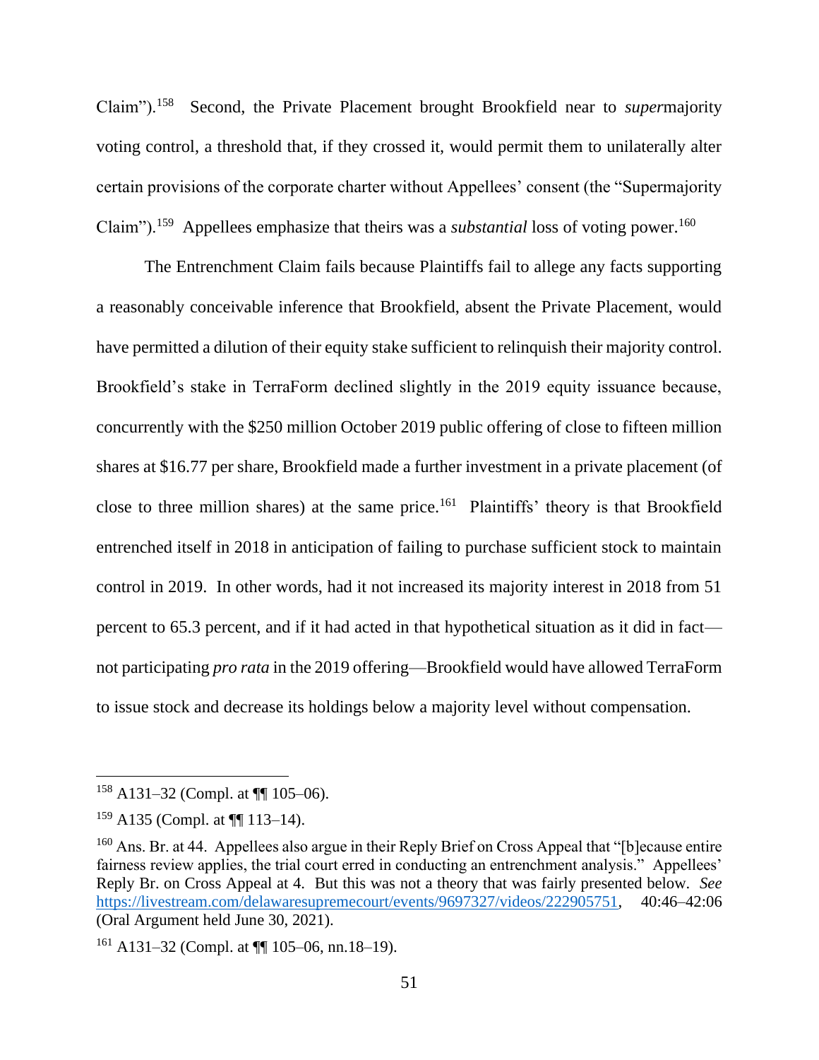Claim").[158] Second, the Private Placement brought Brookfield near to *super*majority voting control, a threshold that, if they crossed it, would permit them to unilaterally alter certain provisions of the corporate charter without Appellees' consent (the "Supermajority Claim").[159] Appellees emphasize that theirs was a *substantial* loss of voting power.[160]

The Entrenchment Claim fails because Plaintiffs fail to allege any facts supporting a reasonably conceivable inference that Brookfield, absent the Private Placement, would have permitted a dilution of their equity stake sufficient to relinquish their majority control. Brookfield's stake in TerraForm declined slightly in the 2019 equity issuance because, concurrently with the $250 million October 2019 public offering of close to fifteen million shares at $16.77 per share, Brookfield made a further investment in a private placement (of close to three million shares) at the same price.[161] Plaintiffs' theory is that Brookfield entrenched itself in 2018 in anticipation of failing to purchase sufficient stock to maintain control in 2019. In other words, had it not increased its majority interest in 2018 from 51 percent to 65.3 percent, and if it had acted in that hypothetical situation as it did in fact—not participating *pro rata* in the 2019 offering—Brookfield would have allowed TerraForm to issue stock and decrease its holdings below a majority level without compensation.

---

[158] A131–32 (Compl. at ¶¶ 105–06).

[159] A135 (Compl. at ¶¶ 113–14).

[160] Ans. Br. at 44. Appellees also argue in their Reply Brief on Cross Appeal that "[b]ecause entire fairness review applies, the trial court erred in conducting an entrenchment analysis." Appellees' Reply Br. on Cross Appeal at 4. But this was not a theory that was fairly presented below. *See* https://livestream.com/delawaresupremecourt/events/9697327/videos/222905751, 40:46–42:06 (Oral Argument held June 30, 2021).

[161] A131–32 (Compl. at ¶¶ 105–06, nn.18–19).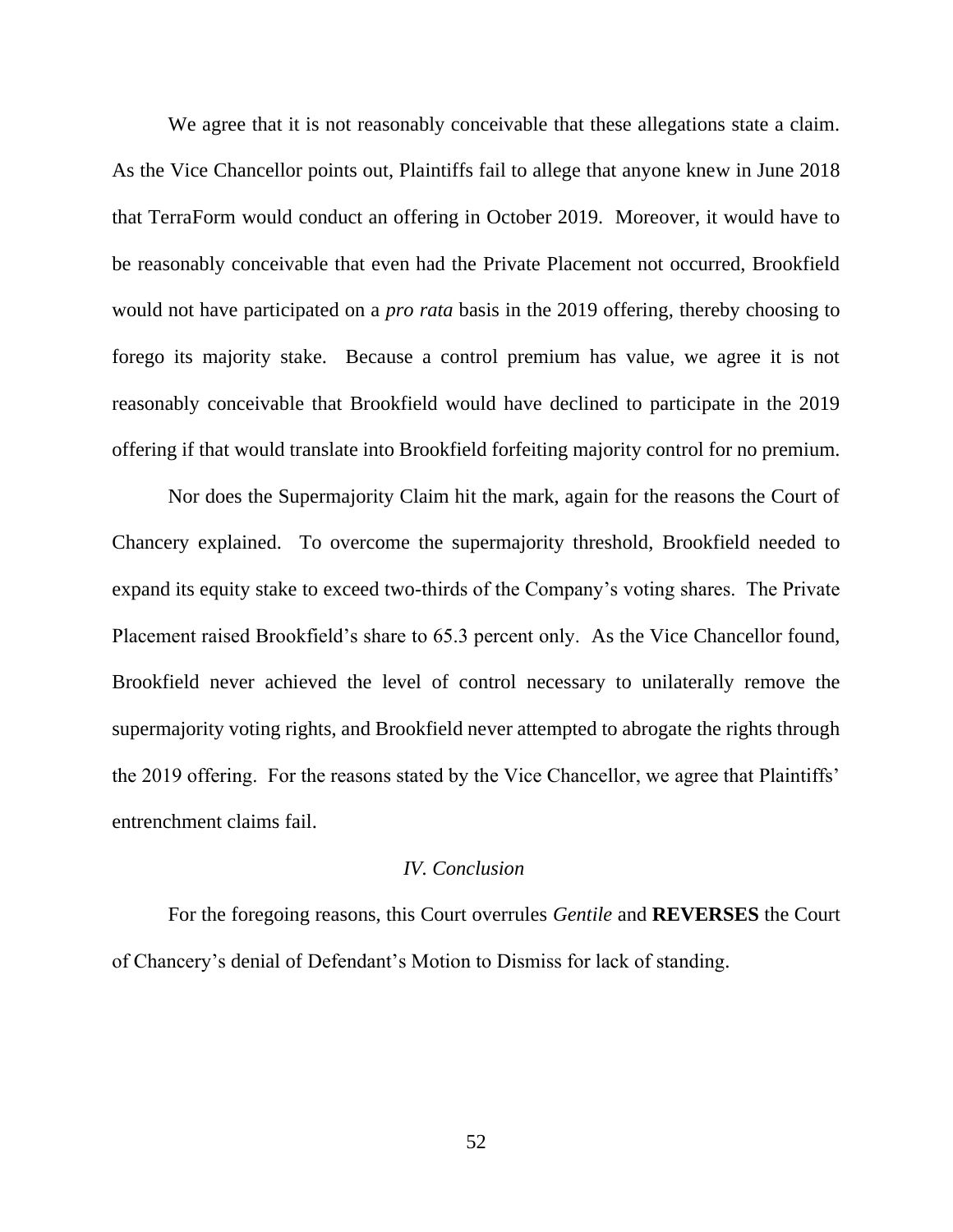We agree that it is not reasonably conceivable that these allegations state a claim. As the Vice Chancellor points out, Plaintiffs fail to allege that anyone knew in June 2018 that TerraForm would conduct an offering in October 2019. Moreover, it would have to be reasonably conceivable that even had the Private Placement not occurred, Brookfield would not have participated on a *pro rata* basis in the 2019 offering, thereby choosing to forego its majority stake. Because a control premium has value, we agree it is not reasonably conceivable that Brookfield would have declined to participate in the 2019 offering if that would translate into Brookfield forfeiting majority control for no premium.

Nor does the Supermajority Claim hit the mark, again for the reasons the Court of Chancery explained. To overcome the supermajority threshold, Brookfield needed to expand its equity stake to exceed two-thirds of the Company's voting shares. The Private Placement raised Brookfield's share to 65.3 percent only. As the Vice Chancellor found, Brookfield never achieved the level of control necessary to unilaterally remove the supermajority voting rights, and Brookfield never attempted to abrogate the rights through the 2019 offering. For the reasons stated by the Vice Chancellor, we agree that Plaintiffs' entrenchment claims fail.

## *IV. Conclusion*

For the foregoing reasons, this Court overrules *Gentile* and **REVERSES** the Court of Chancery's denial of Defendant's Motion to Dismiss for lack of standing.